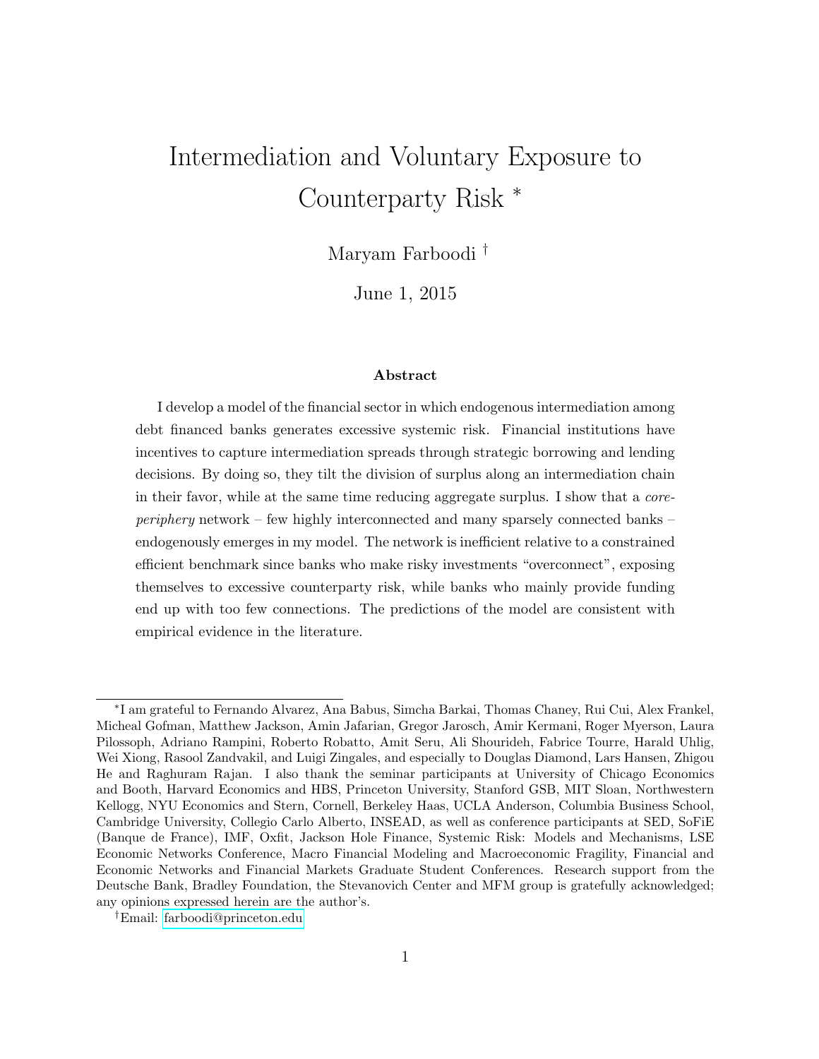# Intermediation and Voluntary Exposure to Counterparty Risk [*]

Maryam Farboodi [†]

June 1, 2015

### Abstract

I develop a model of the financial sector in which endogenous intermediation among debt financed banks generates excessive systemic risk. Financial institutions have incentives to capture intermediation spreads through strategic borrowing and lending decisions. By doing so, they tilt the division of surplus along an intermediation chain in their favor, while at the same time reducing aggregate surplus. I show that a *core-periphery* network – few highly interconnected and many sparsely connected banks – endogenously emerges in my model. The network is inefficient relative to a constrained efficient benchmark since banks who make risky investments "overconnect", exposing themselves to excessive counterparty risk, while banks who mainly provide funding end up with too few connections. The predictions of the model are consistent with empirical evidence in the literature.

---

[*] I am grateful to Fernando Alvarez, Ana Babus, Simcha Barkai, Thomas Chaney, Rui Cui, Alex Frankel, Micheal Gofman, Matthew Jackson, Amin Jafarian, Gregor Jarosch, Amir Kermani, Roger Myerson, Laura Pilossoph, Adriano Rampini, Roberto Robatto, Amit Seru, Ali Shourideh, Fabrice Tourre, Harald Uhlig, Wei Xiong, Rasool Zandvakil, and Luigi Zingales, and especially to Douglas Diamond, Lars Hansen, Zhigou He and Raghuram Rajan. I also thank the seminar participants at University of Chicago Economics and Booth, Harvard Economics and HBS, Princeton University, Stanford GSB, MIT Sloan, Northwestern Kellogg, NYU Economics and Stern, Cornell, Berkeley Haas, UCLA Anderson, Columbia Business School, Cambridge University, Collegio Carlo Alberto, INSEAD, as well as conference participants at SED, SoFiE (Banque de France), IMF, Oxfit, Jackson Hole Finance, Systemic Risk: Models and Mechanisms, LSE Economic Networks Conference, Macro Financial Modeling and Macroeconomic Fragility, Financial and Economic Networks and Financial Markets Graduate Student Conferences. Research support from the Deutsche Bank, Bradley Foundation, the Stevanovich Center and MFM group is gratefully acknowledged; any opinions expressed herein are the author's.

[†] Email: farboodi@princeton.edu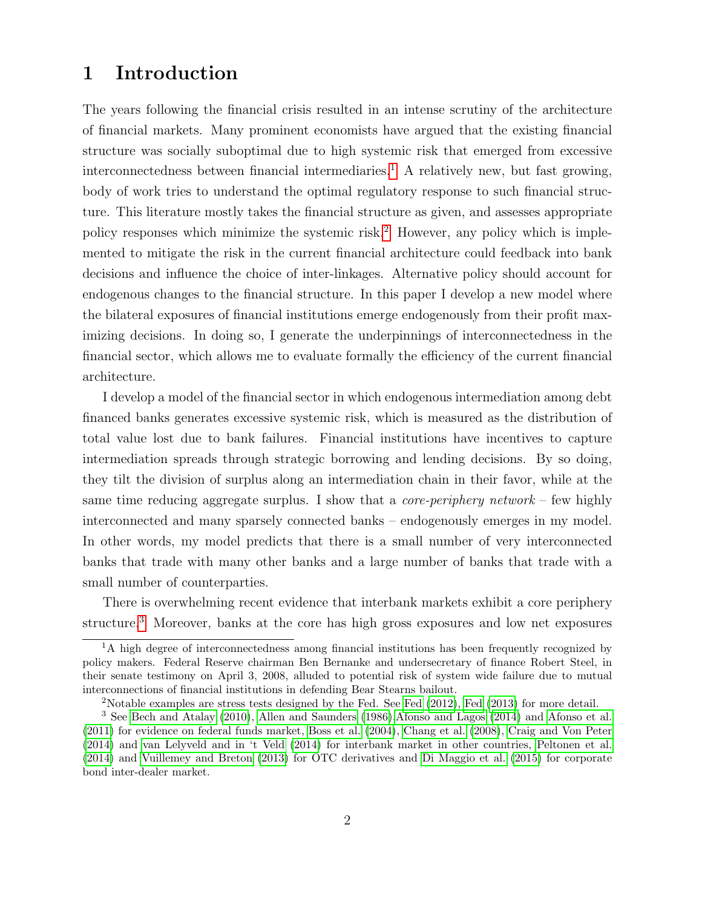# 1 Introduction

The years following the financial crisis resulted in an intense scrutiny of the architecture of financial markets. Many prominent economists have argued that the existing financial structure was socially suboptimal due to high systemic risk that emerged from excessive interconnectedness between financial intermediaries.[1] A relatively new, but fast growing, body of work tries to understand the optimal regulatory response to such financial structure. This literature mostly takes the financial structure as given, and assesses appropriate policy responses which minimize the systemic risk.[2] However, any policy which is implemented to mitigate the risk in the current financial architecture could feedback into bank decisions and influence the choice of inter-linkages. Alternative policy should account for endogenous changes to the financial structure. In this paper I develop a new model where the bilateral exposures of financial institutions emerge endogenously from their profit maximizing decisions. In doing so, I generate the underpinnings of interconnectedness in the financial sector, which allows me to evaluate formally the efficiency of the current financial architecture.

I develop a model of the financial sector in which endogenous intermediation among debt financed banks generates excessive systemic risk, which is measured as the distribution of total value lost due to bank failures. Financial institutions have incentives to capture intermediation spreads through strategic borrowing and lending decisions. By so doing, they tilt the division of surplus along an intermediation chain in their favor, while at the same time reducing aggregate surplus. I show that a *core-periphery network* – few highly interconnected and many sparsely connected banks – endogenously emerges in my model. In other words, my model predicts that there is a small number of very interconnected banks that trade with many other banks and a large number of banks that trade with a small number of counterparties.

There is overwhelming recent evidence that interbank markets exhibit a core periphery structure.[3] Moreover, banks at the core has high gross exposures and low net exposures

---

[1] A high degree of interconnectedness among financial institutions has been frequently recognized by policy makers. Federal Reserve chairman Ben Bernanke and undersecretary of finance Robert Steel, in their senate testimony on April 3, 2008, alluded to potential risk of system wide failure due to mutual interconnections of financial institutions in defending Bear Stearns bailout.

[2] Notable examples are stress tests designed by the Fed. See Fed (2012), Fed (2013) for more detail.

[3] See Bech and Atalay (2010), Allen and Saunders (1986),Afonso and Lagos (2014) and Afonso et al. (2011) for evidence on federal funds market, Boss et al. (2004), Chang et al. (2008), Craig and Von Peter (2014) and van Lelyveld and in 't Veld (2014) for interbank market in other countries, Peltonen et al. (2014) and Vuillemey and Breton (2013) for OTC derivatives and Di Maggio et al. (2015) for corporate bond inter-dealer market.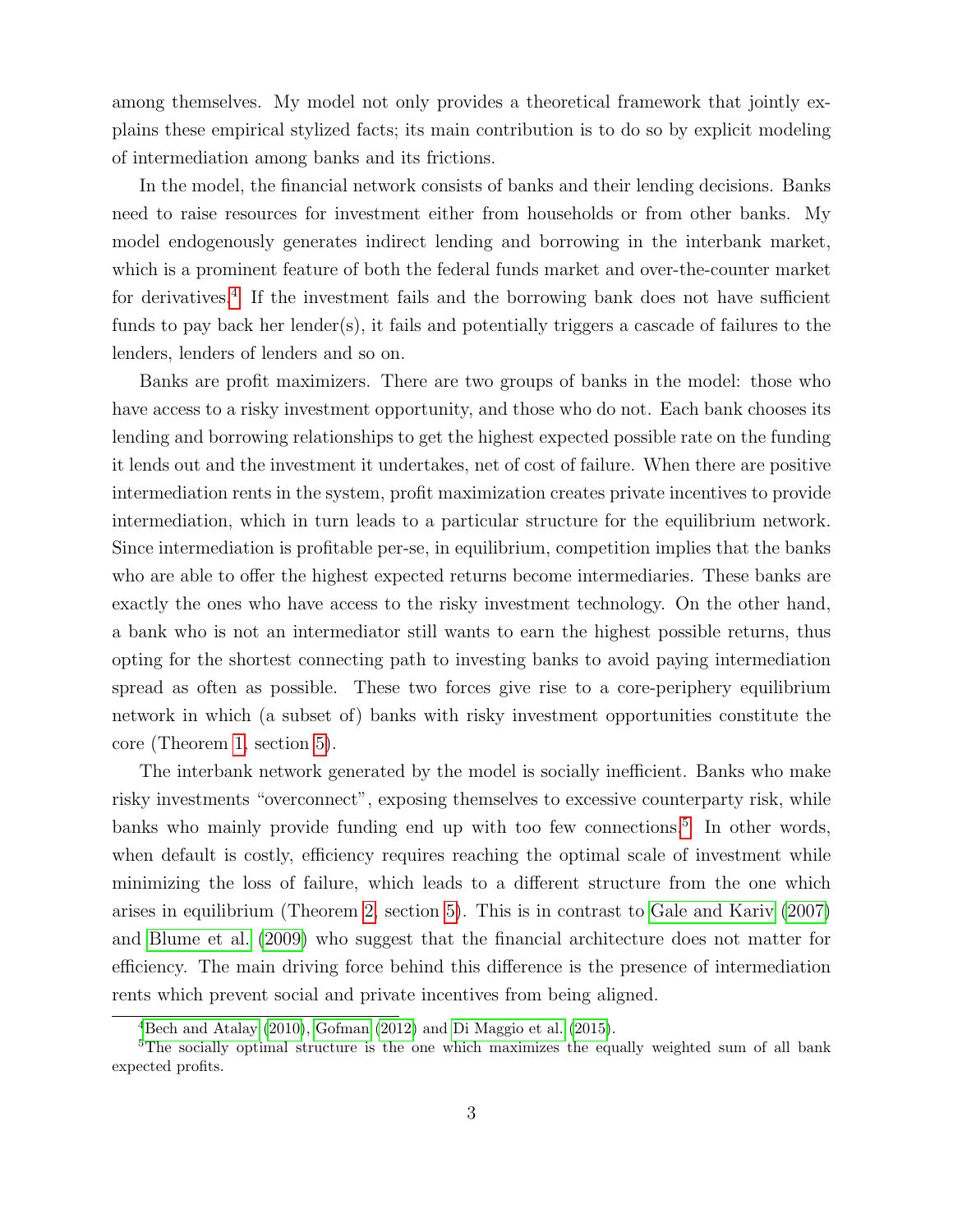among themselves. My model not only provides a theoretical framework that jointly explains these empirical stylized facts; its main contribution is to do so by explicit modeling of intermediation among banks and its frictions.

In the model, the financial network consists of banks and their lending decisions. Banks need to raise resources for investment either from households or from other banks. My model endogenously generates indirect lending and borrowing in the interbank market, which is a prominent feature of both the federal funds market and over-the-counter market for derivatives.[4] If the investment fails and the borrowing bank does not have sufficient funds to pay back her lender(s), it fails and potentially triggers a cascade of failures to the lenders, lenders of lenders and so on.

Banks are profit maximizers. There are two groups of banks in the model: those who have access to a risky investment opportunity, and those who do not. Each bank chooses its lending and borrowing relationships to get the highest expected possible rate on the funding it lends out and the investment it undertakes, net of cost of failure. When there are positive intermediation rents in the system, profit maximization creates private incentives to provide intermediation, which in turn leads to a particular structure for the equilibrium network. Since intermediation is profitable per-se, in equilibrium, competition implies that the banks who are able to offer the highest expected returns become intermediaries. These banks are exactly the ones who have access to the risky investment technology. On the other hand, a bank who is not an intermediator still wants to earn the highest possible returns, thus opting for the shortest connecting path to investing banks to avoid paying intermediation spread as often as possible. These two forces give rise to a core-periphery equilibrium network in which (a subset of) banks with risky investment opportunities constitute the core (Theorem 1, section 5).

The interbank network generated by the model is socially inefficient. Banks who make risky investments "overconnect", exposing themselves to excessive counterparty risk, while banks who mainly provide funding end up with too few connections.[5] In other words, when default is costly, efficiency requires reaching the optimal scale of investment while minimizing the loss of failure, which leads to a different structure from the one which arises in equilibrium (Theorem 2, section 5). This is in contrast to Gale and Kariv (2007) and Blume et al. (2009) who suggest that the financial architecture does not matter for efficiency. The main driving force behind this difference is the presence of intermediation rents which prevent social and private incentives from being aligned.

[4] Bech and Atalay (2010), Gofman (2012) and Di Maggio et al. (2015).

[5] The socially optimal structure is the one which maximizes the equally weighted sum of all bank expected profits.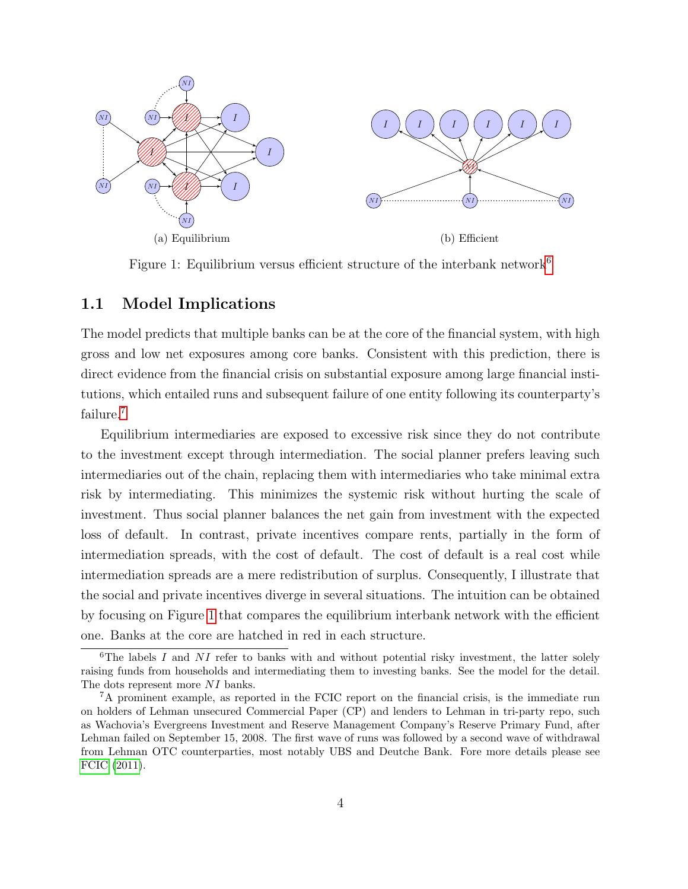(a) Equilibrium

(b) Efficient

Figure 1: Equilibrium versus efficient structure of the interbank network[6]

## 1.1 Model Implications

The model predicts that multiple banks can be at the core of the financial system, with high gross and low net exposures among core banks. Consistent with this prediction, there is direct evidence from the financial crisis on substantial exposure among large financial institutions, which entailed runs and subsequent failure of one entity following its counterparty's failure.[7]

Equilibrium intermediaries are exposed to excessive risk since they do not contribute to the investment except through intermediation. The social planner prefers leaving such intermediaries out of the chain, replacing them with intermediaries who take minimal extra risk by intermediating. This minimizes the systemic risk without hurting the scale of investment. Thus social planner balances the net gain from investment with the expected loss of default. In contrast, private incentives compare rents, partially in the form of intermediation spreads, with the cost of default. The cost of default is a real cost while intermediation spreads are a mere redistribution of surplus. Consequently, I illustrate that the social and private incentives diverge in several situations. The intuition can be obtained by focusing on Figure 1 that compares the equilibrium interbank network with the efficient one. Banks at the core are hatched in red in each structure.

---

[6]The labels $I$ and $NI$ refer to banks with and without potential risky investment, the latter solely raising funds from households and intermediating them to investing banks. See the model for the detail. The dots represent more $NI$ banks.

[7]A prominent example, as reported in the FCIC report on the financial crisis, is the immediate run on holders of Lehman unsecured Commercial Paper (CP) and lenders to Lehman in tri-party repo, such as Wachovia's Evergreens Investment and Reserve Management Company's Reserve Primary Fund, after Lehman failed on September 15, 2008. The first wave of runs was followed by a second wave of withdrawal from Lehman OTC counterparties, most notably UBS and Deutche Bank. Fore more details please see FCIC (2011).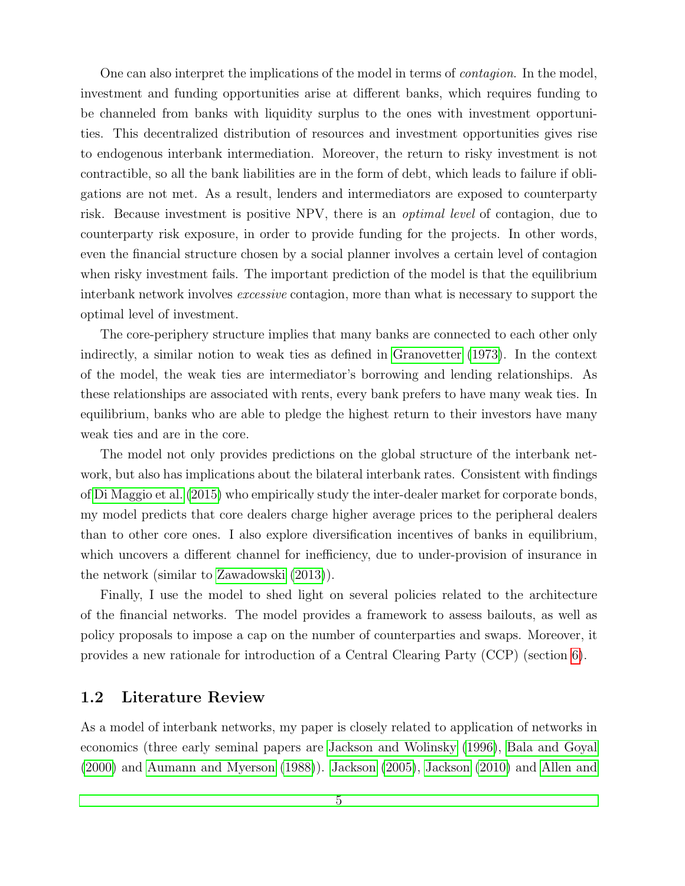One can also interpret the implications of the model in terms of *contagion*. In the model, investment and funding opportunities arise at different banks, which requires funding to be channeled from banks with liquidity surplus to the ones with investment opportunities. This decentralized distribution of resources and investment opportunities gives rise to endogenous interbank intermediation. Moreover, the return to risky investment is not contractible, so all the bank liabilities are in the form of debt, which leads to failure if obligations are not met. As a result, lenders and intermediators are exposed to counterparty risk. Because investment is positive NPV, there is an *optimal level* of contagion, due to counterparty risk exposure, in order to provide funding for the projects. In other words, even the financial structure chosen by a social planner involves a certain level of contagion when risky investment fails. The important prediction of the model is that the equilibrium interbank network involves *excessive* contagion, more than what is necessary to support the optimal level of investment.

The core-periphery structure implies that many banks are connected to each other only indirectly, a similar notion to weak ties as defined in Granovetter (1973). In the context of the model, the weak ties are intermediator's borrowing and lending relationships. As these relationships are associated with rents, every bank prefers to have many weak ties. In equilibrium, banks who are able to pledge the highest return to their investors have many weak ties and are in the core.

The model not only provides predictions on the global structure of the interbank network, but also has implications about the bilateral interbank rates. Consistent with findings of Di Maggio et al. (2015) who empirically study the inter-dealer market for corporate bonds, my model predicts that core dealers charge higher average prices to the peripheral dealers than to other core ones. I also explore diversification incentives of banks in equilibrium, which uncovers a different channel for inefficiency, due to under-provision of insurance in the network (similar to Zawadowski (2013)).

Finally, I use the model to shed light on several policies related to the architecture of the financial networks. The model provides a framework to assess bailouts, as well as policy proposals to impose a cap on the number of counterparties and swaps. Moreover, it provides a new rationale for introduction of a Central Clearing Party (CCP) (section 6).

## 1.2 Literature Review

As a model of interbank networks, my paper is closely related to application of networks in economics (three early seminal papers are Jackson and Wolinsky (1996), Bala and Goyal (2000) and Aumann and Myerson (1988)). Jackson (2005), Jackson (2010) and Allen and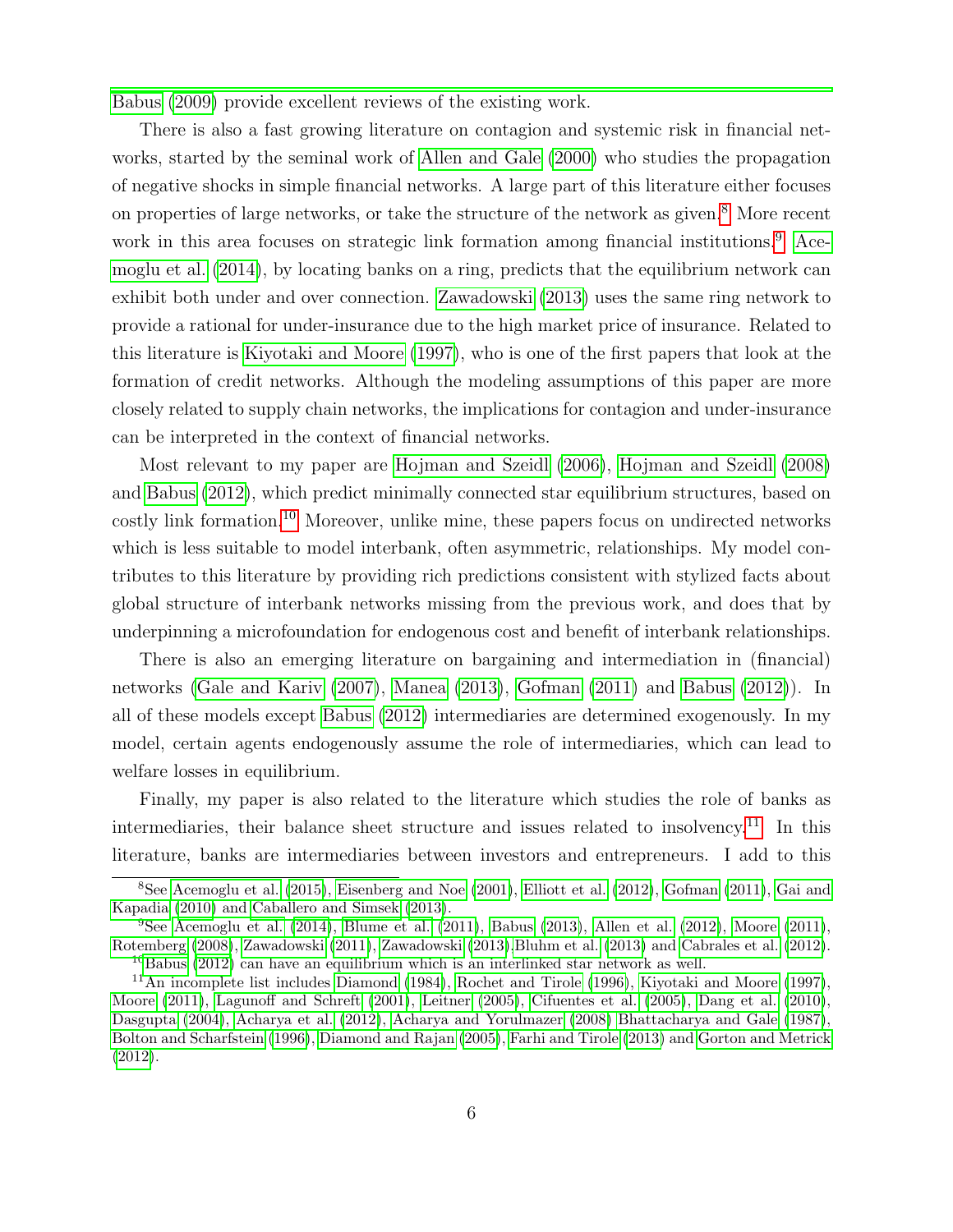Babus (2009) provide excellent reviews of the existing work.

There is also a fast growing literature on contagion and systemic risk in financial networks, started by the seminal work of Allen and Gale (2000) who studies the propagation of negative shocks in simple financial networks. A large part of this literature either focuses on properties of large networks, or take the structure of the network as given.[8] More recent work in this area focuses on strategic link formation among financial institutions.[9] Acemoglu et al. (2014), by locating banks on a ring, predicts that the equilibrium network can exhibit both under and over connection. Zawadowski (2013) uses the same ring network to provide a rational for under-insurance due to the high market price of insurance. Related to this literature is Kiyotaki and Moore (1997), who is one of the first papers that look at the formation of credit networks. Although the modeling assumptions of this paper are more closely related to supply chain networks, the implications for contagion and under-insurance can be interpreted in the context of financial networks.

Most relevant to my paper are Hojman and Szeidl (2006), Hojman and Szeidl (2008) and Babus (2012), which predict minimally connected star equilibrium structures, based on costly link formation.[10] Moreover, unlike mine, these papers focus on undirected networks which is less suitable to model interbank, often asymmetric, relationships. My model contributes to this literature by providing rich predictions consistent with stylized facts about global structure of interbank networks missing from the previous work, and does that by underpinning a microfoundation for endogenous cost and benefit of interbank relationships.

There is also an emerging literature on bargaining and intermediation in (financial) networks (Gale and Kariv (2007), Manea (2013), Gofman (2011) and Babus (2012)). In all of these models except Babus (2012) intermediaries are determined exogenously. In my model, certain agents endogenously assume the role of intermediaries, which can lead to welfare losses in equilibrium.

Finally, my paper is also related to the literature which studies the role of banks as intermediaries, their balance sheet structure and issues related to insolvency.[11] In this literature, banks are intermediaries between investors and entrepreneurs. I add to this

---

[8] See Acemoglu et al. (2015), Eisenberg and Noe (2001), Elliott et al. (2012), Gofman (2011), Gai and Kapadia (2010) and Caballero and Simsek (2013).

[9] See Acemoglu et al. (2014), Blume et al. (2011), Babus (2013), Allen et al. (2012), Moore (2011), Rotemberg (2008), Zawadowski (2011), Zawadowski (2013),Bluhm et al. (2013) and Cabrales et al. (2012).

[10] Babus (2012) can have an equilibrium which is an interlinked star network as well.

[11] An incomplete list includes Diamond (1984), Rochet and Tirole (1996), Kiyotaki and Moore (1997), Moore (2011), Lagunoff and Schreft (2001), Leitner (2005), Cifuentes et al. (2005), Dang et al. (2010), Dasgupta (2004), Acharya et al. (2012), Acharya and Yorulmazer (2008) Bhattacharya and Gale (1987), Bolton and Scharfstein (1996), Diamond and Rajan (2005), Farhi and Tirole (2013) and Gorton and Metrick (2012).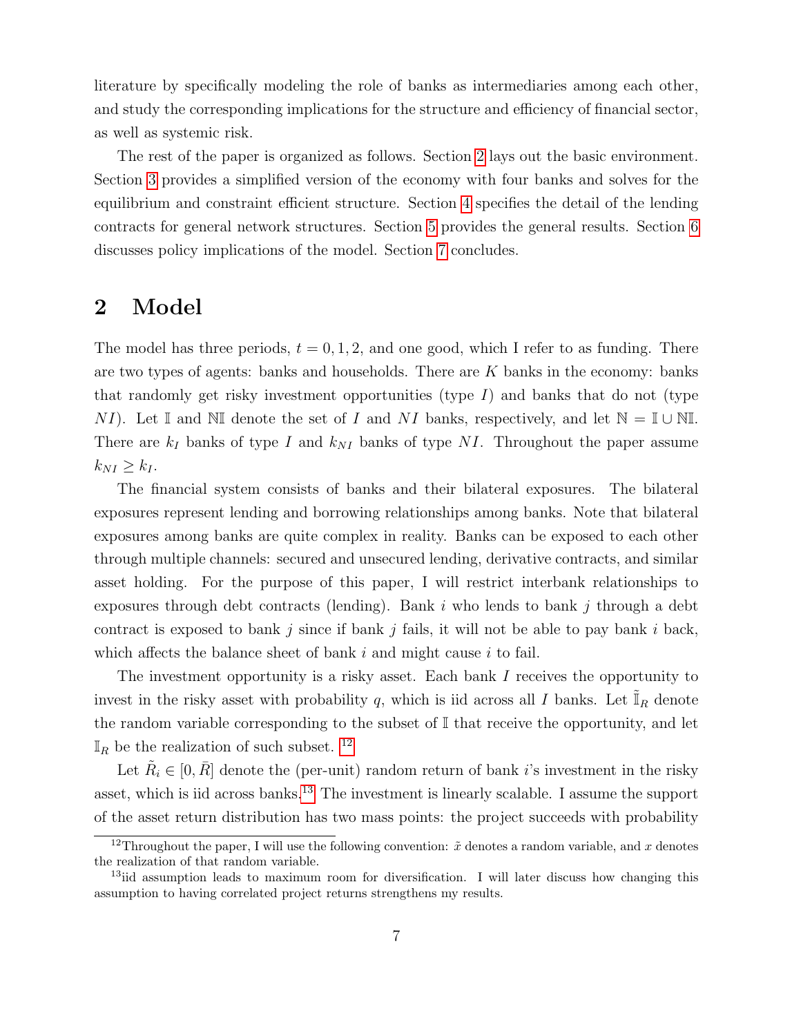literature by specifically modeling the role of banks as intermediaries among each other, and study the corresponding implications for the structure and efficiency of financial sector, as well as systemic risk.

The rest of the paper is organized as follows. Section 2 lays out the basic environment. Section 3 provides a simplified version of the economy with four banks and solves for the equilibrium and constraint efficient structure. Section 4 specifies the detail of the lending contracts for general network structures. Section 5 provides the general results. Section 6 discusses policy implications of the model. Section 7 concludes.

## 2 Model

The model has three periods, $t = 0, 1, 2$, and one good, which I refer to as funding. There are two types of agents: banks and households. There are $K$ banks in the economy: banks that randomly get risky investment opportunities (type $I$) and banks that do not (type $NI$). Let $\mathbb{I}$ and $\mathbb{NI}$ denote the set of $I$ and $NI$ banks, respectively, and let $\mathbb{N} = \mathbb{I} \cup \mathbb{NI}$. There are $k_I$ banks of type $I$ and $k_{NI}$ banks of type $NI$. Throughout the paper assume $k_{NI} \geq k_I$.

The financial system consists of banks and their bilateral exposures. The bilateral exposures represent lending and borrowing relationships among banks. Note that bilateral exposures among banks are quite complex in reality. Banks can be exposed to each other through multiple channels: secured and unsecured lending, derivative contracts, and similar asset holding. For the purpose of this paper, I will restrict interbank relationships to exposures through debt contracts (lending). Bank $i$ who lends to bank $j$ through a debt contract is exposed to bank $j$ since if bank $j$ fails, it will not be able to pay bank $i$ back, which affects the balance sheet of bank $i$ and might cause $i$ to fail.

The investment opportunity is a risky asset. Each bank $I$ receives the opportunity to invest in the risky asset with probability $q$, which is iid across all $I$ banks. Let $\tilde{\mathbb{I}}_R$ denote the random variable corresponding to the subset of $\mathbb{I}$ that receive the opportunity, and let $\mathbb{I}_R$ be the realization of such subset. [12]

Let $\tilde{R}_i \in [0, \bar{R}]$ denote the (per-unit) random return of bank $i$'s investment in the risky asset, which is iid across banks.[13] The investment is linearly scalable. I assume the support of the asset return distribution has two mass points: the project succeeds with probability

[12] Throughout the paper, I will use the following convention: $\tilde{x}$ denotes a random variable, and $x$ denotes the realization of that random variable.

[13] iid assumption leads to maximum room for diversification. I will later discuss how changing this assumption to having correlated project returns strengthens my results.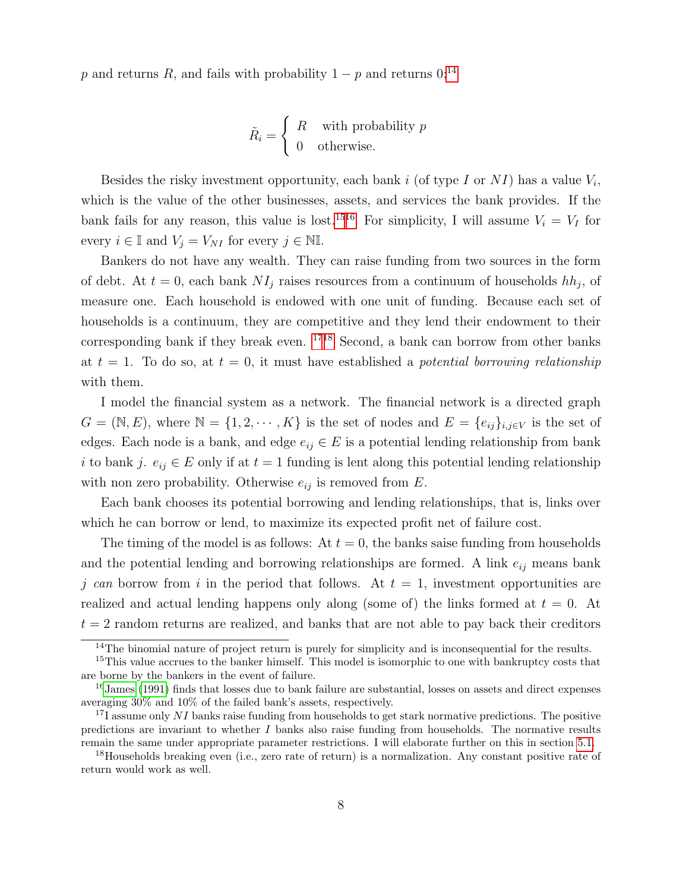$p$ and returns $R$, and fails with probability $1-p$ and returns 0:[14]

$$\tilde{R}_i = \begin{cases} R & \text{with probability } p \\ 0 & \text{otherwise.} \end{cases}$$

Besides the risky investment opportunity, each bank $i$ (of type $I$ or $NI$) has a value $V_i$, which is the value of the other businesses, assets, and services the bank provides. If the bank fails for any reason, this value is lost.[15][16] For simplicity, I will assume $V_i = V_I$ for every $i \in \mathbb{I}$ and $V_j = V_{NI}$ for every $j \in \mathbb{NI}$.

Bankers do not have any wealth. They can raise funding from two sources in the form of debt. At $t = 0$, each bank $NI_j$ raises resources from a continuum of households $hh_j$, of measure one. Each household is endowed with one unit of funding. Because each set of households is a continuum, they are competitive and they lend their endowment to their corresponding bank if they break even. [17][18] Second, a bank can borrow from other banks at $t = 1$. To do so, at $t = 0$, it must have established a *potential borrowing relationship* with them.

I model the financial system as a network. The financial network is a directed graph $G = (\mathbb{N}, E)$, where $\mathbb{N} = \{1, 2, \cdots, K\}$ is the set of nodes and $E = \{e_{ij}\}_{i,j \in V}$ is the set of edges. Each node is a bank, and edge $e_{ij} \in E$ is a potential lending relationship from bank $i$ to bank $j$. $e_{ij} \in E$ only if at $t = 1$ funding is lent along this potential lending relationship with non zero probability. Otherwise $e_{ij}$ is removed from $E$.

Each bank chooses its potential borrowing and lending relationships, that is, links over which he can borrow or lend, to maximize its expected profit net of failure cost.

The timing of the model is as follows: At $t = 0$, the banks saise funding from households and the potential lending and borrowing relationships are formed. A link $e_{ij}$ means bank $j$ *can* borrow from $i$ in the period that follows. At $t = 1$, investment opportunities are realized and actual lending happens only along (some of) the links formed at $t = 0$. At $t = 2$ random returns are realized, and banks that are not able to pay back their creditors

[14] The binomial nature of project return is purely for simplicity and is inconsequential for the results.

[15] This value accrues to the banker himself. This model is isomorphic to one with bankruptcy costs that are borne by the bankers in the event of failure.

[16] James (1991) finds that losses due to bank failure are substantial, losses on assets and direct expenses averaging 30% and 10% of the failed bank's assets, respectively.

[17] I assume only $NI$ banks raise funding from households to get stark normative predictions. The positive predictions are invariant to whether $I$ banks also raise funding from households. The normative results remain the same under appropriate parameter restrictions. I will elaborate further on this in section 5.1.

[18] Households breaking even (i.e., zero rate of return) is a normalization. Any constant positive rate of return would work as well.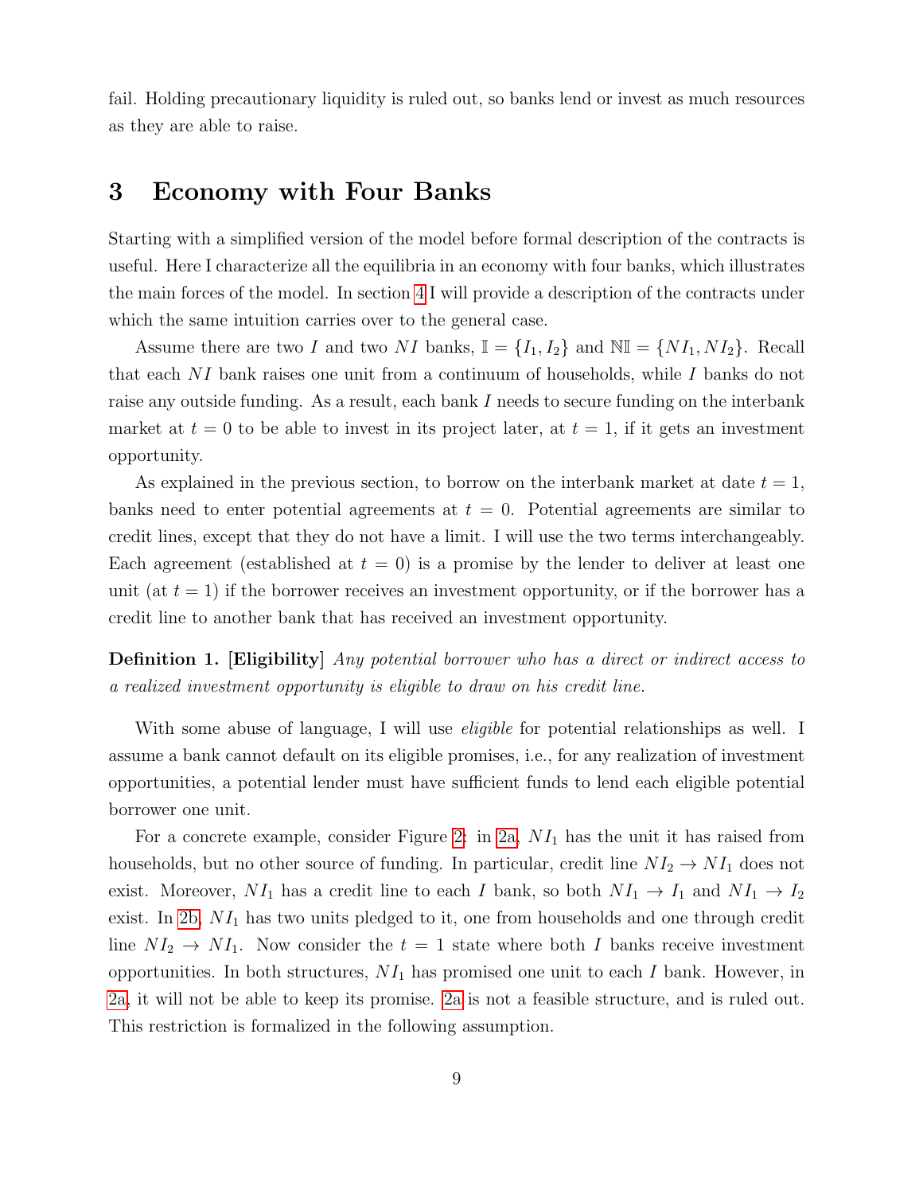fail. Holding precautionary liquidity is ruled out, so banks lend or invest as much resources as they are able to raise.

# 3 Economy with Four Banks

Starting with a simplified version of the model before formal description of the contracts is useful. Here I characterize all the equilibria in an economy with four banks, which illustrates the main forces of the model. In section 4 I will provide a description of the contracts under which the same intuition carries over to the general case.

Assume there are two $I$ and two $NI$ banks, $\mathbb{I} = \{I_1, I_2\}$ and $\mathbb{NI} = \{NI_1, NI_2\}$. Recall that each $NI$ bank raises one unit from a continuum of households, while $I$ banks do not raise any outside funding. As a result, each bank $I$ needs to secure funding on the interbank market at $t = 0$ to be able to invest in its project later, at $t = 1$, if it gets an investment opportunity.

As explained in the previous section, to borrow on the interbank market at date $t = 1$, banks need to enter potential agreements at $t = 0$. Potential agreements are similar to credit lines, except that they do not have a limit. I will use the two terms interchangeably. Each agreement (established at $t = 0$) is a promise by the lender to deliver at least one unit (at $t = 1$) if the borrower receives an investment opportunity, or if the borrower has a credit line to another bank that has received an investment opportunity.

**Definition 1. [Eligibility]** *Any potential borrower who has a direct or indirect access to a realized investment opportunity is eligible to draw on his credit line.*

With some abuse of language, I will use *eligible* for potential relationships as well. I assume a bank cannot default on its eligible promises, i.e., for any realization of investment opportunities, a potential lender must have sufficient funds to lend each eligible potential borrower one unit.

For a concrete example, consider Figure 2: in 2a, $NI_1$ has the unit it has raised from households, but no other source of funding. In particular, credit line $NI_2 \to NI_1$ does not exist. Moreover, $NI_1$ has a credit line to each $I$ bank, so both $NI_1 \to I_1$ and $NI_1 \to I_2$ exist. In 2b, $NI_1$ has two units pledged to it, one from households and one through credit line $NI_2 \to NI_1$. Now consider the $t = 1$ state where both $I$ banks receive investment opportunities. In both structures, $NI_1$ has promised one unit to each $I$ bank. However, in 2a, it will not be able to keep its promise. 2a is not a feasible structure, and is ruled out. This restriction is formalized in the following assumption.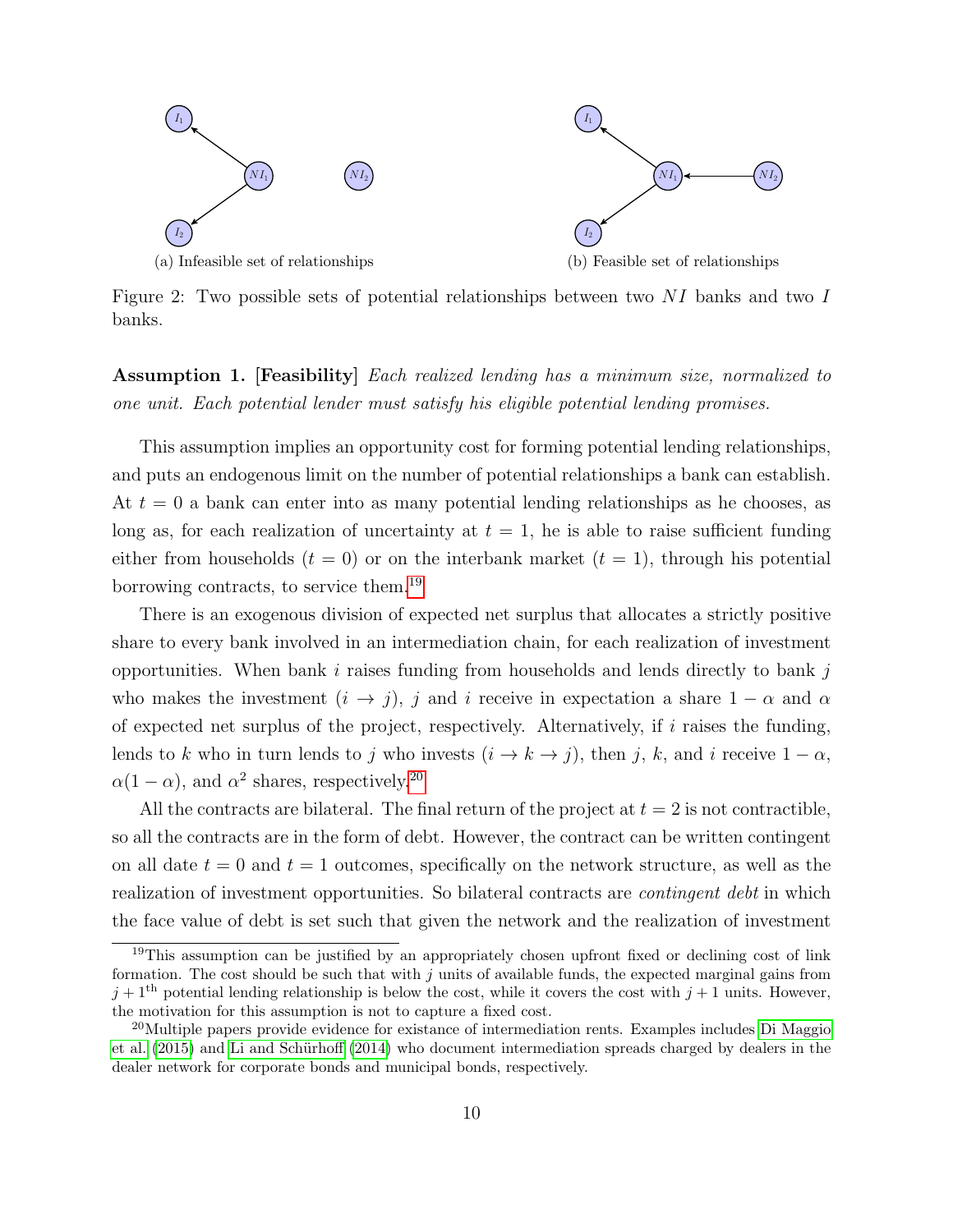(a) Infeasible set of relationships

(b) Feasible set of relationships

Figure 2: Two possible sets of potential relationships between two $NI$ banks and two $I$ banks.

**Assumption 1. [Feasibility]** *Each realized lending has a minimum size, normalized to one unit. Each potential lender must satisfy his eligible potential lending promises.*

This assumption implies an opportunity cost for forming potential lending relationships, and puts an endogenous limit on the number of potential relationships a bank can establish. At $t = 0$ a bank can enter into as many potential lending relationships as he chooses, as long as, for each realization of uncertainty at $t = 1$, he is able to raise sufficient funding either from households ($t = 0$) or on the interbank market ($t = 1$), through his potential borrowing contracts, to service them.[19]

There is an exogenous division of expected net surplus that allocates a strictly positive share to every bank involved in an intermediation chain, for each realization of investment opportunities. When bank $i$ raises funding from households and lends directly to bank $j$ who makes the investment ($i \to j$), $j$ and $i$ receive in expectation a share $1 - \alpha$ and $\alpha$ of expected net surplus of the project, respectively. Alternatively, if $i$ raises the funding, lends to $k$ who in turn lends to $j$ who invests ($i \to k \to j$), then $j$, $k$, and $i$ receive $1 - \alpha$, $\alpha(1 - \alpha)$, and $\alpha^2$ shares, respectively.[20]

All the contracts are bilateral. The final return of the project at $t = 2$ is not contractible, so all the contracts are in the form of debt. However, the contract can be written contingent on all date $t = 0$ and $t = 1$ outcomes, specifically on the network structure, as well as the realization of investment opportunities. So bilateral contracts are *contingent debt* in which the face value of debt is set such that given the network and the realization of investment

[19] This assumption can be justified by an appropriately chosen upfront fixed or declining cost of link formation. The cost should be such that with $j$ units of available funds, the expected marginal gains from $j + 1^{\text{th}}$ potential lending relationship is below the cost, while it covers the cost with $j + 1$ units. However, the motivation for this assumption is not to capture a fixed cost.

[20] Multiple papers provide evidence for existance of intermediation rents. Examples includes Di Maggio et al. (2015) and Li and Schürhoff (2014) who document intermediation spreads charged by dealers in the dealer network for corporate bonds and municipal bonds, respectively.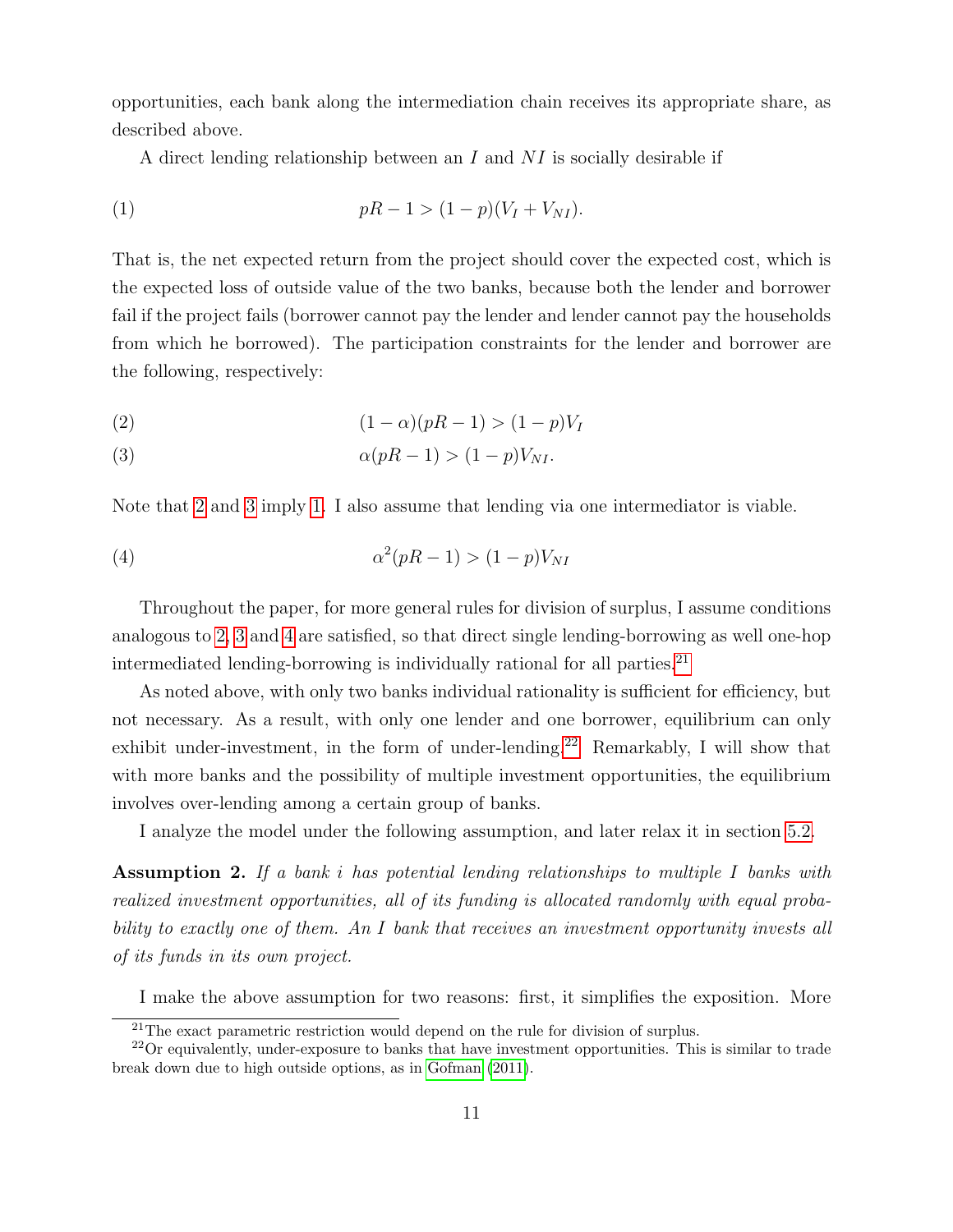opportunities, each bank along the intermediation chain receives its appropriate share, as described above.

A direct lending relationship between an $I$ and $NI$ is socially desirable if

$$pR - 1 > (1-p)(V_I + V_{NI}). \tag{1}$$

That is, the net expected return from the project should cover the expected cost, which is the expected loss of outside value of the two banks, because both the lender and borrower fail if the project fails (borrower cannot pay the lender and lender cannot pay the households from which he borrowed). The participation constraints for the lender and borrower are the following, respectively:

$$(1-\alpha)(pR - 1) > (1-p)V_I \tag{2}$$

$$\alpha(pR - 1) > (1-p)V_{NI}. \tag{3}$$

Note that 2 and 3 imply 1. I also assume that lending via one intermediator is viable.

$$\alpha^2(pR - 1) > (1-p)V_{NI} \tag{4}$$

Throughout the paper, for more general rules for division of surplus, I assume conditions analogous to 2, 3 and 4 are satisfied, so that direct single lending-borrowing as well one-hop intermediated lending-borrowing is individually rational for all parties.[21]

As noted above, with only two banks individual rationality is sufficient for efficiency, but not necessary. As a result, with only one lender and one borrower, equilibrium can only exhibit under-investment, in the form of under-lending.[22] Remarkably, I will show that with more banks and the possibility of multiple investment opportunities, the equilibrium involves over-lending among a certain group of banks.

I analyze the model under the following assumption, and later relax it in section 5.2.

**Assumption 2.** *If a bank $i$ has potential lending relationships to multiple $I$ banks with realized investment opportunities, all of its funding is allocated randomly with equal probability to exactly one of them. An $I$ bank that receives an investment opportunity invests all of its funds in its own project.*

I make the above assumption for two reasons: first, it simplifies the exposition. More

[21] The exact parametric restriction would depend on the rule for division of surplus.

[22] Or equivalently, under-exposure to banks that have investment opportunities. This is similar to trade break down due to high outside options, as in Gofman (2011).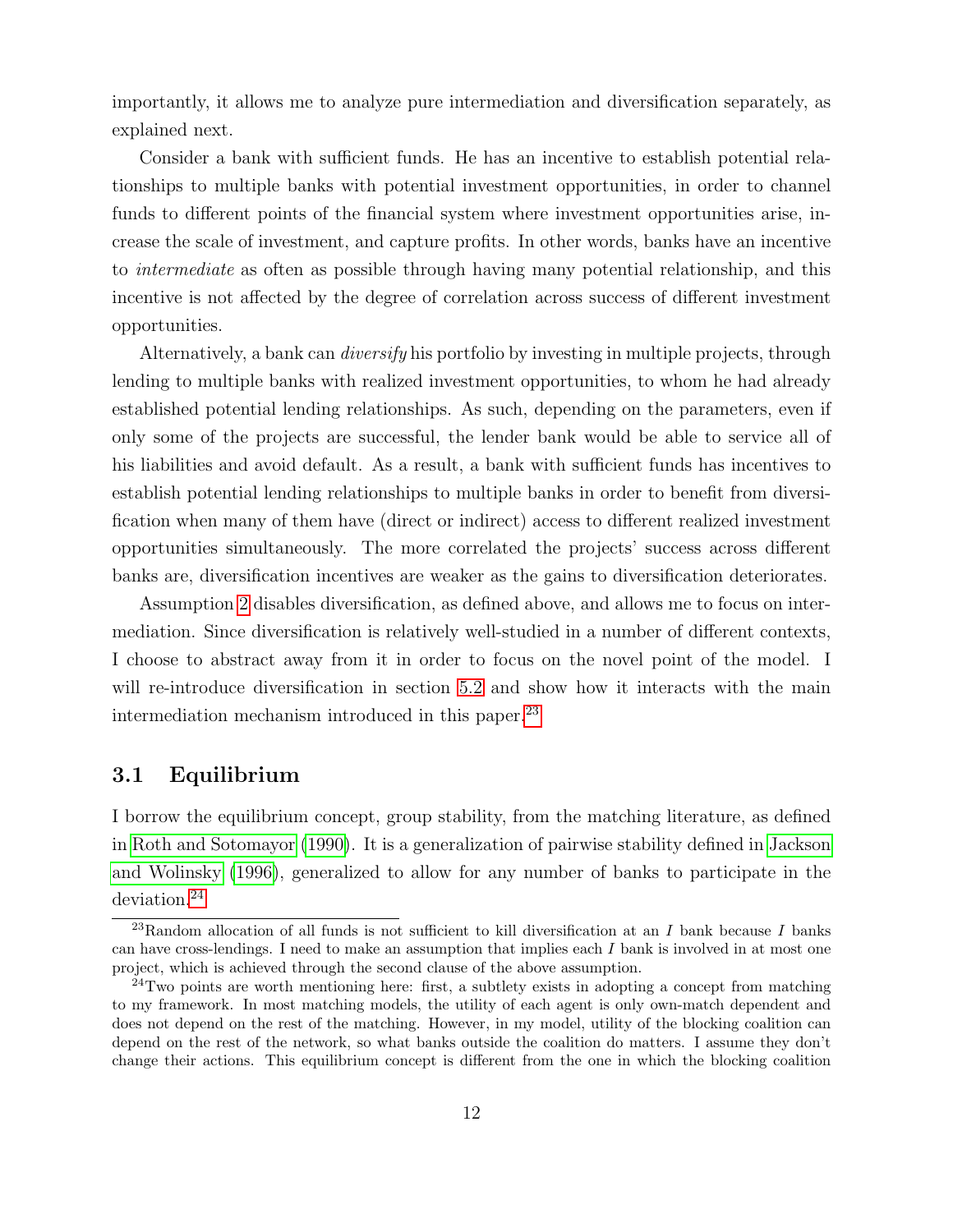importantly, it allows me to analyze pure intermediation and diversification separately, as explained next.

Consider a bank with sufficient funds. He has an incentive to establish potential relationships to multiple banks with potential investment opportunities, in order to channel funds to different points of the financial system where investment opportunities arise, increase the scale of investment, and capture profits. In other words, banks have an incentive to *intermediate* as often as possible through having many potential relationship, and this incentive is not affected by the degree of correlation across success of different investment opportunities.

Alternatively, a bank can *diversify* his portfolio by investing in multiple projects, through lending to multiple banks with realized investment opportunities, to whom he had already established potential lending relationships. As such, depending on the parameters, even if only some of the projects are successful, the lender bank would be able to service all of his liabilities and avoid default. As a result, a bank with sufficient funds has incentives to establish potential lending relationships to multiple banks in order to benefit from diversification when many of them have (direct or indirect) access to different realized investment opportunities simultaneously. The more correlated the projects' success across different banks are, diversification incentives are weaker as the gains to diversification deteriorates.

Assumption 2 disables diversification, as defined above, and allows me to focus on intermediation. Since diversification is relatively well-studied in a number of different contexts, I choose to abstract away from it in order to focus on the novel point of the model. I will re-introduce diversification in section 5.2 and show how it interacts with the main intermediation mechanism introduced in this paper.[23]

## 3.1 Equilibrium

I borrow the equilibrium concept, group stability, from the matching literature, as defined in Roth and Sotomayor (1990). It is a generalization of pairwise stability defined in Jackson and Wolinsky (1996), generalized to allow for any number of banks to participate in the deviation.[24]

[23] Random allocation of all funds is not sufficient to kill diversification at an $I$ bank because $I$ banks can have cross-lendings. I need to make an assumption that implies each $I$ bank is involved in at most one project, which is achieved through the second clause of the above assumption.

[24] Two points are worth mentioning here: first, a subtlety exists in adopting a concept from matching to my framework. In most matching models, the utility of each agent is only own-match dependent and does not depend on the rest of the matching. However, in my model, utility of the blocking coalition can depend on the rest of the network, so what banks outside the coalition do matters. I assume they don't change their actions. This equilibrium concept is different from the one in which the blocking coalition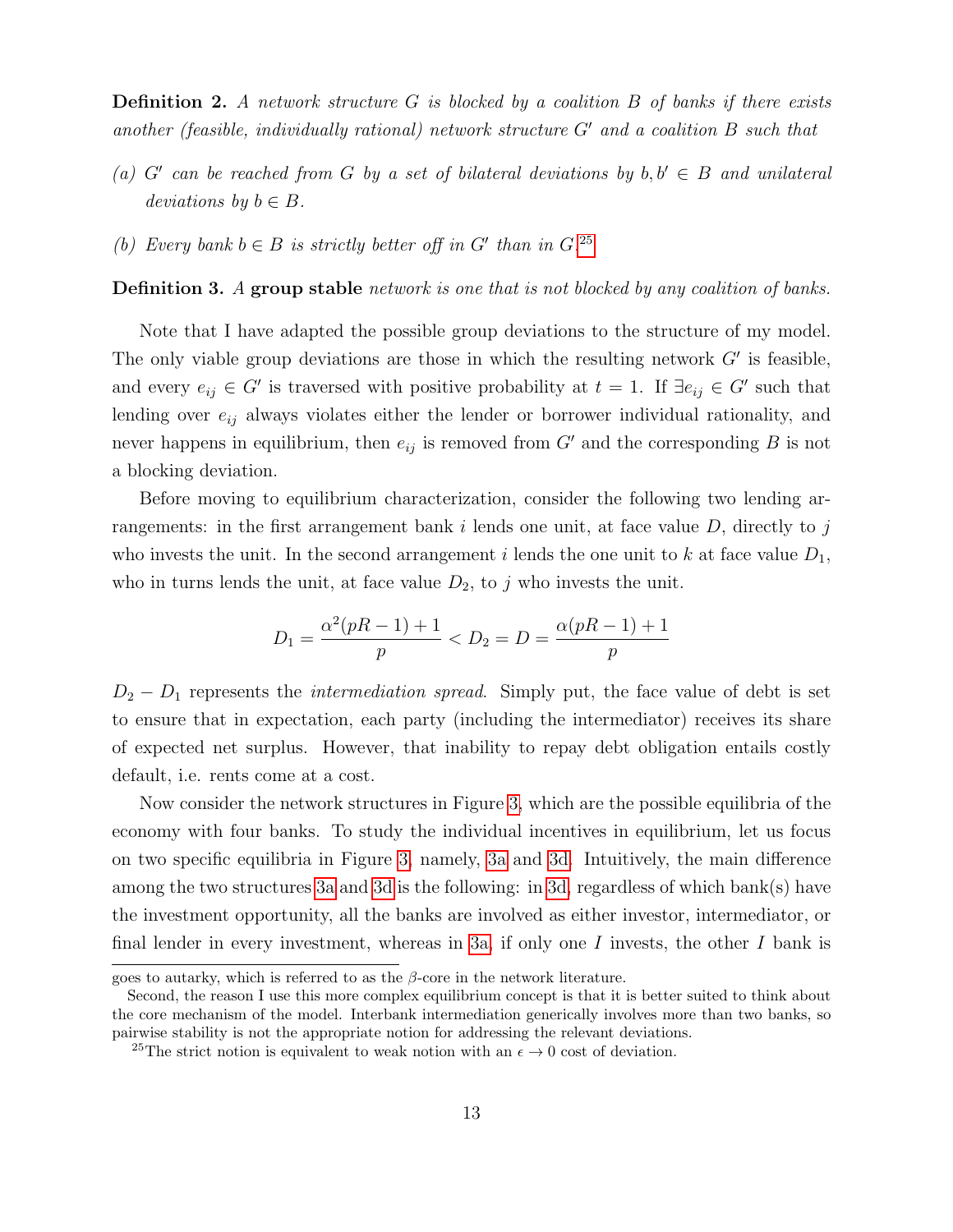**Definition 2.** *A network structure $G$ is blocked by a coalition $B$ of banks if there exists another (feasible, individually rational) network structure $G'$ and a coalition $B$ such that*

*(a) $G'$ can be reached from $G$ by a set of bilateral deviations by $b, b' \in B$ and unilateral deviations by $b \in B$.*

*(b) Every bank $b \in B$ is strictly better off in $G'$ than in $G$.*[25]

**Definition 3.** *A* **group stable** *network is one that is not blocked by any coalition of banks.*

Note that I have adapted the possible group deviations to the structure of my model. The only viable group deviations are those in which the resulting network $G'$ is feasible, and every $e_{ij} \in G'$ is traversed with positive probability at $t = 1$. If $\exists e_{ij} \in G'$ such that lending over $e_{ij}$ always violates either the lender or borrower individual rationality, and never happens in equilibrium, then $e_{ij}$ is removed from $G'$ and the corresponding $B$ is not a blocking deviation.

Before moving to equilibrium characterization, consider the following two lending arrangements: in the first arrangement bank $i$ lends one unit, at face value $D$, directly to $j$ who invests the unit. In the second arrangement $i$ lends the one unit to $k$ at face value $D_1$, who in turns lends the unit, at face value $D_2$, to $j$ who invests the unit.

$$D_1 = \frac{\alpha^2(pR - 1) + 1}{p} < D_2 = D = \frac{\alpha(pR - 1) + 1}{p}$$

$D_2 - D_1$ represents the *intermediation spread*. Simply put, the face value of debt is set to ensure that in expectation, each party (including the intermediator) receives its share of expected net surplus. However, that inability to repay debt obligation entails costly default, i.e. rents come at a cost.

Now consider the network structures in Figure 3, which are the possible equilibria of the economy with four banks. To study the individual incentives in equilibrium, let us focus on two specific equilibria in Figure 3, namely, 3a and 3d. Intuitively, the main difference among the two structures 3a and 3d is the following: in 3d, regardless of which bank(s) have the investment opportunity, all the banks are involved as either investor, intermediator, or final lender in every investment, whereas in 3a, if only one $I$ invests, the other $I$ bank is

goes to autarky, which is referred to as the $\beta$-core in the network literature.

Second, the reason I use this more complex equilibrium concept is that it is better suited to think about the core mechanism of the model. Interbank intermediation generically involves more than two banks, so pairwise stability is not the appropriate notion for addressing the relevant deviations.

[25]The strict notion is equivalent to weak notion with an $\epsilon \to 0$ cost of deviation.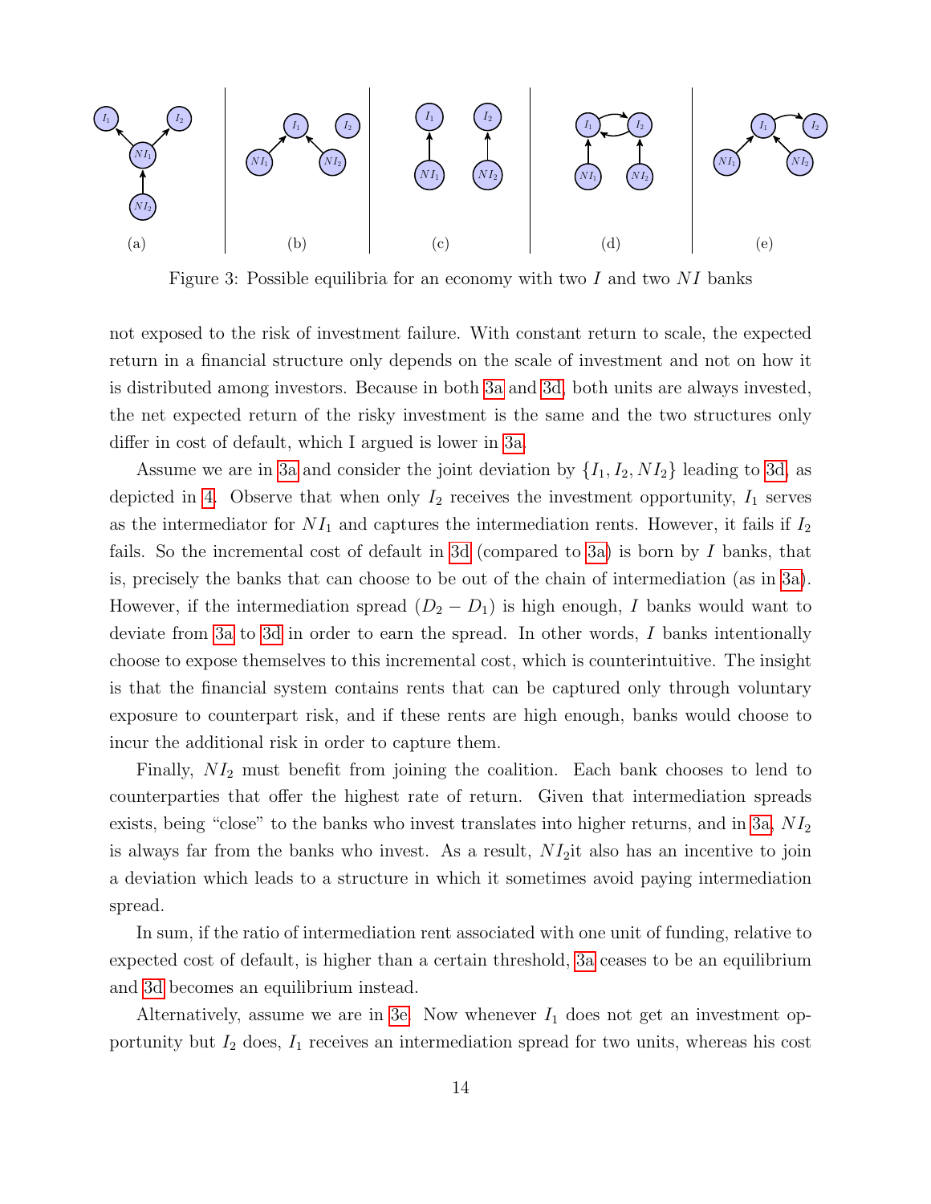(a) (b) (c) (d) (e)

Figure 3: Possible equilibria for an economy with two $I$ and two $NI$ banks

not exposed to the risk of investment failure. With constant return to scale, the expected return in a financial structure only depends on the scale of investment and not on how it is distributed among investors. Because in both 3a and 3d, both units are always invested, the net expected return of the risky investment is the same and the two structures only differ in cost of default, which I argued is lower in 3a.

Assume we are in 3a and consider the joint deviation by $\{I_1, I_2, NI_2\}$ leading to 3d, as depicted in 4. Observe that when only $I_2$ receives the investment opportunity, $I_1$ serves as the intermediator for $NI_1$ and captures the intermediation rents. However, it fails if $I_2$ fails. So the incremental cost of default in 3d (compared to 3a) is born by $I$ banks, that is, precisely the banks that can choose to be out of the chain of intermediation (as in 3a). However, if the intermediation spread $(D_2 - D_1)$ is high enough, $I$ banks would want to deviate from 3a to 3d in order to earn the spread. In other words, $I$ banks intentionally choose to expose themselves to this incremental cost, which is counterintuitive. The insight is that the financial system contains rents that can be captured only through voluntary exposure to counterpart risk, and if these rents are high enough, banks would choose to incur the additional risk in order to capture them.

Finally, $NI_2$ must benefit from joining the coalition. Each bank chooses to lend to counterparties that offer the highest rate of return. Given that intermediation spreads exists, being "close" to the banks who invest translates into higher returns, and in 3a, $NI_2$ is always far from the banks who invest. As a result, $NI_2$it also has an incentive to join a deviation which leads to a structure in which it sometimes avoid paying intermediation spread.

In sum, if the ratio of intermediation rent associated with one unit of funding, relative to expected cost of default, is higher than a certain threshold, 3a ceases to be an equilibrium and 3d becomes an equilibrium instead.

Alternatively, assume we are in 3e. Now whenever $I_1$ does not get an investment opportunity but $I_2$ does, $I_1$ receives an intermediation spread for two units, whereas his cost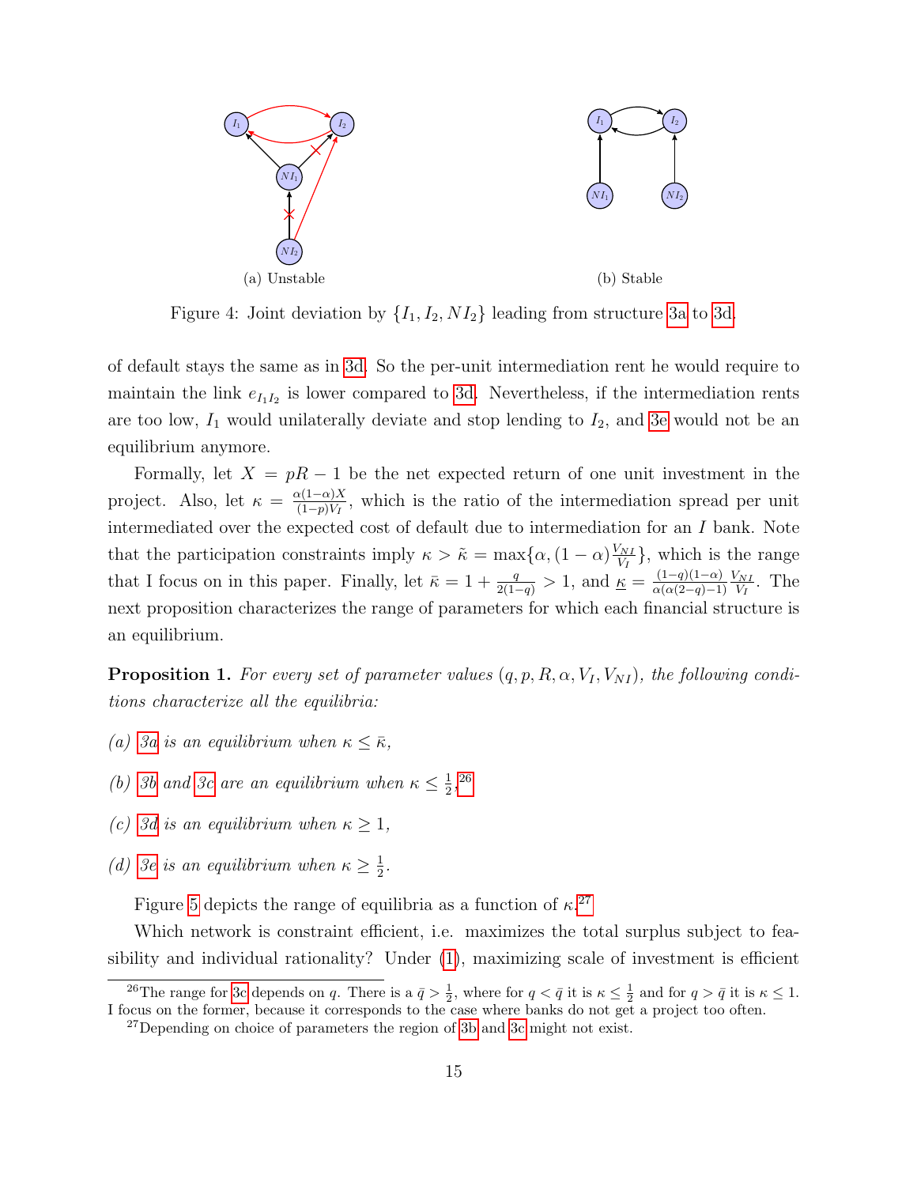(a) Unstable

(b) Stable

Figure 4: Joint deviation by $\{I_1, I_2, NI_2\}$ leading from structure 3a to 3d.

of default stays the same as in 3d. So the per-unit intermediation rent he would require to maintain the link $e_{I_1 I_2}$ is lower compared to 3d. Nevertheless, if the intermediation rents are too low, $I_1$ would unilaterally deviate and stop lending to $I_2$, and 3e would not be an equilibrium anymore.

Formally, let $X = pR - 1$ be the net expected return of one unit investment in the project. Also, let $\kappa = \frac{\alpha(1-\alpha)X}{(1-p)V_I}$, which is the ratio of the intermediation spread per unit intermediated over the expected cost of default due to intermediation for an $I$ bank. Note that the participation constraints imply $\kappa > \tilde{\kappa} = \max\{\alpha, (1-\alpha)\frac{V_{NI}}{V_I}\}$, which is the range that I focus on in this paper. Finally, let $\bar{\kappa} = 1 + \frac{q}{2(1-q)} > 1$, and $\underline{\kappa} = \frac{(1-q)(1-\alpha)}{\alpha(\alpha(2-q)-1)}\frac{V_{NI}}{V_I}$. The next proposition characterizes the range of parameters for which each financial structure is an equilibrium.

**Proposition 1.** *For every set of parameter values $(q, p, R, \alpha, V_I, V_{NI})$, the following conditions characterize all the equilibria:*

*(a) 3a is an equilibrium when $\kappa \leq \bar{\kappa}$,*

*(b) 3b and 3c are an equilibrium when $\kappa \leq \frac{1}{2}$,*[26]

*(c) 3d is an equilibrium when $\kappa \geq 1$,*

*(d) 3e is an equilibrium when $\kappa \geq \frac{1}{2}$.*

Figure 5 depicts the range of equilibria as a function of $\kappa$.[27]

Which network is constraint efficient, i.e. maximizes the total surplus subject to feasibility and individual rationality? Under (1), maximizing scale of investment is efficient

[26] The range for 3c depends on $q$. There is a $\bar{q} > \frac{1}{2}$, where for $q < \bar{q}$ it is $\kappa \leq \frac{1}{2}$ and for $q > \bar{q}$ it is $\kappa \leq 1$. I focus on the former, because it corresponds to the case where banks do not get a project too often.

[27] Depending on choice of parameters the region of 3b and 3c might not exist.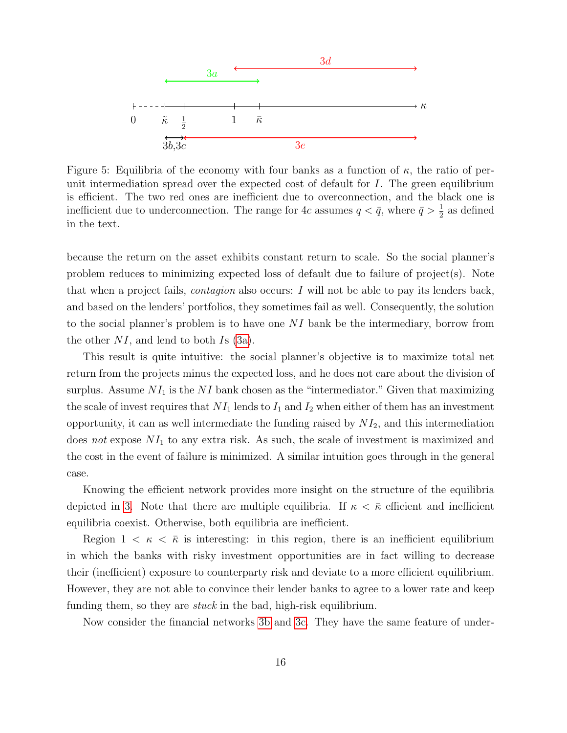Figure 5: Equilibria of the economy with four banks as a function of $\kappa$, the ratio of per-unit intermediation spread over the expected cost of default for $I$. The green equilibrium is efficient. The two red ones are inefficient due to overconnection, and the black one is inefficient due to underconnection. The range for $4c$ assumes $q < \bar{q}$, where $\bar{q} > \frac{1}{2}$ as defined in the text.

because the return on the asset exhibits constant return to scale. So the social planner's problem reduces to minimizing expected loss of default due to failure of project(s). Note that when a project fails, *contagion* also occurs: $I$ will not be able to pay its lenders back, and based on the lenders' portfolios, they sometimes fail as well. Consequently, the solution to the social planner's problem is to have one $NI$ bank be the intermediary, borrow from the other $NI$, and lend to both $I$s (3a).

This result is quite intuitive: the social planner's objective is to maximize total net return from the projects minus the expected loss, and he does not care about the division of surplus. Assume $NI_1$ is the $NI$ bank chosen as the "intermediator." Given that maximizing the scale of invest requires that $NI_1$ lends to $I_1$ and $I_2$ when either of them has an investment opportunity, it can as well intermediate the funding raised by $NI_2$, and this intermediation does *not* expose $NI_1$ to any extra risk. As such, the scale of investment is maximized and the cost in the event of failure is minimized. A similar intuition goes through in the general case.

Knowing the efficient network provides more insight on the structure of the equilibria depicted in 3. Note that there are multiple equilibria. If $\kappa < \bar{\kappa}$ efficient and inefficient equilibria coexist. Otherwise, both equilibria are inefficient.

Region $1 < \kappa < \bar{\kappa}$ is interesting: in this region, there is an inefficient equilibrium in which the banks with risky investment opportunities are in fact willing to decrease their (inefficient) exposure to counterparty risk and deviate to a more efficient equilibrium. However, they are not able to convince their lender banks to agree to a lower rate and keep funding them, so they are *stuck* in the bad, high-risk equilibrium.

Now consider the financial networks 3b and 3c. They have the same feature of under-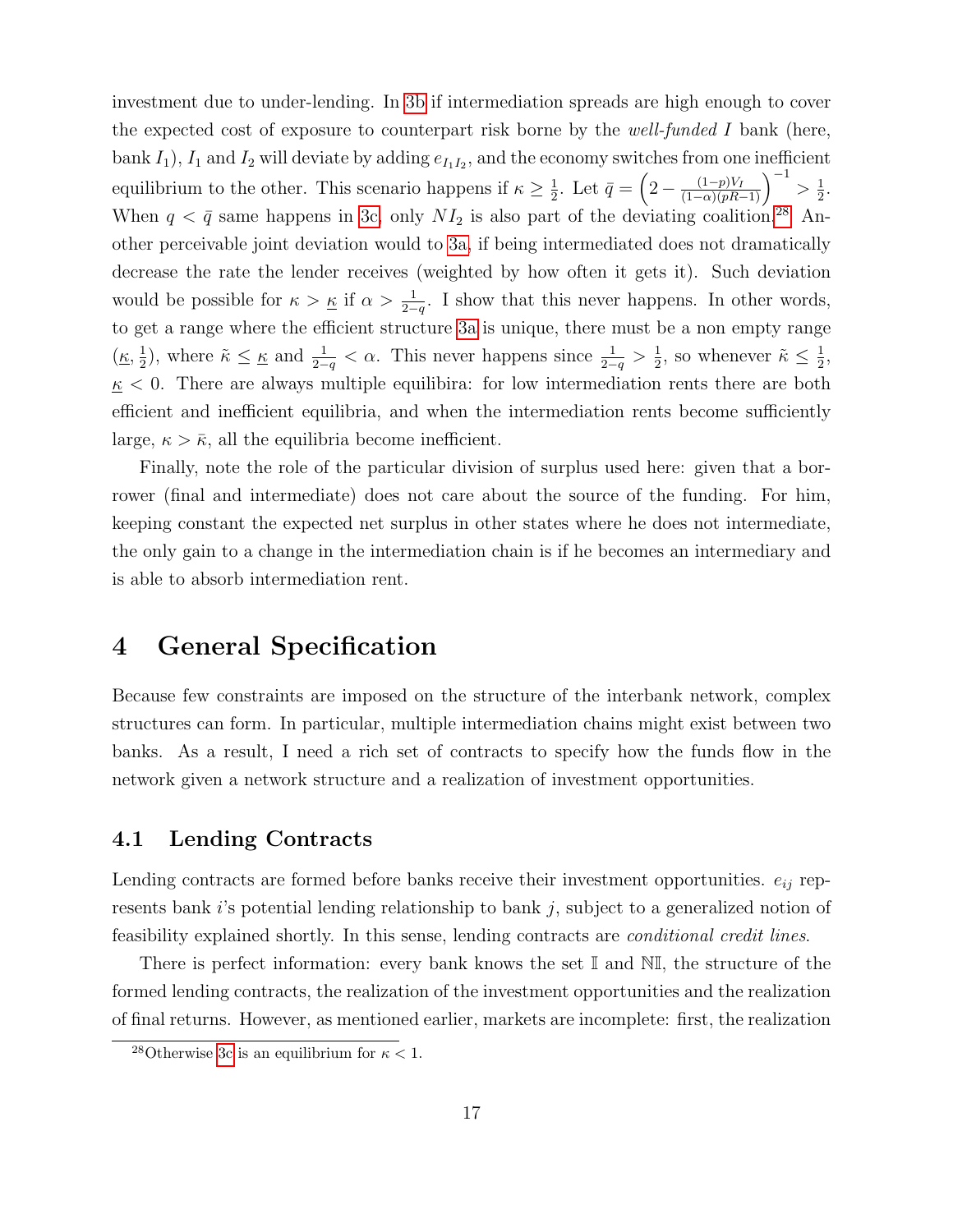investment due to under-lending. In 3b if intermediation spreads are high enough to cover the expected cost of exposure to counterpart risk borne by the *well-funded* $I$ bank (here, bank $I_1$), $I_1$ and $I_2$ will deviate by adding $e_{I_1 I_2}$, and the economy switches from one inefficient equilibrium to the other. This scenario happens if $\kappa \geq \frac{1}{2}$. Let $\bar{q} = \left(2 - \frac{(1-p)V_I}{(1-\alpha)(pR-1)}\right)^{-1} > \frac{1}{2}$. When $q < \bar{q}$ same happens in 3c, only $NI_2$ is also part of the deviating coalition.[28] Another perceivable joint deviation would to 3a, if being intermediated does not dramatically decrease the rate the lender receives (weighted by how often it gets it). Such deviation would be possible for $\kappa > \underline{\kappa}$ if $\alpha > \frac{1}{2-q}$. I show that this never happens. In other words, to get a range where the efficient structure 3a is unique, there must be a non empty range $(\underline{\kappa}, \frac{1}{2})$, where $\tilde{\kappa} \leq \underline{\kappa}$ and $\frac{1}{2-q} < \alpha$. This never happens since $\frac{1}{2-q} > \frac{1}{2}$, so whenever $\tilde{\kappa} \leq \frac{1}{2}$, $\underline{\kappa} < 0$. There are always multiple equilibira: for low intermediation rents there are both efficient and inefficient equilibria, and when the intermediation rents become sufficiently large, $\kappa > \bar{\kappa}$, all the equilibria become inefficient.

Finally, note the role of the particular division of surplus used here: given that a borrower (final and intermediate) does not care about the source of the funding. For him, keeping constant the expected net surplus in other states where he does not intermediate, the only gain to a change in the intermediation chain is if he becomes an intermediary and is able to absorb intermediation rent.

# 4 General Specification

Because few constraints are imposed on the structure of the interbank network, complex structures can form. In particular, multiple intermediation chains might exist between two banks. As a result, I need a rich set of contracts to specify how the funds flow in the network given a network structure and a realization of investment opportunities.

## 4.1 Lending Contracts

Lending contracts are formed before banks receive their investment opportunities. $e_{ij}$ represents bank $i$'s potential lending relationship to bank $j$, subject to a generalized notion of feasibility explained shortly. In this sense, lending contracts are *conditional credit lines*.

There is perfect information: every bank knows the set $\mathbb{I}$ and $\mathbb{NI}$, the structure of the formed lending contracts, the realization of the investment opportunities and the realization of final returns. However, as mentioned earlier, markets are incomplete: first, the realization

[28] Otherwise 3c is an equilibrium for $\kappa < 1$.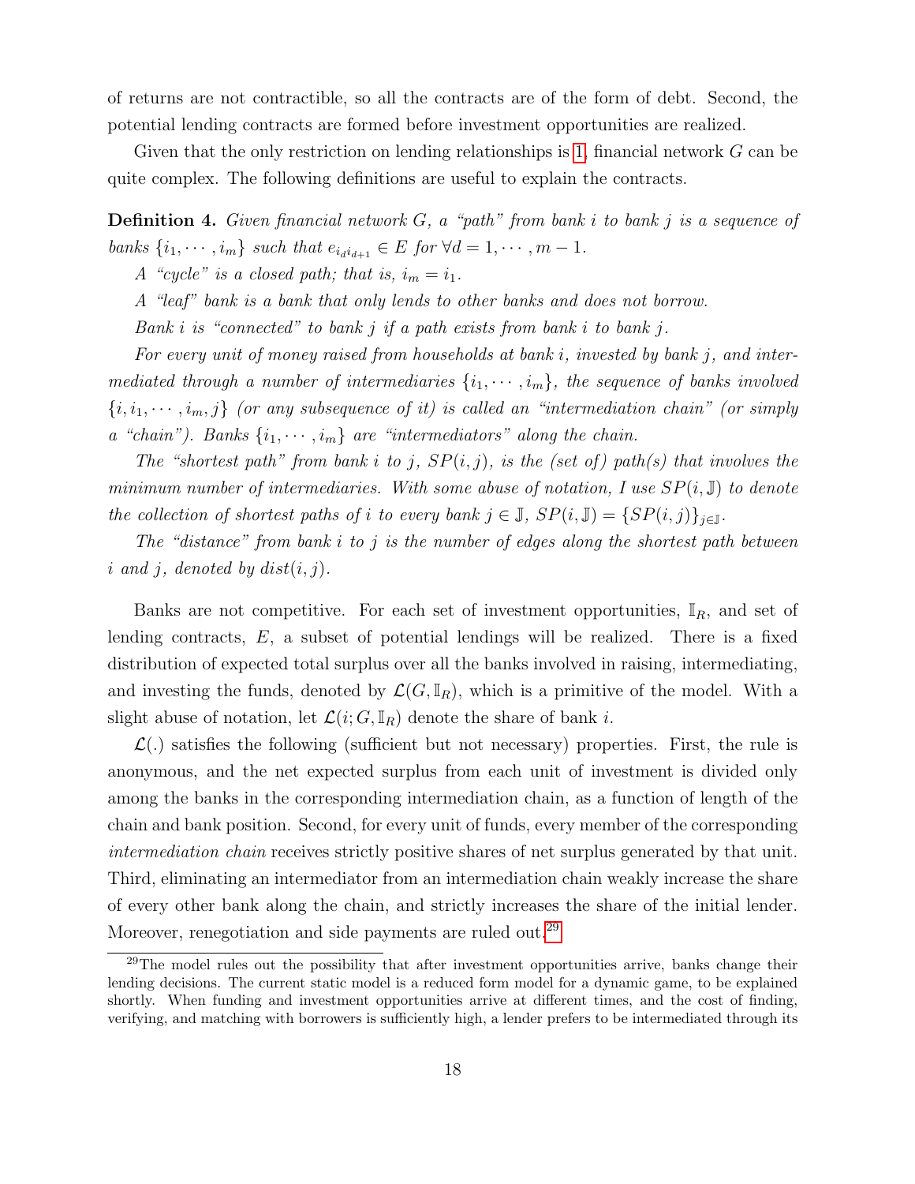of returns are not contractible, so all the contracts are of the form of debt. Second, the potential lending contracts are formed before investment opportunities are realized.

Given that the only restriction on lending relationships is 1, financial network $G$ can be quite complex. The following definitions are useful to explain the contracts.

**Definition 4.** *Given financial network $G$, a "path" from bank $i$ to bank $j$ is a sequence of banks $\{i_1, \cdots, i_m\}$ such that $e_{i_d i_{d+1}} \in E$ for $\forall d = 1, \cdots, m-1$.*

*A "cycle" is a closed path; that is, $i_m = i_1$.*

*A "leaf" bank is a bank that only lends to other banks and does not borrow.*

*Bank $i$ is "connected" to bank $j$ if a path exists from bank $i$ to bank $j$.*

*For every unit of money raised from households at bank $i$, invested by bank $j$, and intermediated through a number of intermediaries $\{i_1, \cdots, i_m\}$, the sequence of banks involved $\{i, i_1, \cdots, i_m, j\}$ (or any subsequence of it) is called an "intermediation chain" (or simply a "chain"). Banks $\{i_1, \cdots, i_m\}$ are "intermediators" along the chain.*

*The "shortest path" from bank $i$ to $j$, $SP(i, j)$, is the (set of) path(s) that involves the minimum number of intermediaries. With some abuse of notation, I use $SP(i, \mathbb{J})$ to denote the collection of shortest paths of $i$ to every bank $j \in \mathbb{J}$, $SP(i, \mathbb{J}) = \{SP(i, j)\}_{j \in \mathbb{J}}$.*

*The "distance" from bank $i$ to $j$ is the number of edges along the shortest path between $i$ and $j$, denoted by $dist(i, j)$.*

Banks are not competitive. For each set of investment opportunities, $\mathbb{I}_R$, and set of lending contracts, $E$, a subset of potential lendings will be realized. There is a fixed distribution of expected total surplus over all the banks involved in raising, intermediating, and investing the funds, denoted by $\mathcal{L}(G, \mathbb{I}_R)$, which is a primitive of the model. With a slight abuse of notation, let $\mathcal{L}(i; G, \mathbb{I}_R)$ denote the share of bank $i$.

$\mathcal{L}(.)$ satisfies the following (sufficient but not necessary) properties. First, the rule is anonymous, and the net expected surplus from each unit of investment is divided only among the banks in the corresponding intermediation chain, as a function of length of the chain and bank position. Second, for every unit of funds, every member of the corresponding *intermediation chain* receives strictly positive shares of net surplus generated by that unit. Third, eliminating an intermediator from an intermediation chain weakly increase the share of every other bank along the chain, and strictly increases the share of the initial lender. Moreover, renegotiation and side payments are ruled out.[29]

[29]The model rules out the possibility that after investment opportunities arrive, banks change their lending decisions. The current static model is a reduced form model for a dynamic game, to be explained shortly. When funding and investment opportunities arrive at different times, and the cost of finding, verifying, and matching with borrowers is sufficiently high, a lender prefers to be intermediated through its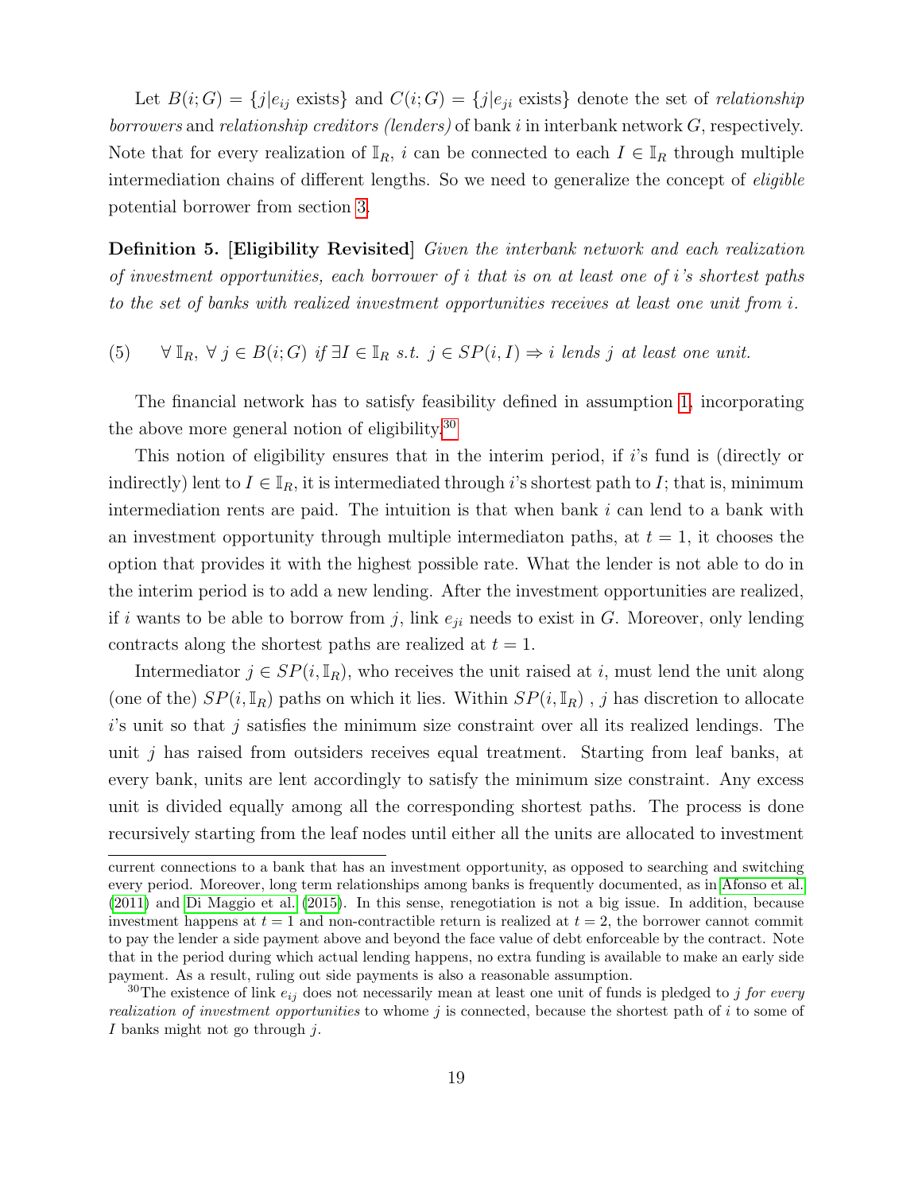Let $B(i;G) = \{j|e_{ij} \text{ exists}\}$ and $C(i;G) = \{j|e_{ji} \text{ exists}\}$ denote the set of *relationship borrowers* and *relationship creditors (lenders)* of bank $i$ in interbank network $G$, respectively. Note that for every realization of $\mathbb{I}_R$, $i$ can be connected to each $I \in \mathbb{I}_R$ through multiple intermediation chains of different lengths. So we need to generalize the concept of *eligible* potential borrower from section 3.

**Definition 5. [Eligibility Revisited]** *Given the interbank network and each realization of investment opportunities, each borrower of $i$ that is on at least one of $i$'s shortest paths to the set of banks with realized investment opportunities receives at least one unit from $i$.*

$$(5) \qquad \forall\, \mathbb{I}_R,\ \forall\, j \in B(i;G) \text{ if } \exists I \in \mathbb{I}_R \text{ s.t. } j \in SP(i,I) \Rightarrow i \text{ lends } j \text{ at least one unit.}$$

The financial network has to satisfy feasibility defined in assumption 1, incorporating the above more general notion of eligibility.[30]

This notion of eligibility ensures that in the interim period, if $i$'s fund is (directly or indirectly) lent to $I \in \mathbb{I}_R$, it is intermediated through $i$'s shortest path to $I$; that is, minimum intermediation rents are paid. The intuition is that when bank $i$ can lend to a bank with an investment opportunity through multiple intermediaton paths, at $t = 1$, it chooses the option that provides it with the highest possible rate. What the lender is not able to do in the interim period is to add a new lending. After the investment opportunities are realized, if $i$ wants to be able to borrow from $j$, link $e_{ji}$ needs to exist in $G$. Moreover, only lending contracts along the shortest paths are realized at $t = 1$.

Intermediator $j \in SP(i, \mathbb{I}_R)$, who receives the unit raised at $i$, must lend the unit along (one of the) $SP(i, \mathbb{I}_R)$ paths on which it lies. Within $SP(i, \mathbb{I}_R)$ , $j$ has discretion to allocate $i$'s unit so that $j$ satisfies the minimum size constraint over all its realized lendings. The unit $j$ has raised from outsiders receives equal treatment. Starting from leaf banks, at every bank, units are lent accordingly to satisfy the minimum size constraint. Any excess unit is divided equally among all the corresponding shortest paths. The process is done recursively starting from the leaf nodes until either all the units are allocated to investment

---

current connections to a bank that has an investment opportunity, as opposed to searching and switching every period. Moreover, long term relationships among banks is frequently documented, as in Afonso et al. (2011) and Di Maggio et al. (2015). In this sense, renegotiation is not a big issue. In addition, because investment happens at $t = 1$ and non-contractible return is realized at $t = 2$, the borrower cannot commit to pay the lender a side payment above and beyond the face value of debt enforceable by the contract. Note that in the period during which actual lending happens, no extra funding is available to make an early side payment. As a result, ruling out side payments is also a reasonable assumption.

[30] The existence of link $e_{ij}$ does not necessarily mean at least one unit of funds is pledged to $j$ *for every realization of investment opportunities* to whome $j$ is connected, because the shortest path of $i$ to some of $I$ banks might not go through $j$.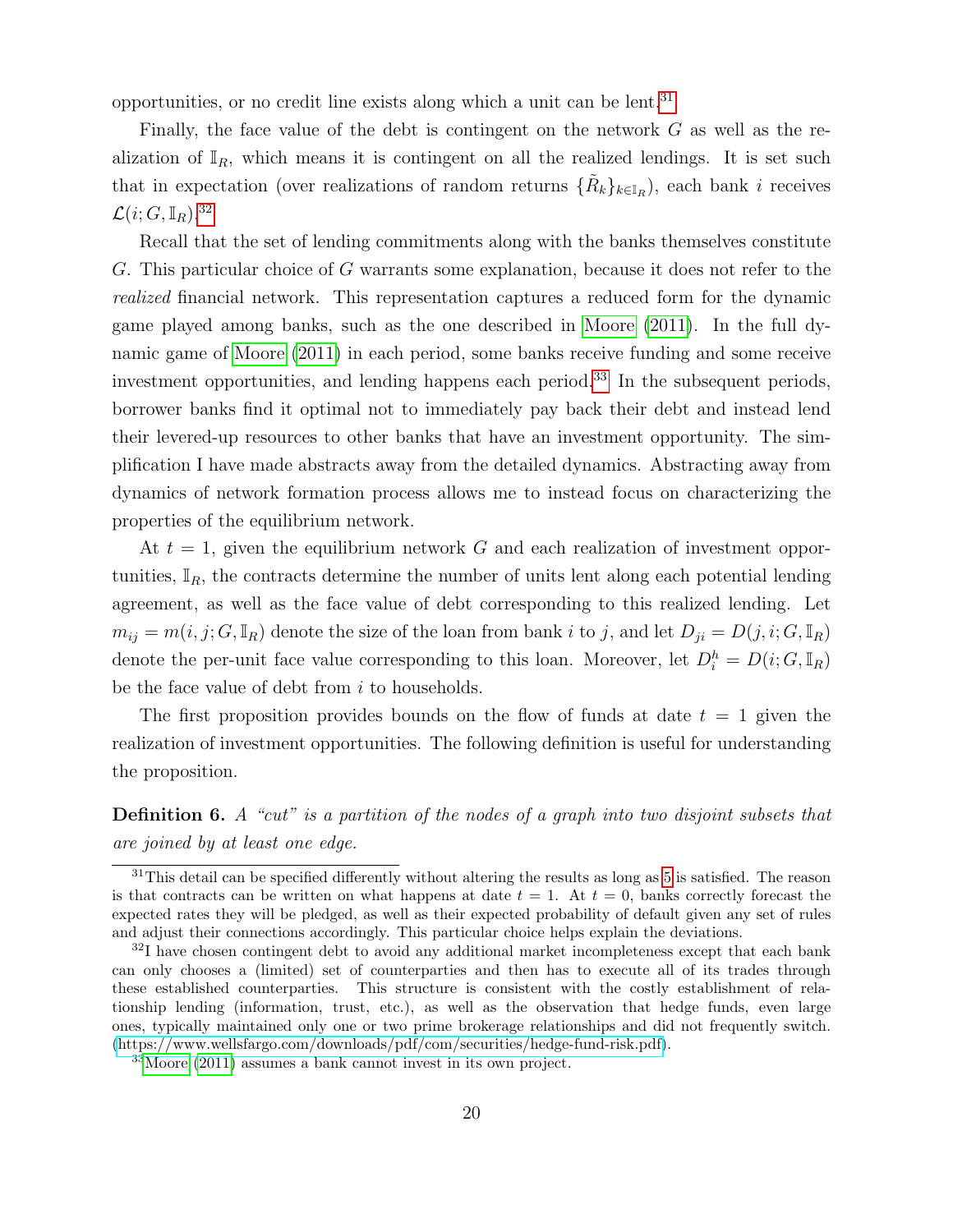opportunities, or no credit line exists along which a unit can be lent.[31]

Finally, the face value of the debt is contingent on the network $G$ as well as the realization of $\mathbb{I}_R$, which means it is contingent on all the realized lendings. It is set such that in expectation (over realizations of random returns $\{\tilde{R}_k\}_{k\in\mathbb{I}_R}$), each bank $i$ receives $\mathcal{L}(i; G, \mathbb{I}_R)$.[32]

Recall that the set of lending commitments along with the banks themselves constitute $G$. This particular choice of $G$ warrants some explanation, because it does not refer to the *realized* financial network. This representation captures a reduced form for the dynamic game played among banks, such as the one described in Moore (2011). In the full dynamic game of Moore (2011) in each period, some banks receive funding and some receive investment opportunities, and lending happens each period.[33] In the subsequent periods, borrower banks find it optimal not to immediately pay back their debt and instead lend their levered-up resources to other banks that have an investment opportunity. The simplification I have made abstracts away from the detailed dynamics. Abstracting away from dynamics of network formation process allows me to instead focus on characterizing the properties of the equilibrium network.

At $t = 1$, given the equilibrium network $G$ and each realization of investment opportunities, $\mathbb{I}_R$, the contracts determine the number of units lent along each potential lending agreement, as well as the face value of debt corresponding to this realized lending. Let $m_{ij} = m(i, j; G, \mathbb{I}_R)$ denote the size of the loan from bank $i$ to $j$, and let $D_{ji} = D(j, i; G, \mathbb{I}_R)$ denote the per-unit face value corresponding to this loan. Moreover, let $D_i^h = D(i; G, \mathbb{I}_R)$ be the face value of debt from $i$ to households.

The first proposition provides bounds on the flow of funds at date $t = 1$ given the realization of investment opportunities. The following definition is useful for understanding the proposition.

**Definition 6.** *A "cut" is a partition of the nodes of a graph into two disjoint subsets that are joined by at least one edge.*

---

[31] This detail can be specified differently without altering the results as long as 5 is satisfied. The reason is that contracts can be written on what happens at date $t = 1$. At $t = 0$, banks correctly forecast the expected rates they will be pledged, as well as their expected probability of default given any set of rules and adjust their connections accordingly. This particular choice helps explain the deviations.

[32] I have chosen contingent debt to avoid any additional market incompleteness except that each bank can only chooses a (limited) set of counterparties and then has to execute all of its trades through these established counterparties. This structure is consistent with the costly establishment of relationship lending (information, trust, etc.), as well as the observation that hedge funds, even large ones, typically maintained only one or two prime brokerage relationships and did not frequently switch. (https://www.wellsfargo.com/downloads/pdf/com/securities/hedge-fund-risk.pdf).

[33] Moore (2011) assumes a bank cannot invest in its own project.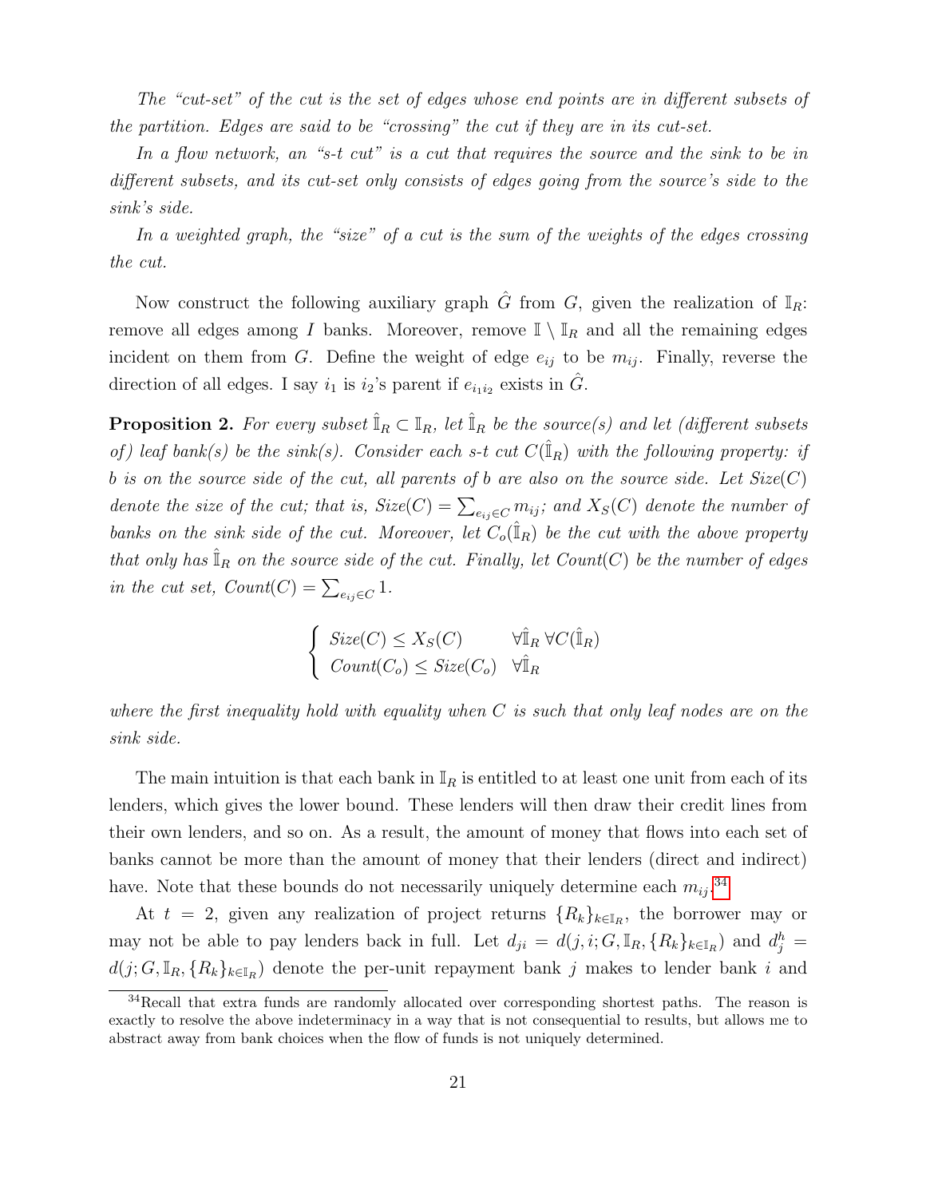*The "cut-set" of the cut is the set of edges whose end points are in different subsets of the partition. Edges are said to be "crossing" the cut if they are in its cut-set.*

*In a flow network, an "s-t cut" is a cut that requires the source and the sink to be in different subsets, and its cut-set only consists of edges going from the source's side to the sink's side.*

*In a weighted graph, the "size" of a cut is the sum of the weights of the edges crossing the cut.*

Now construct the following auxiliary graph $\hat{G}$ from $G$, given the realization of $\mathbb{I}_R$: remove all edges among $I$ banks. Moreover, remove $\mathbb{I} \setminus \mathbb{I}_R$ and all the remaining edges incident on them from $G$. Define the weight of edge $e_{ij}$ to be $m_{ij}$. Finally, reverse the direction of all edges. I say $i_1$ is $i_2$'s parent if $e_{i_1 i_2}$ exists in $\hat{G}$.

**Proposition 2.** *For every subset $\hat{\mathbb{I}}_R \subset \mathbb{I}_R$, let $\hat{\mathbb{I}}_R$ be the source(s) and let (different subsets of) leaf bank(s) be the sink(s). Consider each s-t cut $C(\hat{\mathbb{I}}_R)$ with the following property: if $b$ is on the source side of the cut, all parents of $b$ are also on the source side. Let $Size(C)$ denote the size of the cut; that is, $Size(C) = \sum_{e_{ij} \in C} m_{ij}$; and $X_S(C)$ denote the number of banks on the sink side of the cut. Moreover, let $C_o(\hat{\mathbb{I}}_R)$ be the cut with the above property that only has $\hat{\mathbb{I}}_R$ on the source side of the cut. Finally, let $Count(C)$ be the number of edges in the cut set, $Count(C) = \sum_{e_{ij} \in C} 1$.*

$$
\begin{cases}
Size(C) \leq X_S(C) & \forall \hat{\mathbb{I}}_R \; \forall C(\hat{\mathbb{I}}_R) \\
Count(C_o) \leq Size(C_o) & \forall \hat{\mathbb{I}}_R
\end{cases}
$$

*where the first inequality hold with equality when $C$ is such that only leaf nodes are on the sink side.*

The main intuition is that each bank in $\mathbb{I}_R$ is entitled to at least one unit from each of its lenders, which gives the lower bound. These lenders will then draw their credit lines from their own lenders, and so on. As a result, the amount of money that flows into each set of banks cannot be more than the amount of money that their lenders (direct and indirect) have. Note that these bounds do not necessarily uniquely determine each $m_{ij}$.[34]

At $t = 2$, given any realization of project returns $\{R_k\}_{k \in \mathbb{I}_R}$, the borrower may or may not be able to pay lenders back in full. Let $d_{ji} = d(j, i; G, \mathbb{I}_R, \{R_k\}_{k \in \mathbb{I}_R})$ and $d_j^h = d(j; G, \mathbb{I}_R, \{R_k\}_{k \in \mathbb{I}_R})$ denote the per-unit repayment bank $j$ makes to lender bank $i$ and

[34] Recall that extra funds are randomly allocated over corresponding shortest paths. The reason is exactly to resolve the above indeterminacy in a way that is not consequential to results, but allows me to abstract away from bank choices when the flow of funds is not uniquely determined.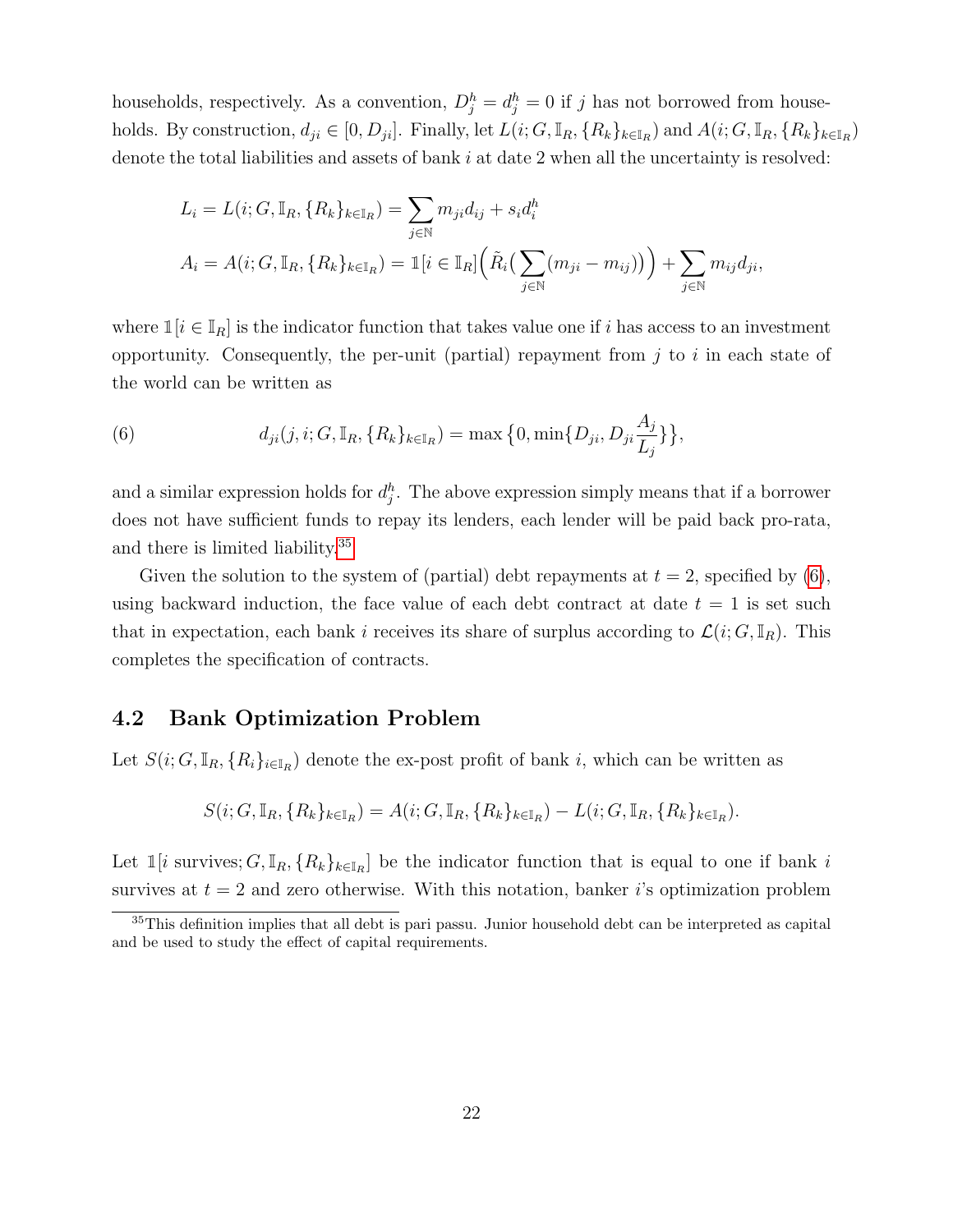households, respectively. As a convention, $D_j^h = d_j^h = 0$ if $j$ has not borrowed from households. By construction, $d_{ji} \in [0, D_{ji}]$. Finally, let $L(i; G, \mathbb{I}_R, \{R_k\}_{k \in \mathbb{I}_R})$ and $A(i; G, \mathbb{I}_R, \{R_k\}_{k \in \mathbb{I}_R})$ denote the total liabilities and assets of bank $i$ at date 2 when all the uncertainty is resolved:

$$
\begin{aligned}
L_i &= L(i; G, \mathbb{I}_R, \{R_k\}_{k \in \mathbb{I}_R}) = \sum_{j \in \mathbb{N}} m_{ji} d_{ij} + s_i d_i^h \\
A_i &= A(i; G, \mathbb{I}_R, \{R_k\}_{k \in \mathbb{I}_R}) = \mathbb{1}[i \in \mathbb{I}_R] \Big( \tilde{R}_i \big( \sum_{j \in \mathbb{N}} (m_{ji} - m_{ij}) \big) \Big) + \sum_{j \in \mathbb{N}} m_{ij} d_{ji},
\end{aligned}
$$

where $\mathbb{1}[i \in \mathbb{I}_R]$ is the indicator function that takes value one if $i$ has access to an investment opportunity. Consequently, the per-unit (partial) repayment from $j$ to $i$ in each state of the world can be written as

$$
d_{ji}(j, i; G, \mathbb{I}_R, \{R_k\}_{k \in \mathbb{I}_R}) = \max\big\{0, \min\{D_{ji}, D_{ji} \frac{A_j}{L_j}\}\big\}, \tag{6}
$$

and a similar expression holds for $d_j^h$. The above expression simply means that if a borrower does not have sufficient funds to repay its lenders, each lender will be paid back pro-rata, and there is limited liability.[35]

Given the solution to the system of (partial) debt repayments at $t = 2$, specified by (6), using backward induction, the face value of each debt contract at date $t = 1$ is set such that in expectation, each bank $i$ receives its share of surplus according to $\mathcal{L}(i; G, \mathbb{I}_R)$. This completes the specification of contracts.

## 4.2 Bank Optimization Problem

Let $S(i; G, \mathbb{I}_R, \{R_i\}_{i \in \mathbb{I}_R})$ denote the ex-post profit of bank $i$, which can be written as

$$
S(i; G, \mathbb{I}_R, \{R_k\}_{k \in \mathbb{I}_R}) = A(i; G, \mathbb{I}_R, \{R_k\}_{k \in \mathbb{I}_R}) - L(i; G, \mathbb{I}_R, \{R_k\}_{k \in \mathbb{I}_R}).
$$

Let $\mathbb{1}[i \text{ survives}; G, \mathbb{I}_R, \{R_k\}_{k \in \mathbb{I}_R}]$ be the indicator function that is equal to one if bank $i$ survives at $t = 2$ and zero otherwise. With this notation, banker $i$'s optimization problem

[35] This definition implies that all debt is pari passu. Junior household debt can be interpreted as capital and be used to study the effect of capital requirements.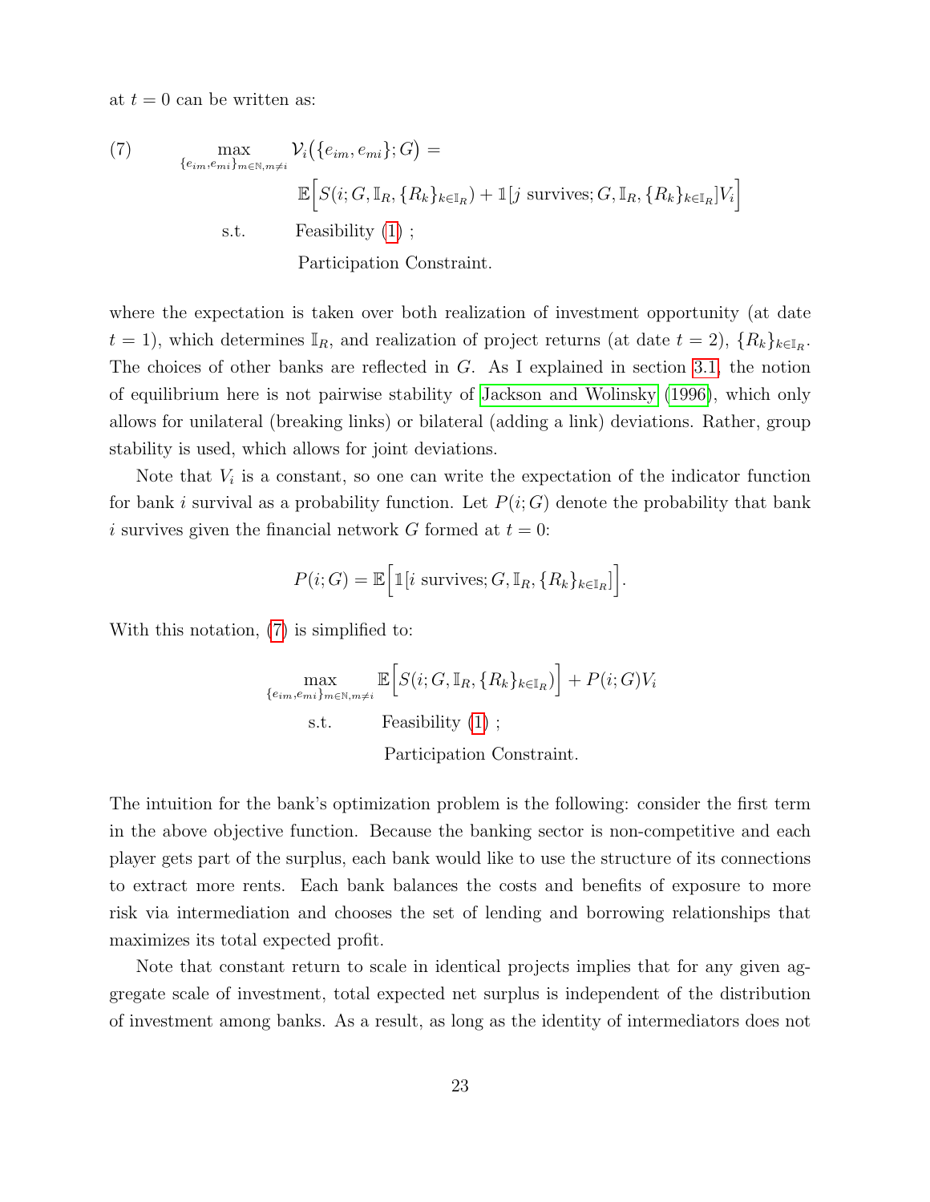at $t = 0$ can be written as:

$$
\begin{aligned}
(7) \qquad \max_{\{e_{im}, e_{mi}\}_{m \in \mathbb{N}, m \neq i}} \; & \mathcal{V}_i\big(\{e_{im}, e_{mi}\}; G\big) = \\
& \mathbb{E}\Big[S(i; G, \mathbb{I}_R, \{R_k\}_{k \in \mathbb{I}_R}) + \mathbb{1}[j \text{ survives}; G, \mathbb{I}_R, \{R_k\}_{k \in \mathbb{I}_R}] V_i\Big] \\
\text{s.t.} \quad & \text{Feasibility (1) ;} \\
& \text{Participation Constraint.}
\end{aligned}
$$

where the expectation is taken over both realization of investment opportunity (at date $t = 1$), which determines $\mathbb{I}_R$, and realization of project returns (at date $t = 2$), $\{R_k\}_{k \in \mathbb{I}_R}$. The choices of other banks are reflected in $G$. As I explained in section 3.1, the notion of equilibrium here is not pairwise stability of Jackson and Wolinsky (1996), which only allows for unilateral (breaking links) or bilateral (adding a link) deviations. Rather, group stability is used, which allows for joint deviations.

Note that $V_i$ is a constant, so one can write the expectation of the indicator function for bank $i$ survival as a probability function. Let $P(i; G)$ denote the probability that bank $i$ survives given the financial network $G$ formed at $t = 0$:

$$
P(i; G) = \mathbb{E}\Big[\mathbb{1}[i \text{ survives}; G, \mathbb{I}_R, \{R_k\}_{k \in \mathbb{I}_R}]\Big].
$$

With this notation, (7) is simplified to:

$$
\begin{aligned}
\max_{\{e_{im}, e_{mi}\}_{m \in \mathbb{N}, m \neq i}} \; & \mathbb{E}\Big[S(i; G, \mathbb{I}_R, \{R_k\}_{k \in \mathbb{I}_R})\Big] + P(i; G) V_i \\
\text{s.t.} \quad & \text{Feasibility (1) ;} \\
& \text{Participation Constraint.}
\end{aligned}
$$

The intuition for the bank's optimization problem is the following: consider the first term in the above objective function. Because the banking sector is non-competitive and each player gets part of the surplus, each bank would like to use the structure of its connections to extract more rents. Each bank balances the costs and benefits of exposure to more risk via intermediation and chooses the set of lending and borrowing relationships that maximizes its total expected profit.

Note that constant return to scale in identical projects implies that for any given aggregate scale of investment, total expected net surplus is independent of the distribution of investment among banks. As a result, as long as the identity of intermediators does not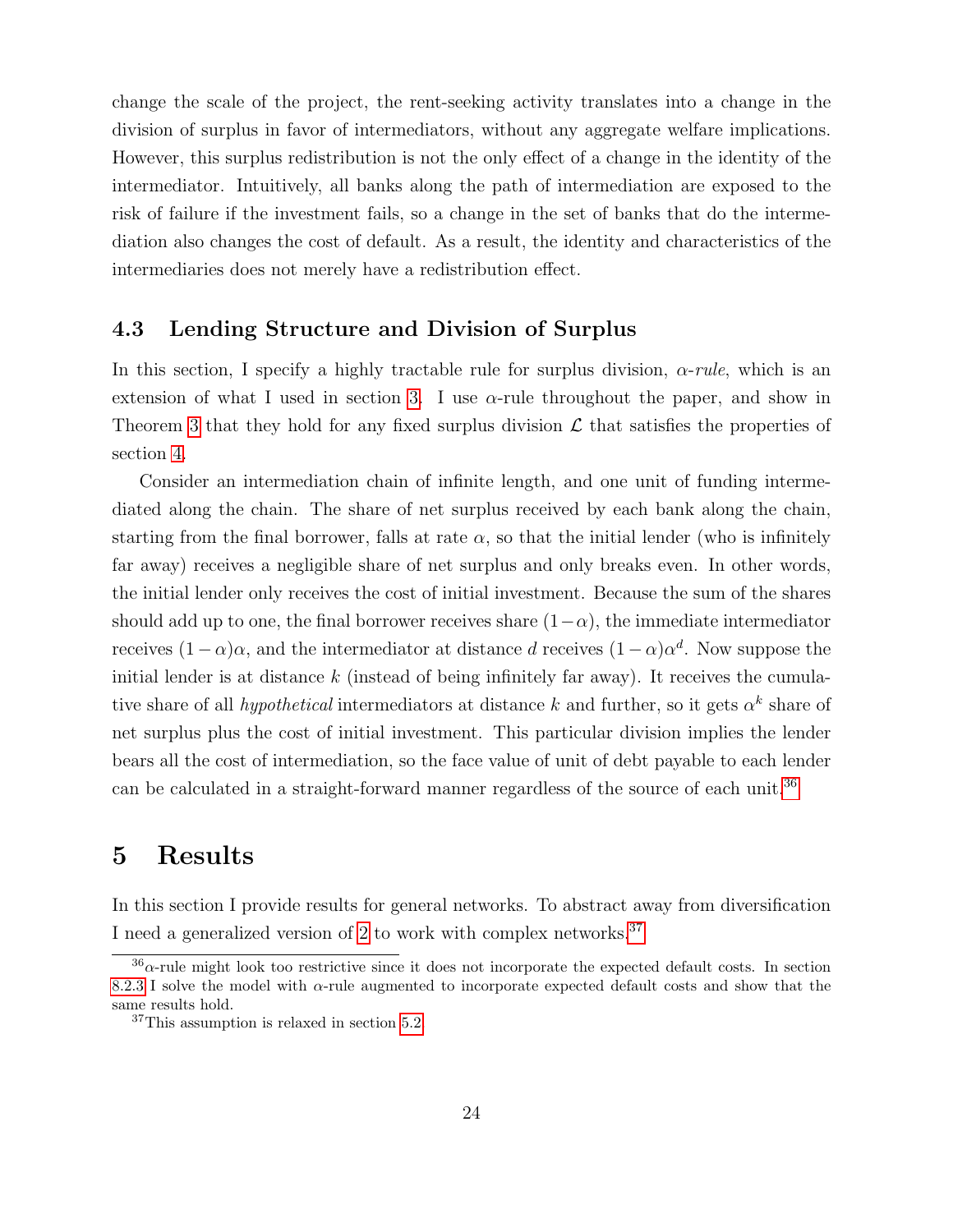change the scale of the project, the rent-seeking activity translates into a change in the division of surplus in favor of intermediators, without any aggregate welfare implications. However, this surplus redistribution is not the only effect of a change in the identity of the intermediator. Intuitively, all banks along the path of intermediation are exposed to the risk of failure if the investment fails, so a change in the set of banks that do the intermediation also changes the cost of default. As a result, the identity and characteristics of the intermediaries does not merely have a redistribution effect.

### 4.3 Lending Structure and Division of Surplus

In this section, I specify a highly tractable rule for surplus division, $\alpha$-*rule*, which is an extension of what I used in section 3. I use $\alpha$-rule throughout the paper, and show in Theorem 3 that they hold for any fixed surplus division $\mathcal{L}$ that satisfies the properties of section 4.

Consider an intermediation chain of infinite length, and one unit of funding intermediated along the chain. The share of net surplus received by each bank along the chain, starting from the final borrower, falls at rate $\alpha$, so that the initial lender (who is infinitely far away) receives a negligible share of net surplus and only breaks even. In other words, the initial lender only receives the cost of initial investment. Because the sum of the shares should add up to one, the final borrower receives share $(1-\alpha)$, the immediate intermediator receives $(1-\alpha)\alpha$, and the intermediator at distance $d$ receives $(1-\alpha)\alpha^d$. Now suppose the initial lender is at distance $k$ (instead of being infinitely far away). It receives the cumulative share of all *hypothetical* intermediators at distance $k$ and further, so it gets $\alpha^k$ share of net surplus plus the cost of initial investment. This particular division implies the lender bears all the cost of intermediation, so the face value of unit of debt payable to each lender can be calculated in a straight-forward manner regardless of the source of each unit.[36]

## 5 Results

In this section I provide results for general networks. To abstract away from diversification I need a generalized version of 2 to work with complex networks.[37]

[36] $\alpha$-rule might look too restrictive since it does not incorporate the expected default costs. In section 8.2.3 I solve the model with $\alpha$-rule augmented to incorporate expected default costs and show that the same results hold.

[37] This assumption is relaxed in section 5.2.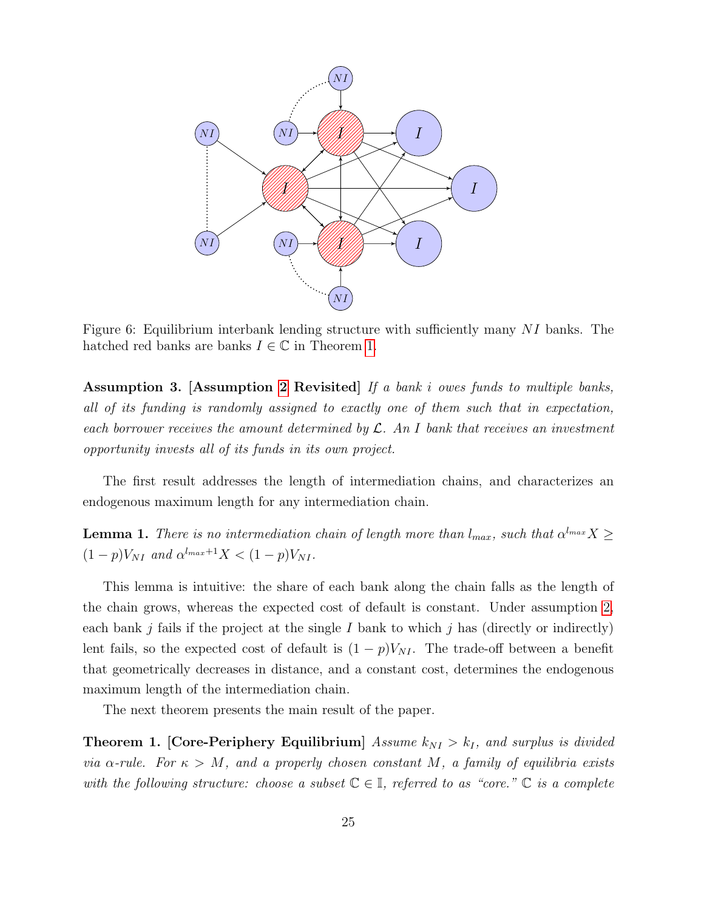Figure 6: Equilibrium interbank lending structure with sufficiently many $NI$ banks. The hatched red banks are banks $I \in \mathbb{C}$ in Theorem 1.

**Assumption 3.** **[Assumption 2 Revisited]** *If a bank $i$ owes funds to multiple banks, all of its funding is randomly assigned to exactly one of them such that in expectation, each borrower receives the amount determined by $\mathcal{L}$. An $I$ bank that receives an investment opportunity invests all of its funds in its own project.*

The first result addresses the length of intermediation chains, and characterizes an endogenous maximum length for any intermediation chain.

**Lemma 1.** *There is no intermediation chain of length more than $l_{max}$, such that $\alpha^{l_{max}} X \geq (1-p)V_{NI}$ and $\alpha^{l_{max}+1} X < (1-p)V_{NI}$.*

This lemma is intuitive: the share of each bank along the chain falls as the length of the chain grows, whereas the expected cost of default is constant. Under assumption 2, each bank $j$ fails if the project at the single $I$ bank to which $j$ has (directly or indirectly) lent fails, so the expected cost of default is $(1-p)V_{NI}$. The trade-off between a benefit that geometrically decreases in distance, and a constant cost, determines the endogenous maximum length of the intermediation chain.

The next theorem presents the main result of the paper.

**Theorem 1.** **[Core-Periphery Equilibrium]** *Assume $k_{NI} > k_I$, and surplus is divided via $\alpha$-rule. For $\kappa > M$, and a properly chosen constant $M$, a family of equilibria exists with the following structure: choose a subset $\mathbb{C} \in \mathbb{I}$, referred to as "core." $\mathbb{C}$ is a complete*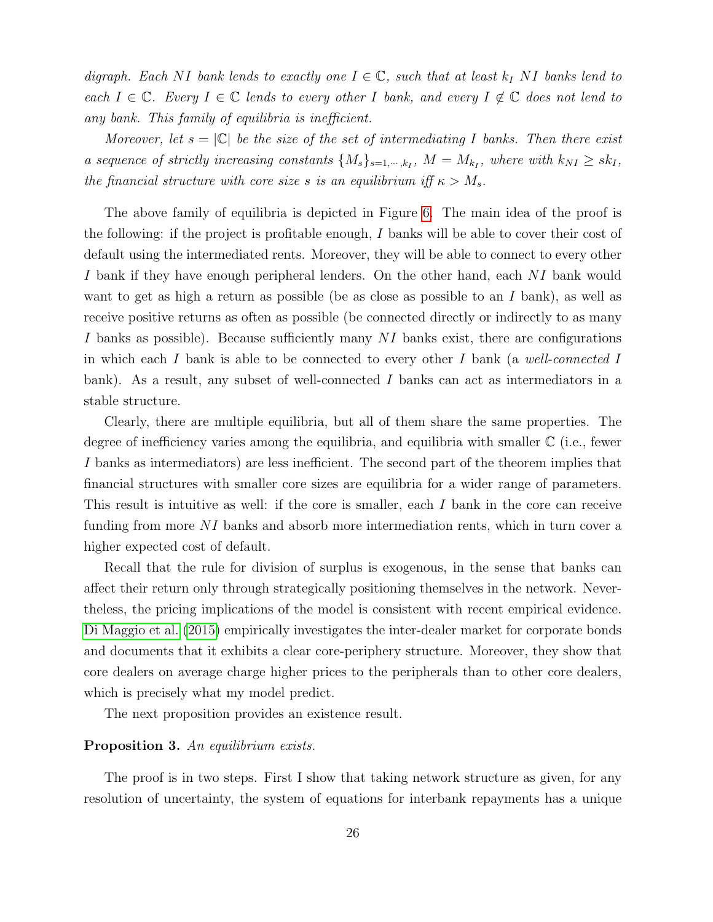*digraph. Each $NI$ bank lends to exactly one $I \in \mathbb{C}$, such that at least $k_I$ $NI$ banks lend to each $I \in \mathbb{C}$. Every $I \in \mathbb{C}$ lends to every other $I$ bank, and every $I \notin \mathbb{C}$ does not lend to any bank. This family of equilibria is inefficient.*

*Moreover, let $s = |\mathbb{C}|$ be the size of the set of intermediating $I$ banks. Then there exist a sequence of strictly increasing constants $\{M_s\}_{s=1,\cdots,k_I}$, $M = M_{k_I}$, where with $k_{NI} \geq sk_I$, the financial structure with core size $s$ is an equilibrium iff $\kappa > M_s$.*

The above family of equilibria is depicted in Figure 6. The main idea of the proof is the following: if the project is profitable enough, $I$ banks will be able to cover their cost of default using the intermediated rents. Moreover, they will be able to connect to every other $I$ bank if they have enough peripheral lenders. On the other hand, each $NI$ bank would want to get as high a return as possible (be as close as possible to an $I$ bank), as well as receive positive returns as often as possible (be connected directly or indirectly to as many $I$ banks as possible). Because sufficiently many $NI$ banks exist, there are configurations in which each $I$ bank is able to be connected to every other $I$ bank (a *well-connected* $I$ bank). As a result, any subset of well-connected $I$ banks can act as intermediators in a stable structure.

Clearly, there are multiple equilibria, but all of them share the same properties. The degree of inefficiency varies among the equilibria, and equilibria with smaller $\mathbb{C}$ (i.e., fewer $I$ banks as intermediators) are less inefficient. The second part of the theorem implies that financial structures with smaller core sizes are equilibria for a wider range of parameters. This result is intuitive as well: if the core is smaller, each $I$ bank in the core can receive funding from more $NI$ banks and absorb more intermediation rents, which in turn cover a higher expected cost of default.

Recall that the rule for division of surplus is exogenous, in the sense that banks can affect their return only through strategically positioning themselves in the network. Nevertheless, the pricing implications of the model is consistent with recent empirical evidence. Di Maggio et al. (2015) empirically investigates the inter-dealer market for corporate bonds and documents that it exhibits a clear core-periphery structure. Moreover, they show that core dealers on average charge higher prices to the peripherals than to other core dealers, which is precisely what my model predict.

The next proposition provides an existence result.

**Proposition 3.** *An equilibrium exists.*

The proof is in two steps. First I show that taking network structure as given, for any resolution of uncertainty, the system of equations for interbank repayments has a unique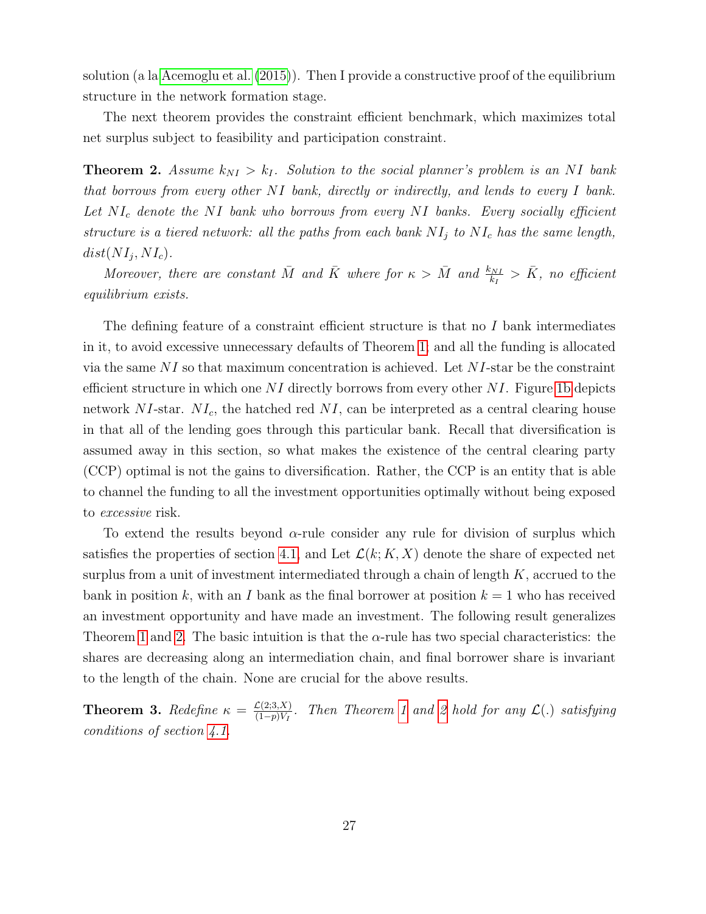solution (a la Acemoglu et al. (2015)). Then I provide a constructive proof of the equilibrium structure in the network formation stage.

The next theorem provides the constraint efficient benchmark, which maximizes total net surplus subject to feasibility and participation constraint.

**Theorem 2.** *Assume $k_{NI} > k_I$. Solution to the social planner's problem is an NI bank that borrows from every other NI bank, directly or indirectly, and lends to every I bank. Let $NI_c$ denote the NI bank who borrows from every NI banks. Every socially efficient structure is a tiered network: all the paths from each bank $NI_j$ to $NI_c$ has the same length, $dist(NI_j, NI_c)$.*

*Moreover, there are constant $\bar{M}$ and $\bar{K}$ where for $\kappa > \bar{M}$ and $\frac{k_{NI}}{k_I} > \bar{K}$, no efficient equilibrium exists.*

The defining feature of a constraint efficient structure is that no $I$ bank intermediates in it, to avoid excessive unnecessary defaults of Theorem 1; and all the funding is allocated via the same $NI$ so that maximum concentration is achieved. Let $NI$-star be the constraint efficient structure in which one $NI$ directly borrows from every other $NI$. Figure 1b depicts network $NI$-star. $NI_c$, the hatched red $NI$, can be interpreted as a central clearing house in that all of the lending goes through this particular bank. Recall that diversification is assumed away in this section, so what makes the existence of the central clearing party (CCP) optimal is not the gains to diversification. Rather, the CCP is an entity that is able to channel the funding to all the investment opportunities optimally without being exposed to *excessive* risk.

To extend the results beyond $\alpha$-rule consider any rule for division of surplus which satisfies the properties of section 4.1, and Let $\mathcal{L}(k; K, X)$ denote the share of expected net surplus from a unit of investment intermediated through a chain of length $K$, accrued to the bank in position $k$, with an $I$ bank as the final borrower at position $k = 1$ who has received an investment opportunity and have made an investment. The following result generalizes Theorem 1 and 2. The basic intuition is that the $\alpha$-rule has two special characteristics: the shares are decreasing along an intermediation chain, and final borrower share is invariant to the length of the chain. None are crucial for the above results.

**Theorem 3.** *Redefine $\kappa = \frac{\mathcal{L}(2;3,X)}{(1-p)V_I}$. Then Theorem 1 and 2 hold for any $\mathcal{L}(.)$ satisfying conditions of section 4.1.*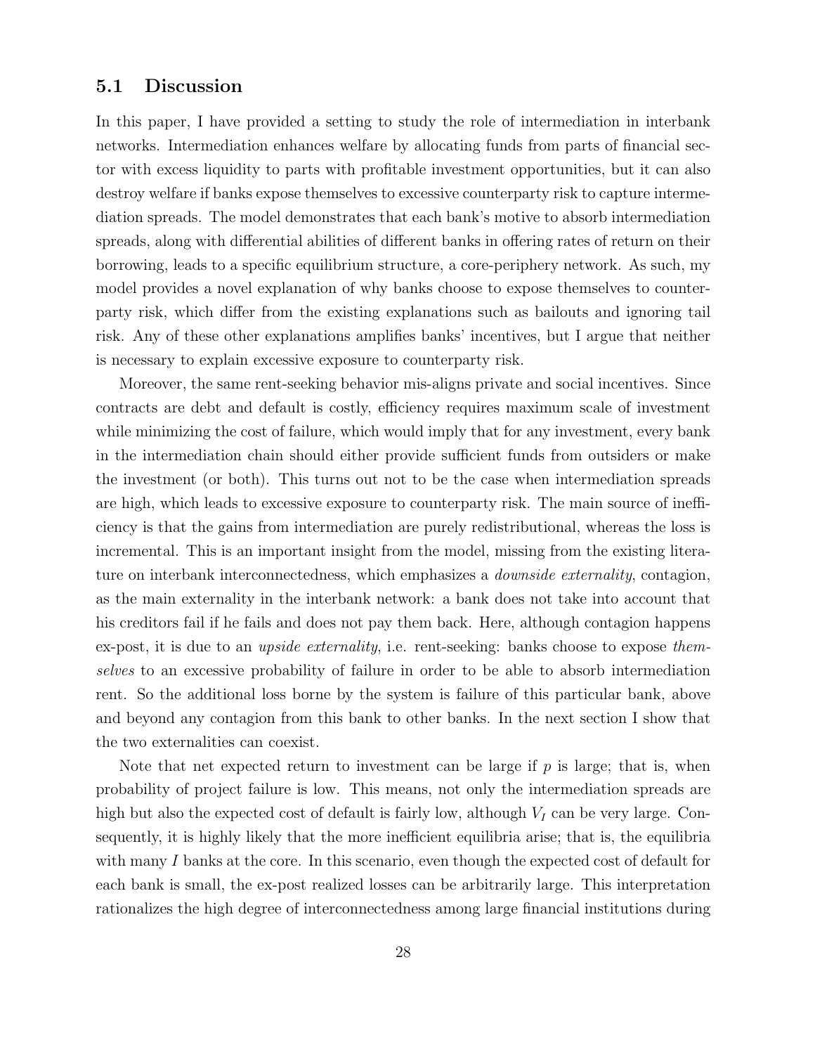### 5.1 Discussion

In this paper, I have provided a setting to study the role of intermediation in interbank networks. Intermediation enhances welfare by allocating funds from parts of financial sector with excess liquidity to parts with profitable investment opportunities, but it can also destroy welfare if banks expose themselves to excessive counterparty risk to capture intermediation spreads. The model demonstrates that each bank's motive to absorb intermediation spreads, along with differential abilities of different banks in offering rates of return on their borrowing, leads to a specific equilibrium structure, a core-periphery network. As such, my model provides a novel explanation of why banks choose to expose themselves to counterparty risk, which differ from the existing explanations such as bailouts and ignoring tail risk. Any of these other explanations amplifies banks' incentives, but I argue that neither is necessary to explain excessive exposure to counterparty risk.

Moreover, the same rent-seeking behavior mis-aligns private and social incentives. Since contracts are debt and default is costly, efficiency requires maximum scale of investment while minimizing the cost of failure, which would imply that for any investment, every bank in the intermediation chain should either provide sufficient funds from outsiders or make the investment (or both). This turns out not to be the case when intermediation spreads are high, which leads to excessive exposure to counterparty risk. The main source of inefficiency is that the gains from intermediation are purely redistributional, whereas the loss is incremental. This is an important insight from the model, missing from the existing literature on interbank interconnectedness, which emphasizes a *downside externality*, contagion, as the main externality in the interbank network: a bank does not take into account that his creditors fail if he fails and does not pay them back. Here, although contagion happens ex-post, it is due to an *upside externality*, i.e. rent-seeking: banks choose to expose *themselves* to an excessive probability of failure in order to be able to absorb intermediation rent. So the additional loss borne by the system is failure of this particular bank, above and beyond any contagion from this bank to other banks. In the next section I show that the two externalities can coexist.

Note that net expected return to investment can be large if $p$ is large; that is, when probability of project failure is low. This means, not only the intermediation spreads are high but also the expected cost of default is fairly low, although $V_I$ can be very large. Consequently, it is highly likely that the more inefficient equilibria arise; that is, the equilibria with many $I$ banks at the core. In this scenario, even though the expected cost of default for each bank is small, the ex-post realized losses can be arbitrarily large. This interpretation rationalizes the high degree of interconnectedness among large financial institutions during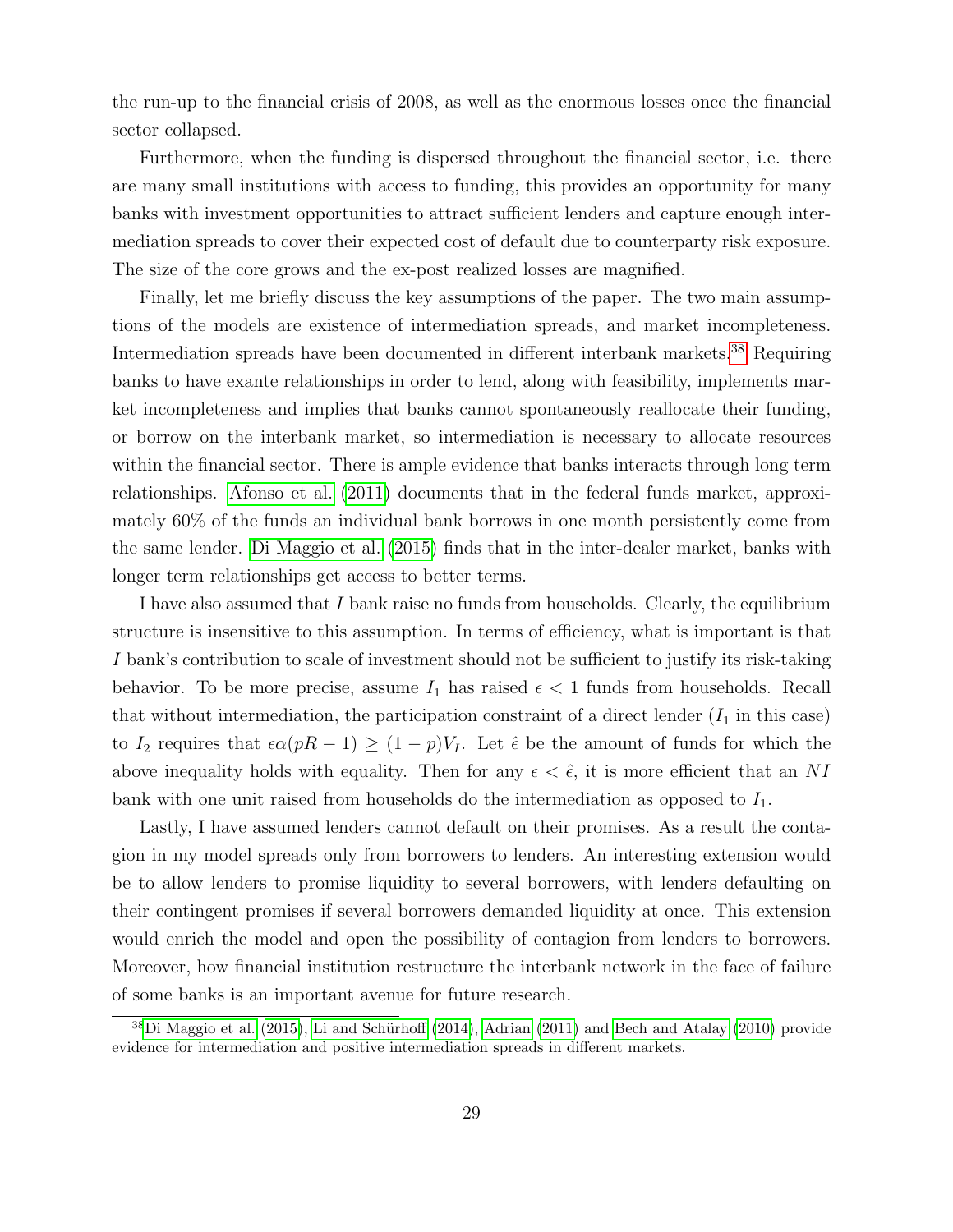the run-up to the financial crisis of 2008, as well as the enormous losses once the financial sector collapsed.

Furthermore, when the funding is dispersed throughout the financial sector, i.e. there are many small institutions with access to funding, this provides an opportunity for many banks with investment opportunities to attract sufficient lenders and capture enough intermediation spreads to cover their expected cost of default due to counterparty risk exposure. The size of the core grows and the ex-post realized losses are magnified.

Finally, let me briefly discuss the key assumptions of the paper. The two main assumptions of the models are existence of intermediation spreads, and market incompleteness. Intermediation spreads have been documented in different interbank markets.[38] Requiring banks to have exante relationships in order to lend, along with feasibility, implements market incompleteness and implies that banks cannot spontaneously reallocate their funding, or borrow on the interbank market, so intermediation is necessary to allocate resources within the financial sector. There is ample evidence that banks interacts through long term relationships. Afonso et al. (2011) documents that in the federal funds market, approximately 60% of the funds an individual bank borrows in one month persistently come from the same lender. Di Maggio et al. (2015) finds that in the inter-dealer market, banks with longer term relationships get access to better terms.

I have also assumed that $I$ bank raise no funds from households. Clearly, the equilibrium structure is insensitive to this assumption. In terms of efficiency, what is important is that $I$ bank's contribution to scale of investment should not be sufficient to justify its risk-taking behavior. To be more precise, assume $I_1$ has raised $\epsilon < 1$ funds from households. Recall that without intermediation, the participation constraint of a direct lender ($I_1$ in this case) to $I_2$ requires that $\epsilon\alpha(pR-1) \geq (1-p)V_I$. Let $\hat{\epsilon}$ be the amount of funds for which the above inequality holds with equality. Then for any $\epsilon < \hat{\epsilon}$, it is more efficient that an $NI$ bank with one unit raised from households do the intermediation as opposed to $I_1$.

Lastly, I have assumed lenders cannot default on their promises. As a result the contagion in my model spreads only from borrowers to lenders. An interesting extension would be to allow lenders to promise liquidity to several borrowers, with lenders defaulting on their contingent promises if several borrowers demanded liquidity at once. This extension would enrich the model and open the possibility of contagion from lenders to borrowers. Moreover, how financial institution restructure the interbank network in the face of failure of some banks is an important avenue for future research.

[38] Di Maggio et al. (2015), Li and Schürhoff (2014), Adrian (2011) and Bech and Atalay (2010) provide evidence for intermediation and positive intermediation spreads in different markets.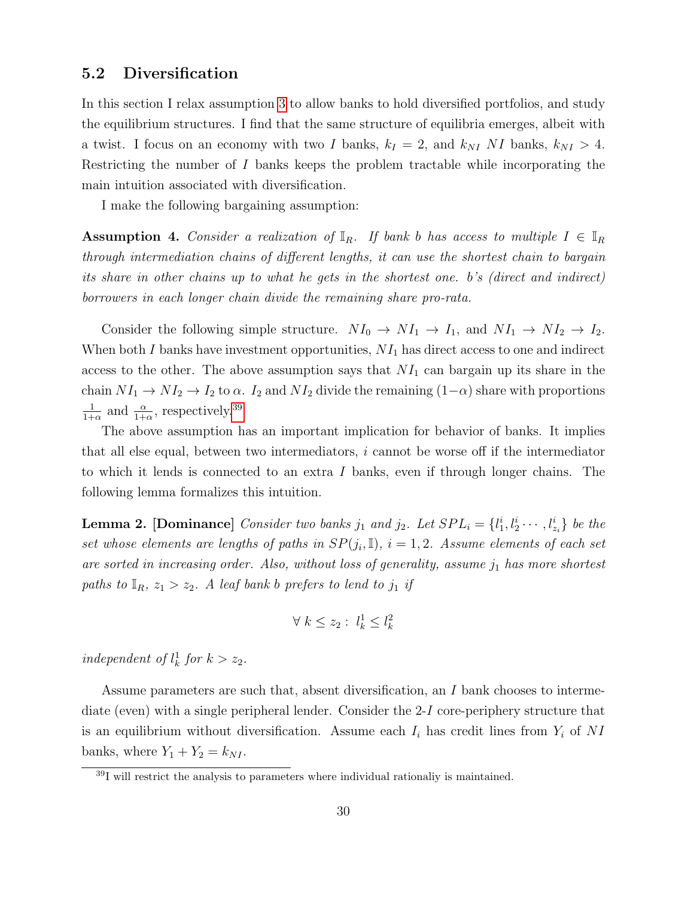## 5.2 Diversification

In this section I relax assumption 3 to allow banks to hold diversified portfolios, and study the equilibrium structures. I find that the same structure of equilibria emerges, albeit with a twist. I focus on an economy with two $I$ banks, $k_I = 2$, and $k_{NI}$ $NI$ banks, $k_{NI} > 4$. Restricting the number of $I$ banks keeps the problem tractable while incorporating the main intuition associated with diversification.

I make the following bargaining assumption:

**Assumption 4.** *Consider a realization of $\mathbb{I}_R$. If bank $b$ has access to multiple $I \in \mathbb{I}_R$ through intermediation chains of different lengths, it can use the shortest chain to bargain its share in other chains up to what he gets in the shortest one. $b$'s (direct and indirect) borrowers in each longer chain divide the remaining share pro-rata.*

Consider the following simple structure. $NI_0 \to NI_1 \to I_1$, and $NI_1 \to NI_2 \to I_2$. When both $I$ banks have investment opportunities, $NI_1$ has direct access to one and indirect access to the other. The above assumption says that $NI_1$ can bargain up its share in the chain $NI_1 \to NI_2 \to I_2$ to $\alpha$. $I_2$ and $NI_2$ divide the remaining $(1-\alpha)$ share with proportions $\frac{1}{1+\alpha}$ and $\frac{\alpha}{1+\alpha}$, respectively.[39]

The above assumption has an important implication for behavior of banks. It implies that all else equal, between two intermediators, $i$ cannot be worse off if the intermediator to which it lends is connected to an extra $I$ banks, even if through longer chains. The following lemma formalizes this intuition.

**Lemma 2.** **[Dominance]** *Consider two banks $j_1$ and $j_2$. Let $SPL_i = \{l_1^i, l_2^i \cdots, l_{z_i}^i\}$ be the set whose elements are lengths of paths in $SP(j_i, \mathbb{I})$, $i = 1, 2$. Assume elements of each set are sorted in increasing order. Also, without loss of generality, assume $j_1$ has more shortest paths to $\mathbb{I}_R$, $z_1 > z_2$. A leaf bank $b$ prefers to lend to $j_1$ if*

$$\forall\ k \leq z_2 :\ l_k^1 \leq l_k^2$$

*independent of $l_k^1$ for $k > z_2$.*

Assume parameters are such that, absent diversification, an $I$ bank chooses to intermediate (even) with a single peripheral lender. Consider the 2-$I$ core-periphery structure that is an equilibrium without diversification. Assume each $I_i$ has credit lines from $Y_i$ of $NI$ banks, where $Y_1 + Y_2 = k_{NI}$.

[39] I will restrict the analysis to parameters where individual rationaliy is maintained.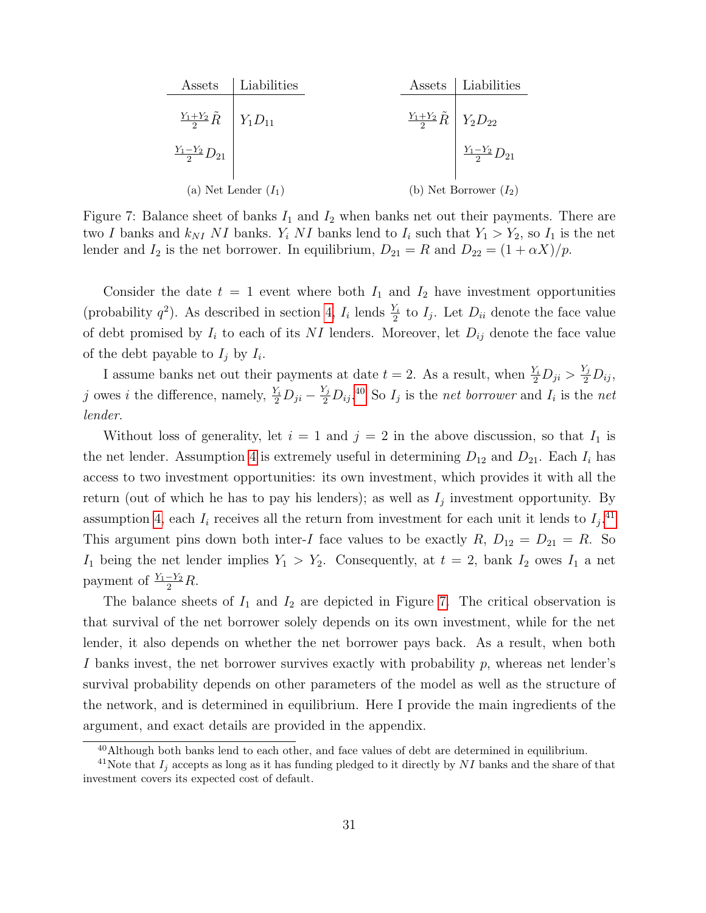| Assets | Liabilities |
| --- | --- |
| $\frac{Y_1+Y_2}{2}\tilde{R}$ | $Y_1 D_{11}$ |
| $\frac{Y_1-Y_2}{2}D_{21}$ | |

(a) Net Lender ($I_1$)

| Assets | Liabilities |
| --- | --- |
| $\frac{Y_1+Y_2}{2}\tilde{R}$ | $Y_2 D_{22}$ |
| | $\frac{Y_1-Y_2}{2}D_{21}$ |

(b) Net Borrower ($I_2$)

Figure 7: Balance sheet of banks $I_1$ and $I_2$ when banks net out their payments. There are two $I$ banks and $k_{NI}$ $NI$ banks. $Y_i$ $NI$ banks lend to $I_i$ such that $Y_1 > Y_2$, so $I_1$ is the net lender and $I_2$ is the net borrower. In equilibrium, $D_{21} = R$ and $D_{22} = (1 + \alpha X)/p$.

Consider the date $t = 1$ event where both $I_1$ and $I_2$ have investment opportunities (probability $q^2$). As described in section 4, $I_i$ lends $\frac{Y_i}{2}$ to $I_j$. Let $D_{ii}$ denote the face value of debt promised by $I_i$ to each of its $NI$ lenders. Moreover, let $D_{ij}$ denote the face value of the debt payable to $I_j$ by $I_i$.

I assume banks net out their payments at date $t = 2$. As a result, when $\frac{Y_i}{2}D_{ji} > \frac{Y_j}{2}D_{ij}$, $j$ owes $i$ the difference, namely, $\frac{Y_i}{2}D_{ji} - \frac{Y_j}{2}D_{ij}$.[40] So $I_j$ is the *net borrower* and $I_i$ is the *net lender*.

Without loss of generality, let $i = 1$ and $j = 2$ in the above discussion, so that $I_1$ is the net lender. Assumption 4 is extremely useful in determining $D_{12}$ and $D_{21}$. Each $I_i$ has access to two investment opportunities: its own investment, which provides it with all the return (out of which he has to pay his lenders); as well as $I_j$ investment opportunity. By assumption 4, each $I_i$ receives all the return from investment for each unit it lends to $I_j$.[41] This argument pins down both inter-$I$ face values to be exactly $R$, $D_{12} = D_{21} = R$. So $I_1$ being the net lender implies $Y_1 > Y_2$. Consequently, at $t = 2$, bank $I_2$ owes $I_1$ a net payment of $\frac{Y_1-Y_2}{2}R$.

The balance sheets of $I_1$ and $I_2$ are depicted in Figure 7. The critical observation is that survival of the net borrower solely depends on its own investment, while for the net lender, it also depends on whether the net borrower pays back. As a result, when both $I$ banks invest, the net borrower survives exactly with probability $p$, whereas net lender's survival probability depends on other parameters of the model as well as the structure of the network, and is determined in equilibrium. Here I provide the main ingredients of the argument, and exact details are provided in the appendix.

[40] Although both banks lend to each other, and face values of debt are determined in equilibrium.

[41] Note that $I_j$ accepts as long as it has funding pledged to it directly by $NI$ banks and the share of that investment covers its expected cost of default.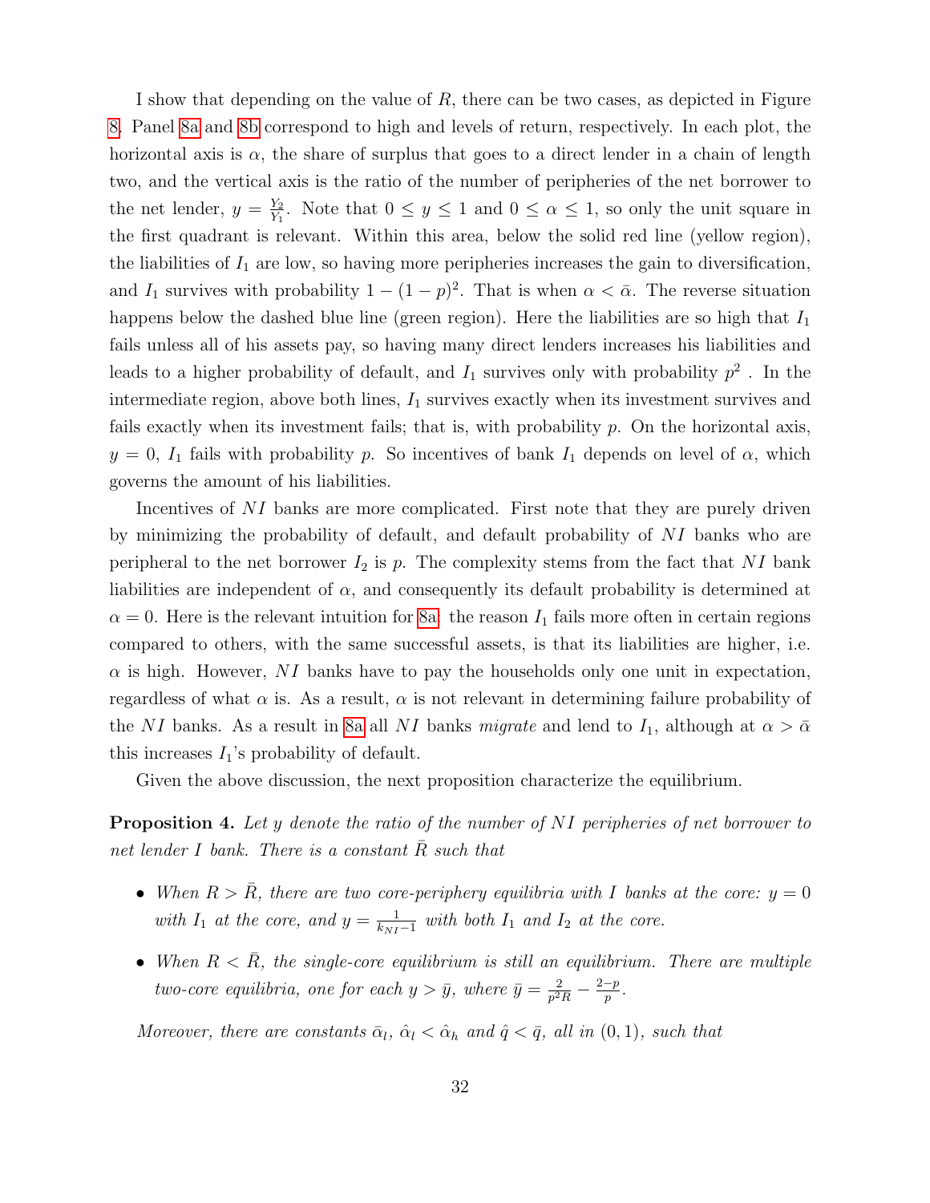I show that depending on the value of $R$, there can be two cases, as depicted in Figure 8. Panel 8a and 8b correspond to high and levels of return, respectively. In each plot, the horizontal axis is $\alpha$, the share of surplus that goes to a direct lender in a chain of length two, and the vertical axis is the ratio of the number of peripheries of the net borrower to the net lender, $y = \frac{Y_2}{Y_1}$. Note that $0 \leq y \leq 1$ and $0 \leq \alpha \leq 1$, so only the unit square in the first quadrant is relevant. Within this area, below the solid red line (yellow region), the liabilities of $I_1$ are low, so having more peripheries increases the gain to diversification, and $I_1$ survives with probability $1 - (1-p)^2$. That is when $\alpha < \bar{\alpha}$. The reverse situation happens below the dashed blue line (green region). Here the liabilities are so high that $I_1$ fails unless all of his assets pay, so having many direct lenders increases his liabilities and leads to a higher probability of default, and $I_1$ survives only with probability $p^2$ . In the intermediate region, above both lines, $I_1$ survives exactly when its investment survives and fails exactly when its investment fails; that is, with probability $p$. On the horizontal axis, $y = 0$, $I_1$ fails with probability $p$. So incentives of bank $I_1$ depends on level of $\alpha$, which governs the amount of his liabilities.

Incentives of $NI$ banks are more complicated. First note that they are purely driven by minimizing the probability of default, and default probability of $NI$ banks who are peripheral to the net borrower $I_2$ is $p$. The complexity stems from the fact that $NI$ bank liabilities are independent of $\alpha$, and consequently its default probability is determined at $\alpha = 0$. Here is the relevant intuition for 8a: the reason $I_1$ fails more often in certain regions compared to others, with the same successful assets, is that its liabilities are higher, i.e. $\alpha$ is high. However, $NI$ banks have to pay the households only one unit in expectation, regardless of what $\alpha$ is. As a result, $\alpha$ is not relevant in determining failure probability of the $NI$ banks. As a result in 8a all $NI$ banks *migrate* and lend to $I_1$, although at $\alpha > \bar{\alpha}$ this increases $I_1$'s probability of default.

Given the above discussion, the next proposition characterize the equilibrium.

**Proposition 4.** *Let $y$ denote the ratio of the number of $NI$ peripheries of net borrower to net lender $I$ bank. There is a constant $\bar{R}$ such that*

- *When $R > \bar{R}$, there are two core-periphery equilibria with $I$ banks at the core: $y = 0$ with $I_1$ at the core, and $y = \frac{1}{k_{NI}-1}$ with both $I_1$ and $I_2$ at the core.*
- *When $R < \bar{R}$, the single-core equilibrium is still an equilibrium. There are multiple two-core equilibria, one for each $y > \bar{y}$, where $\bar{y} = \frac{2}{p^2 R} - \frac{2-p}{p}$.*

*Moreover, there are constants $\bar{\alpha}_l$, $\hat{\alpha}_l < \hat{\alpha}_h$ and $\hat{q} < \bar{q}$, all in $(0, 1)$, such that*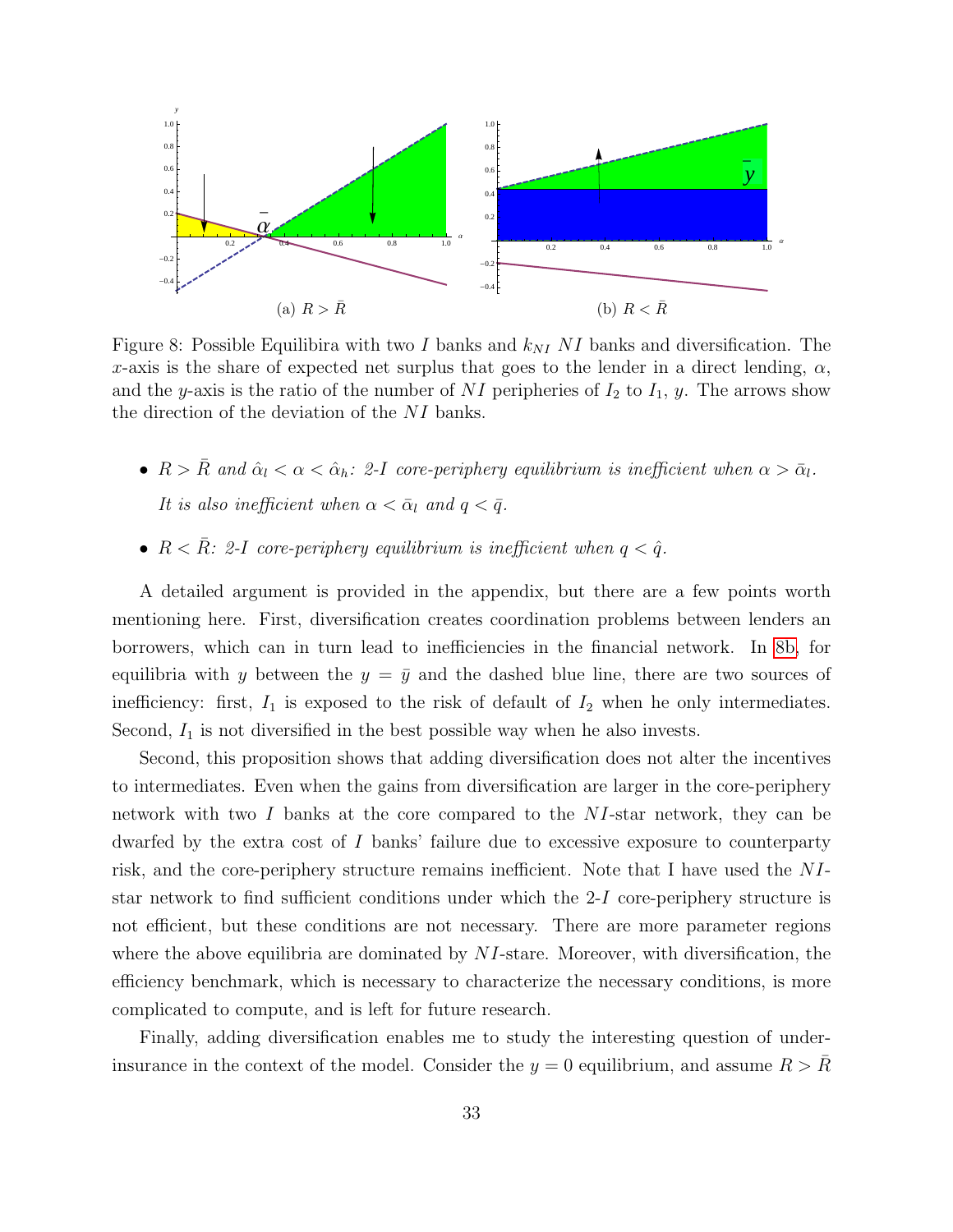Figure 8: Possible Equilibira with two $I$ banks and $k_{NI}$ $NI$ banks and diversification. The $x$-axis is the share of expected net surplus that goes to the lender in a direct lending, $\alpha$, and the $y$-axis is the ratio of the number of $NI$ peripheries of $I_2$ to $I_1$, $y$. The arrows show the direction of the deviation of the $NI$ banks.

- *$R > \bar{R}$ and $\hat{\alpha}_l < \alpha < \hat{\alpha}_h$: 2-$I$ core-periphery equilibrium is inefficient when $\alpha > \bar{\alpha}_l$. It is also inefficient when $\alpha < \bar{\alpha}_l$ and $q < \bar{q}$.*
- *$R < \bar{R}$: 2-$I$ core-periphery equilibrium is inefficient when $q < \hat{q}$.*

A detailed argument is provided in the appendix, but there are a few points worth mentioning here. First, diversification creates coordination problems between lenders an borrowers, which can in turn lead to inefficiencies in the financial network. In 8b, for equilibria with $y$ between the $y = \bar{y}$ and the dashed blue line, there are two sources of inefficiency: first, $I_1$ is exposed to the risk of default of $I_2$ when he only intermediates. Second, $I_1$ is not diversified in the best possible way when he also invests.

Second, this proposition shows that adding diversification does not alter the incentives to intermediates. Even when the gains from diversification are larger in the core-periphery network with two $I$ banks at the core compared to the $NI$-star network, they can be dwarfed by the extra cost of $I$ banks' failure due to excessive exposure to counterparty risk, and the core-periphery structure remains inefficient. Note that I have used the $NI$-star network to find sufficient conditions under which the 2-$I$ core-periphery structure is not efficient, but these conditions are not necessary. There are more parameter regions where the above equilibria are dominated by $NI$-stare. Moreover, with diversification, the efficiency benchmark, which is necessary to characterize the necessary conditions, is more complicated to compute, and is left for future research.

Finally, adding diversification enables me to study the interesting question of under-insurance in the context of the model. Consider the $y = 0$ equilibrium, and assume $R > \bar{R}$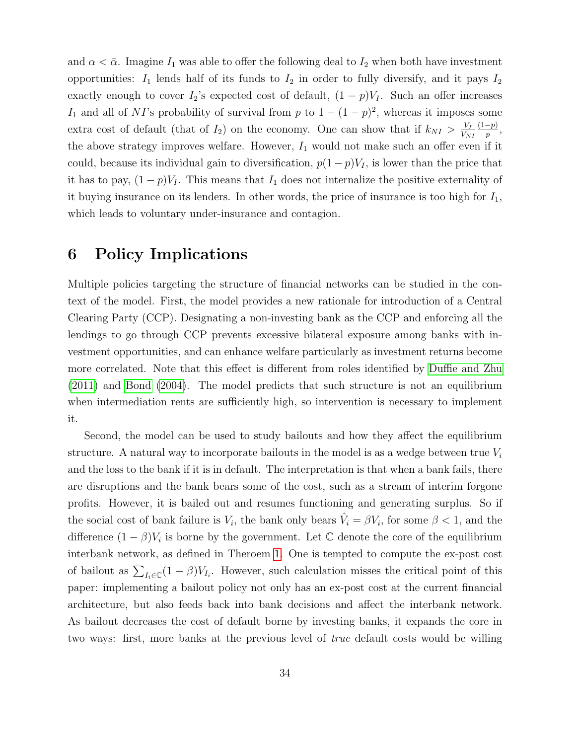and $\alpha < \bar{\alpha}$. Imagine $I_1$ was able to offer the following deal to $I_2$ when both have investment opportunities: $I_1$ lends half of its funds to $I_2$ in order to fully diversify, and it pays $I_2$ exactly enough to cover $I_2$'s expected cost of default, $(1-p)V_I$. Such an offer increases $I_1$ and all of $NI$'s probability of survival from $p$ to $1-(1-p)^2$, whereas it imposes some extra cost of default (that of $I_2$) on the economy. One can show that if $k_{NI} > \frac{V_I}{V_{NI}} \frac{(1-p)}{p}$, the above strategy improves welfare. However, $I_1$ would not make such an offer even if it could, because its individual gain to diversification, $p(1-p)V_I$, is lower than the price that it has to pay, $(1-p)V_I$. This means that $I_1$ does not internalize the positive externality of it buying insurance on its lenders. In other words, the price of insurance is too high for $I_1$, which leads to voluntary under-insurance and contagion.

# 6 Policy Implications

Multiple policies targeting the structure of financial networks can be studied in the context of the model. First, the model provides a new rationale for introduction of a Central Clearing Party (CCP). Designating a non-investing bank as the CCP and enforcing all the lendings to go through CCP prevents excessive bilateral exposure among banks with investment opportunities, and can enhance welfare particularly as investment returns become more correlated. Note that this effect is different from roles identified by Duffie and Zhu (2011) and Bond (2004). The model predicts that such structure is not an equilibrium when intermediation rents are sufficiently high, so intervention is necessary to implement it.

Second, the model can be used to study bailouts and how they affect the equilibrium structure. A natural way to incorporate bailouts in the model is as a wedge between true $V_i$ and the loss to the bank if it is in default. The interpretation is that when a bank fails, there are disruptions and the bank bears some of the cost, such as a stream of interim forgone profits. However, it is bailed out and resumes functioning and generating surplus. So if the social cost of bank failure is $V_i$, the bank only bears $\hat{V}_i = \beta V_i$, for some $\beta < 1$, and the difference $(1-\beta)V_i$ is borne by the government. Let $\mathbb{C}$ denote the core of the equilibrium interbank network, as defined in Theroem 1. One is tempted to compute the ex-post cost of bailout as $\sum_{I_i \in \mathbb{C}} (1-\beta)V_{I_i}$. However, such calculation misses the critical point of this paper: implementing a bailout policy not only has an ex-post cost at the current financial architecture, but also feeds back into bank decisions and affect the interbank network. As bailout decreases the cost of default borne by investing banks, it expands the core in two ways: first, more banks at the previous level of *true* default costs would be willing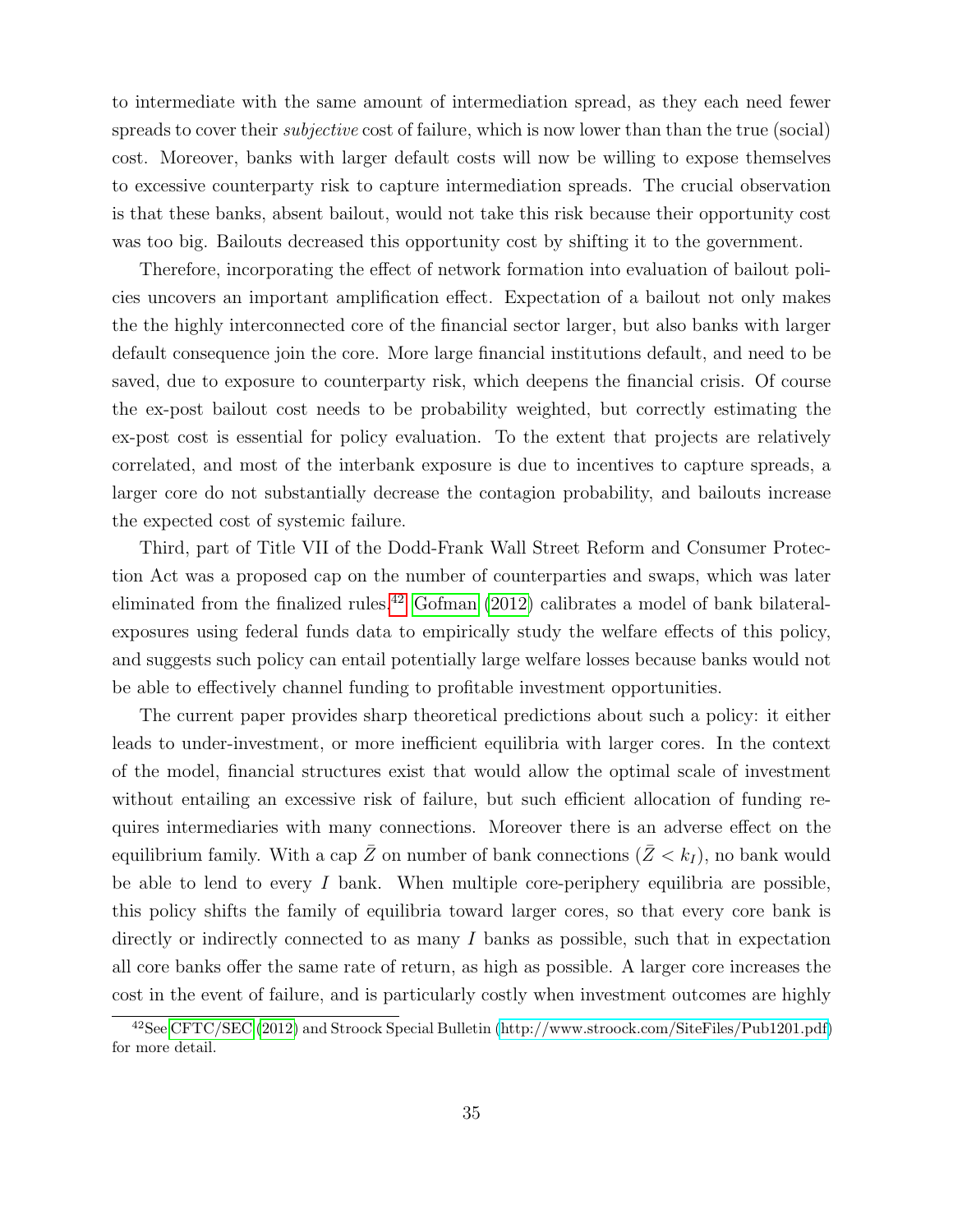to intermediate with the same amount of intermediation spread, as they each need fewer spreads to cover their *subjective* cost of failure, which is now lower than than the true (social) cost. Moreover, banks with larger default costs will now be willing to expose themselves to excessive counterparty risk to capture intermediation spreads. The crucial observation is that these banks, absent bailout, would not take this risk because their opportunity cost was too big. Bailouts decreased this opportunity cost by shifting it to the government.

Therefore, incorporating the effect of network formation into evaluation of bailout policies uncovers an important amplification effect. Expectation of a bailout not only makes the the highly interconnected core of the financial sector larger, but also banks with larger default consequence join the core. More large financial institutions default, and need to be saved, due to exposure to counterparty risk, which deepens the financial crisis. Of course the ex-post bailout cost needs to be probability weighted, but correctly estimating the ex-post cost is essential for policy evaluation. To the extent that projects are relatively correlated, and most of the interbank exposure is due to incentives to capture spreads, a larger core do not substantially decrease the contagion probability, and bailouts increase the expected cost of systemic failure.

Third, part of Title VII of the Dodd-Frank Wall Street Reform and Consumer Protection Act was a proposed cap on the number of counterparties and swaps, which was later eliminated from the finalized rules.[42] Gofman (2012) calibrates a model of bank bilateral-exposures using federal funds data to empirically study the welfare effects of this policy, and suggests such policy can entail potentially large welfare losses because banks would not be able to effectively channel funding to profitable investment opportunities.

The current paper provides sharp theoretical predictions about such a policy: it either leads to under-investment, or more inefficient equilibria with larger cores. In the context of the model, financial structures exist that would allow the optimal scale of investment without entailing an excessive risk of failure, but such efficient allocation of funding requires intermediaries with many connections. Moreover there is an adverse effect on the equilibrium family. With a cap $\bar{Z}$ on number of bank connections ($\bar{Z} < k_I$), no bank would be able to lend to every $I$ bank. When multiple core-periphery equilibria are possible, this policy shifts the family of equilibria toward larger cores, so that every core bank is directly or indirectly connected to as many $I$ banks as possible, such that in expectation all core banks offer the same rate of return, as high as possible. A larger core increases the cost in the event of failure, and is particularly costly when investment outcomes are highly

[42] See CFTC/SEC (2012) and Stroock Special Bulletin (http://www.stroock.com/SiteFiles/Pub1201.pdf) for more detail.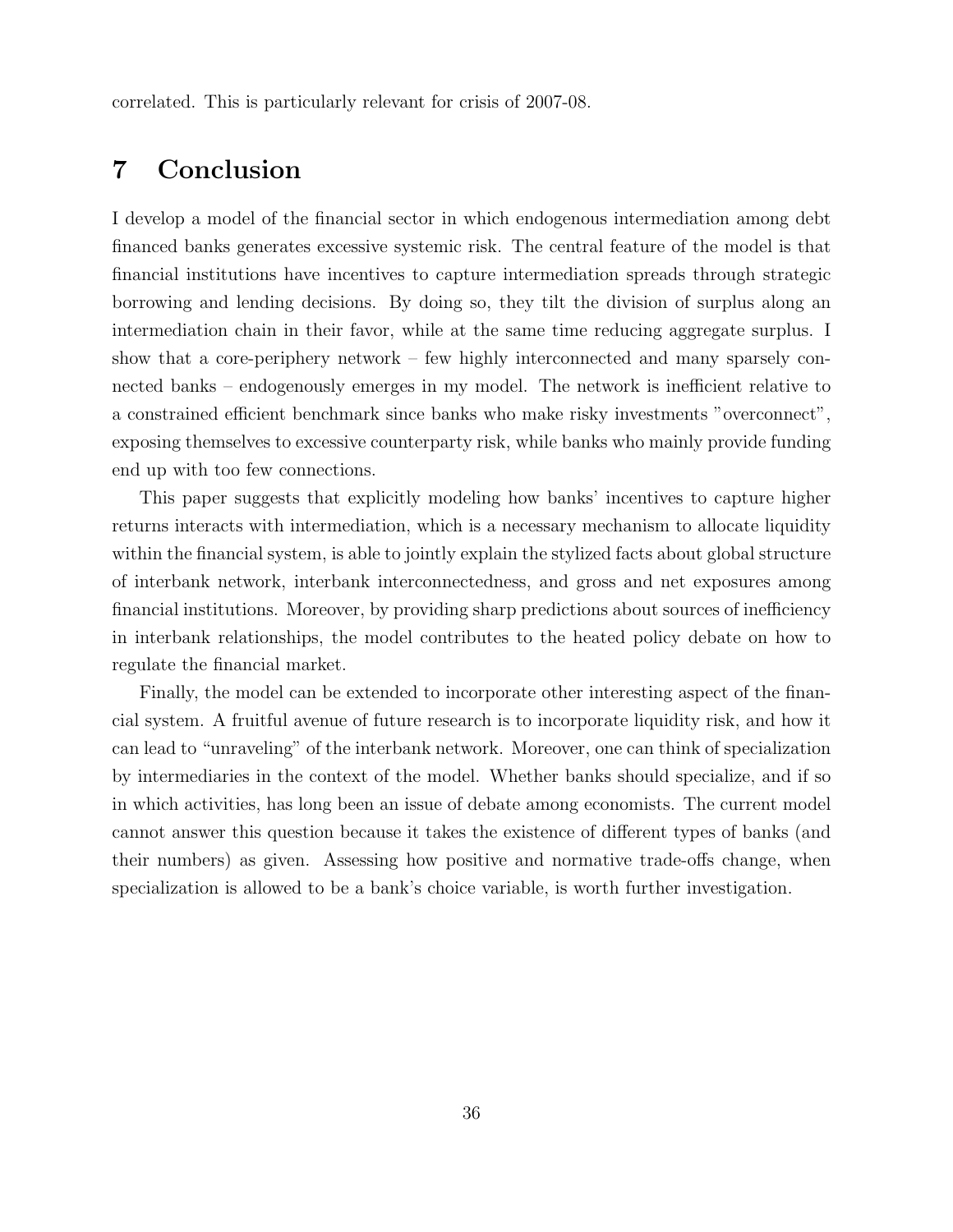correlated. This is particularly relevant for crisis of 2007-08.

# 7 Conclusion

I develop a model of the financial sector in which endogenous intermediation among debt financed banks generates excessive systemic risk. The central feature of the model is that financial institutions have incentives to capture intermediation spreads through strategic borrowing and lending decisions. By doing so, they tilt the division of surplus along an intermediation chain in their favor, while at the same time reducing aggregate surplus. I show that a core-periphery network – few highly interconnected and many sparsely connected banks – endogenously emerges in my model. The network is inefficient relative to a constrained efficient benchmark since banks who make risky investments "overconnect", exposing themselves to excessive counterparty risk, while banks who mainly provide funding end up with too few connections.

This paper suggests that explicitly modeling how banks' incentives to capture higher returns interacts with intermediation, which is a necessary mechanism to allocate liquidity within the financial system, is able to jointly explain the stylized facts about global structure of interbank network, interbank interconnectedness, and gross and net exposures among financial institutions. Moreover, by providing sharp predictions about sources of inefficiency in interbank relationships, the model contributes to the heated policy debate on how to regulate the financial market.

Finally, the model can be extended to incorporate other interesting aspect of the financial system. A fruitful avenue of future research is to incorporate liquidity risk, and how it can lead to "unraveling" of the interbank network. Moreover, one can think of specialization by intermediaries in the context of the model. Whether banks should specialize, and if so in which activities, has long been an issue of debate among economists. The current model cannot answer this question because it takes the existence of different types of banks (and their numbers) as given. Assessing how positive and normative trade-offs change, when specialization is allowed to be a bank's choice variable, is worth further investigation.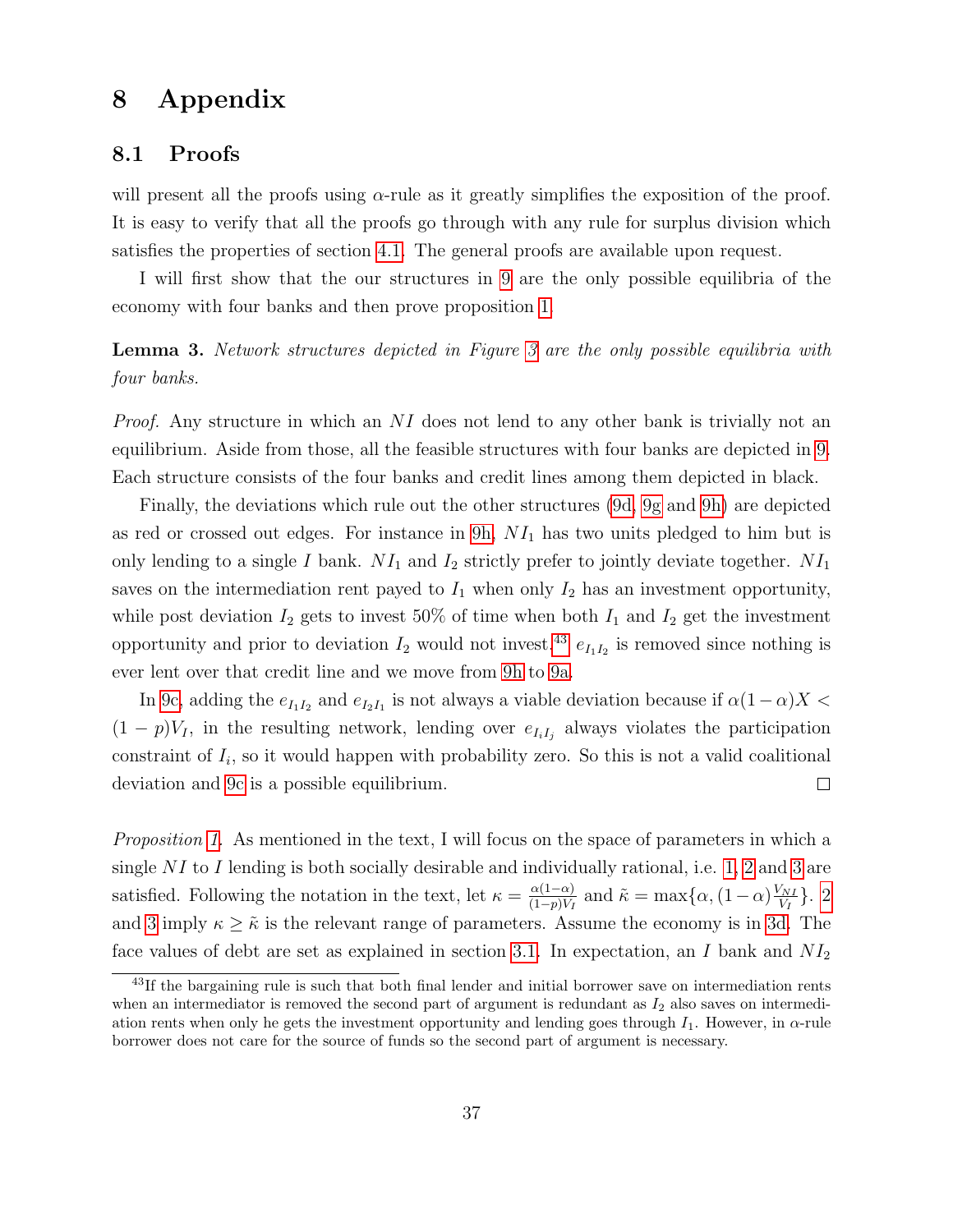# 8 Appendix

## 8.1 Proofs

will present all the proofs using $\alpha$-rule as it greatly simplifies the exposition of the proof. It is easy to verify that all the proofs go through with any rule for surplus division which satisfies the properties of section 4.1. The general proofs are available upon request.

I will first show that the our structures in 9 are the only possible equilibria of the economy with four banks and then prove proposition 1.

**Lemma 3.** *Network structures depicted in Figure 3 are the only possible equilibria with four banks.*

*Proof.* Any structure in which an $NI$ does not lend to any other bank is trivially not an equilibrium. Aside from those, all the feasible structures with four banks are depicted in 9. Each structure consists of the four banks and credit lines among them depicted in black.

Finally, the deviations which rule out the other structures (9d, 9g and 9h) are depicted as red or crossed out edges. For instance in 9h, $NI_1$ has two units pledged to him but is only lending to a single $I$ bank. $NI_1$ and $I_2$ strictly prefer to jointly deviate together. $NI_1$ saves on the intermediation rent payed to $I_1$ when only $I_2$ has an investment opportunity, while post deviation $I_2$ gets to invest 50% of time when both $I_1$ and $I_2$ get the investment opportunity and prior to deviation $I_2$ would not invest.[43] $e_{I_1I_2}$ is removed since nothing is ever lent over that credit line and we move from 9h to 9a.

In 9c, adding the $e_{I_1I_2}$ and $e_{I_2I_1}$ is not always a viable deviation because if $\alpha(1-\alpha)X < (1-p)V_I$, in the resulting network, lending over $e_{I_iI_j}$ always violates the participation constraint of $I_i$, so it would happen with probability zero. So this is not a valid coalitional deviation and 9c is a possible equilibrium. □

*Proposition 1.* As mentioned in the text, I will focus on the space of parameters in which a single $NI$ to $I$ lending is both socially desirable and individually rational, i.e. 1, 2 and 3 are satisfied. Following the notation in the text, let $\kappa = \frac{\alpha(1-\alpha)}{(1-p)V_I}$ and $\tilde{\kappa} = \max\{\alpha, (1-\alpha)\frac{V_{NI}}{V_I}\}$. 2 and 3 imply $\kappa \geq \tilde{\kappa}$ is the relevant range of parameters. Assume the economy is in 3d. The face values of debt are set as explained in section 3.1. In expectation, an $I$ bank and $NI_2$

[43]If the bargaining rule is such that both final lender and initial borrower save on intermediation rents when an intermediator is removed the second part of argument is redundant as $I_2$ also saves on intermediation rents when only he gets the investment opportunity and lending goes through $I_1$. However, in $\alpha$-rule borrower does not care for the source of funds so the second part of argument is necessary.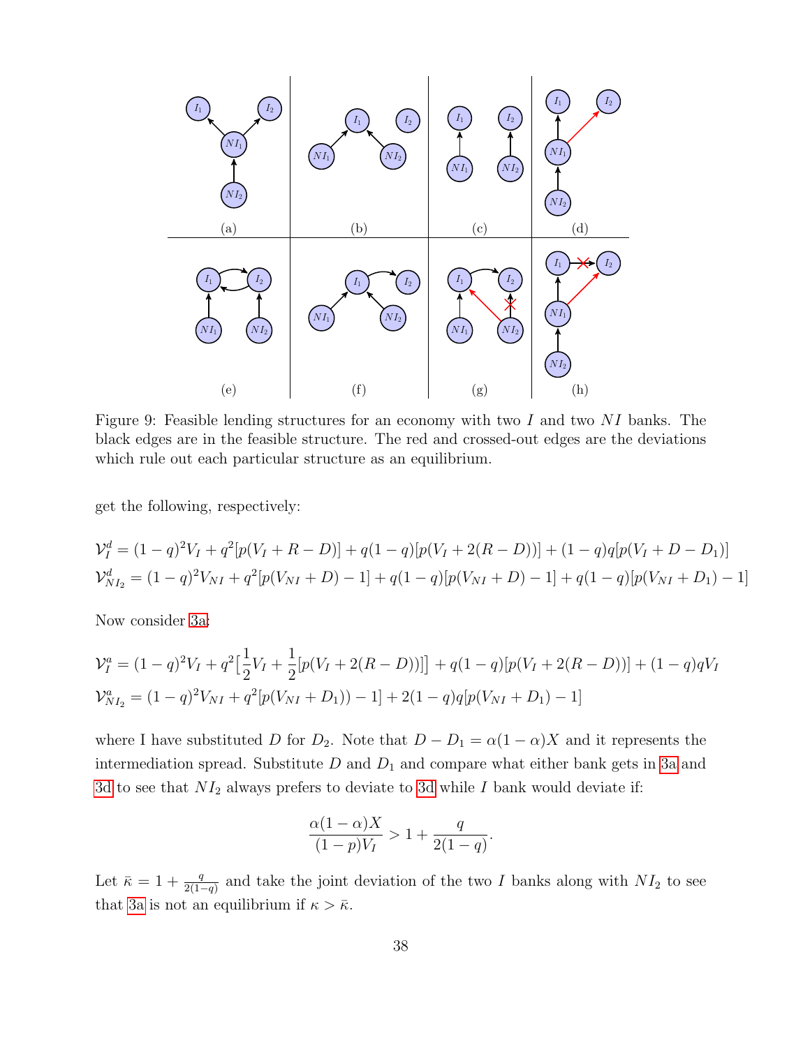Figure 9: Feasible lending structures for an economy with two $I$ and two $NI$ banks. The black edges are in the feasible structure. The red and crossed-out edges are the deviations which rule out each particular structure as an equilibrium.

get the following, respectively:

$$\mathcal{V}_I^d = (1-q)^2 V_I + q^2[p(V_I + R - D)] + q(1-q)[p(V_I + 2(R-D))] + (1-q)q[p(V_I + D - D_1)]$$

$$\mathcal{V}_{NI_2}^d = (1-q)^2 V_{NI} + q^2[p(V_{NI} + D) - 1] + q(1-q)[p(V_{NI} + D) - 1] + q(1-q)[p(V_{NI} + D_1) - 1]$$

Now consider 3a:

$$\mathcal{V}_I^a = (1-q)^2 V_I + q^2\big[\frac{1}{2}V_I + \frac{1}{2}[p(V_I + 2(R-D))]\big] + q(1-q)[p(V_I + 2(R-D))] + (1-q)qV_I$$

$$\mathcal{V}_{NI_2}^a = (1-q)^2 V_{NI} + q^2[p(V_{NI} + D_1)) - 1] + 2(1-q)q[p(V_{NI} + D_1) - 1]$$

where I have substituted $D$ for $D_2$. Note that $D - D_1 = \alpha(1-\alpha)X$ and it represents the intermediation spread. Substitute $D$ and $D_1$ and compare what either bank gets in 3a and 3d to see that $NI_2$ always prefers to deviate to 3d while $I$ bank would deviate if:

$$\frac{\alpha(1-\alpha)X}{(1-p)V_I} > 1 + \frac{q}{2(1-q)}.$$

Let $\bar{\kappa} = 1 + \frac{q}{2(1-q)}$ and take the joint deviation of the two $I$ banks along with $NI_2$ to see that 3a is not an equilibrium if $\kappa > \bar{\kappa}$.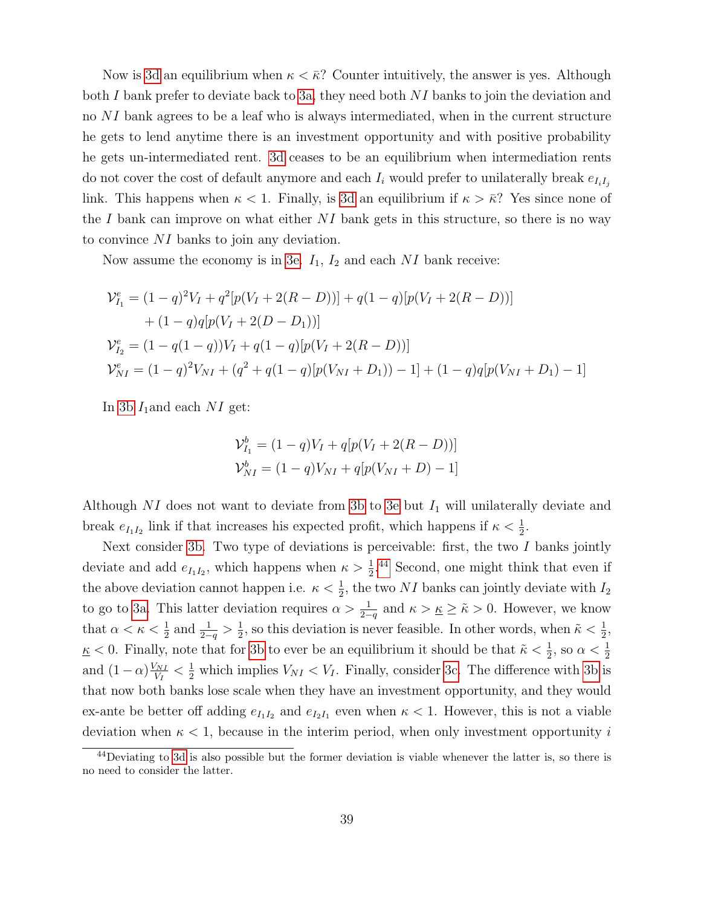Now is 3d an equilibrium when $\kappa < \bar{\kappa}$? Counter intuitively, the answer is yes. Although both $I$ bank prefer to deviate back to 3a, they need both $NI$ banks to join the deviation and no $NI$ bank agrees to be a leaf who is always intermediated, when in the current structure he gets to lend anytime there is an investment opportunity and with positive probability he gets un-intermediated rent. 3d ceases to be an equilibrium when intermediation rents do not cover the cost of default anymore and each $I_i$ would prefer to unilaterally break $e_{I_iI_j}$ link. This happens when $\kappa < 1$. Finally, is 3d an equilibrium if $\kappa > \bar{\kappa}$? Yes since none of the $I$ bank can improve on what either $NI$ bank gets in this structure, so there is no way to convince $NI$ banks to join any deviation.

Now assume the economy is in 3e. $I_1$, $I_2$ and each $NI$ bank receive:

$$
\begin{aligned}
\mathcal{V}^e_{I_1} &= (1-q)^2 V_I + q^2[p(V_I + 2(R-D))] + q(1-q)[p(V_I + 2(R-D))] \\
&\quad + (1-q)q[p(V_I + 2(D-D_1))] \\
\mathcal{V}^e_{I_2} &= (1-q(1-q))V_I + q(1-q)[p(V_I + 2(R-D))] \\
\mathcal{V}^e_{NI} &= (1-q)^2 V_{NI} + (q^2 + q(1-q)[p(V_{NI} + D_1)) - 1] + (1-q)q[p(V_{NI} + D_1) - 1]
\end{aligned}
$$

In 3b $I_1$and each $NI$ get:

$$
\begin{aligned}
\mathcal{V}^b_{I_1} &= (1-q)V_I + q[p(V_I + 2(R-D))] \\
\mathcal{V}^b_{NI} &= (1-q)V_{NI} + q[p(V_{NI} + D) - 1]
\end{aligned}
$$

Although $NI$ does not want to deviate from 3b to 3e but $I_1$ will unilaterally deviate and break $e_{I_1I_2}$ link if that increases his expected profit, which happens if $\kappa < \frac{1}{2}$.

Next consider 3b. Two type of deviations is perceivable: first, the two $I$ banks jointly deviate and add $e_{I_1I_2}$, which happens when $\kappa > \frac{1}{2}$.[44] Second, one might think that even if the above deviation cannot happen i.e. $\kappa < \frac{1}{2}$, the two $NI$ banks can jointly deviate with $I_2$ to go to 3a. This latter deviation requires $\alpha > \frac{1}{2-q}$ and $\kappa > \underline{\kappa} \geq \tilde{\kappa} > 0$. However, we know that $\alpha < \kappa < \frac{1}{2}$ and $\frac{1}{2-q} > \frac{1}{2}$, so this deviation is never feasible. In other words, when $\tilde{\kappa} < \frac{1}{2}$, $\underline{\kappa} < 0$. Finally, note that for 3b to ever be an equilibrium it should be that $\tilde{\kappa} < \frac{1}{2}$, so $\alpha < \frac{1}{2}$ and $(1-\alpha)\frac{V_{NI}}{V_I} < \frac{1}{2}$ which implies $V_{NI} < V_I$. Finally, consider 3c. The difference with 3b is that now both banks lose scale when they have an investment opportunity, and they would ex-ante be better off adding $e_{I_1I_2}$ and $e_{I_2I_1}$ even when $\kappa < 1$. However, this is not a viable deviation when $\kappa < 1$, because in the interim period, when only investment opportunity $i$

[44] Deviating to 3d is also possible but the former deviation is viable whenever the latter is, so there is no need to consider the latter.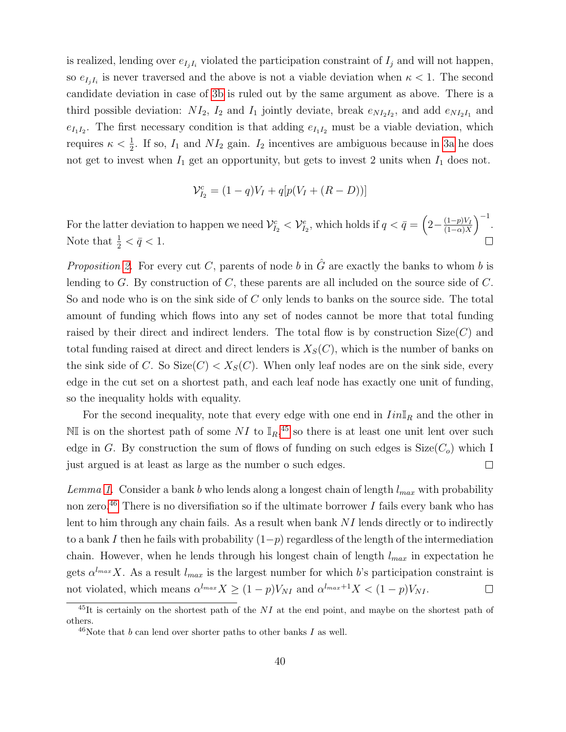is realized, lending over $e_{I_j I_i}$ violated the participation constraint of $I_j$ and will not happen, so $e_{I_j I_i}$ is never traversed and the above is not a viable deviation when $\kappa < 1$. The second candidate deviation in case of 3b is ruled out by the same argument as above. There is a third possible deviation: $NI_2$, $I_2$ and $I_1$ jointly deviate, break $e_{NI_2 I_2}$, and add $e_{NI_2 I_1}$ and $e_{I_1 I_2}$. The first necessary condition is that adding $e_{I_1 I_2}$ must be a viable deviation, which requires $\kappa < \frac{1}{2}$. If so, $I_1$ and $NI_2$ gain. $I_2$ incentives are ambiguous because in 3a he does not get to invest when $I_1$ get an opportunity, but gets to invest 2 units when $I_1$ does not.

$$\mathcal{V}^c_{I_2} = (1-q)V_I + q[p(V_I + (R-D))]$$

For the latter deviation to happen we need $\mathcal{V}^c_{I_2} < \mathcal{V}^e_{I_2}$, which holds if $q < \bar{q} = \left(2 - \frac{(1-p)V_I}{(1-\alpha)X}\right)^{-1}$. Note that $\frac{1}{2} < \bar{q} < 1$. $\square$

*Proposition 2.* For every cut $C$, parents of node $b$ in $\hat{G}$ are exactly the banks to whom $b$ is lending to $G$. By construction of $C$, these parents are all included on the source side of $C$. So and node who is on the sink side of $C$ only lends to banks on the source side. The total amount of funding which flows into any set of nodes cannot be more that total funding raised by their direct and indirect lenders. The total flow is by construction Size$(C)$ and total funding raised at direct and direct lenders is $X_S(C)$, which is the number of banks on the sink side of $C$. So Size$(C) < X_S(C)$. When only leaf nodes are on the sink side, every edge in the cut set on a shortest path, and each leaf node has exactly one unit of funding, so the inequality holds with equality.

For the second inequality, note that every edge with one end in $I in \mathbb{I}_R$ and the other in $\mathbb{NI}$ is on the shortest path of some $NI$ to $\mathbb{I}_R$.[45] so there is at least one unit lent over such edge in $G$. By construction the sum of flows of funding on such edges is Size$(C_o)$ which I just argued is at least as large as the number o such edges. $\square$

*Lemma 1.* Consider a bank $b$ who lends along a longest chain of length $l_{max}$ with probability non zero.[46] There is no diversifiation so if the ultimate borrower $I$ fails every bank who has lent to him through any chain fails. As a result when bank $NI$ lends directly or to indirectly to a bank $I$ then he fails with probability $(1-p)$ regardless of the length of the intermediation chain. However, when he lends through his longest chain of length $l_{max}$ in expectation he gets $\alpha^{l_{max}}X$. As a result $l_{max}$ is the largest number for which $b$'s participation constraint is not violated, which means $\alpha^{l_{max}}X \geq (1-p)V_{NI}$ and $\alpha^{l_{max}+1}X < (1-p)V_{NI}$. $\square$

[45] It is certainly on the shortest path of the $NI$ at the end point, and maybe on the shortest path of others.

[46] Note that $b$ can lend over shorter paths to other banks $I$ as well.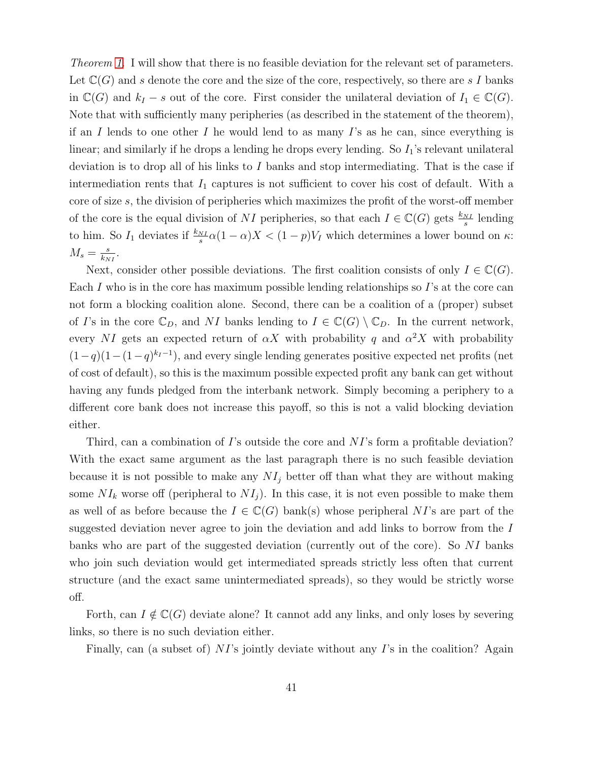*Theorem 1.* I will show that there is no feasible deviation for the relevant set of parameters. Let $\mathbb{C}(G)$ and $s$ denote the core and the size of the core, respectively, so there are $s$ $I$ banks in $\mathbb{C}(G)$ and $k_I - s$ out of the core. First consider the unilateral deviation of $I_1 \in \mathbb{C}(G)$. Note that with sufficiently many peripheries (as described in the statement of the theorem), if an $I$ lends to one other $I$ he would lend to as many $I$'s as he can, since everything is linear; and similarly if he drops a lending he drops every lending. So $I_1$'s relevant unilateral deviation is to drop all of his links to $I$ banks and stop intermediating. That is the case if intermediation rents that $I_1$ captures is not sufficient to cover his cost of default. With a core of size $s$, the division of peripheries which maximizes the profit of the worst-off member of the core is the equal division of $NI$ peripheries, so that each $I \in \mathbb{C}(G)$ gets $\frac{k_{NI}}{s}$ lending to him. So $I_1$ deviates if $\frac{k_{NI}}{s}\alpha(1-\alpha)X < (1-p)V_I$ which determines a lower bound on $\kappa$: $M_s = \frac{s}{k_{NI}}$.

Next, consider other possible deviations. The first coalition consists of only $I \in \mathbb{C}(G)$. Each $I$ who is in the core has maximum possible lending relationships so $I$'s at the core can not form a blocking coalition alone. Second, there can be a coalition of a (proper) subset of $I$'s in the core $\mathbb{C}_D$, and $NI$ banks lending to $I \in \mathbb{C}(G) \setminus \mathbb{C}_D$. In the current network, every $NI$ gets an expected return of $\alpha X$ with probability $q$ and $\alpha^2 X$ with probability $(1-q)(1-(1-q)^{k_I - 1})$, and every single lending generates positive expected net profits (net of cost of default), so this is the maximum possible expected profit any bank can get without having any funds pledged from the interbank network. Simply becoming a periphery to a different core bank does not increase this payoff, so this is not a valid blocking deviation either.

Third, can a combination of $I$'s outside the core and $NI$'s form a profitable deviation? With the exact same argument as the last paragraph there is no such feasible deviation because it is not possible to make any $NI_j$ better off than what they are without making some $NI_k$ worse off (peripheral to $NI_j$). In this case, it is not even possible to make them as well of as before because the $I \in \mathbb{C}(G)$ bank(s) whose peripheral $NI$'s are part of the suggested deviation never agree to join the deviation and add links to borrow from the $I$ banks who are part of the suggested deviation (currently out of the core). So $NI$ banks who join such deviation would get intermediated spreads strictly less often that current structure (and the exact same unintermediated spreads), so they would be strictly worse off.

Forth, can $I \notin \mathbb{C}(G)$ deviate alone? It cannot add any links, and only loses by severing links, so there is no such deviation either.

Finally, can (a subset of) $NI$'s jointly deviate without any $I$'s in the coalition? Again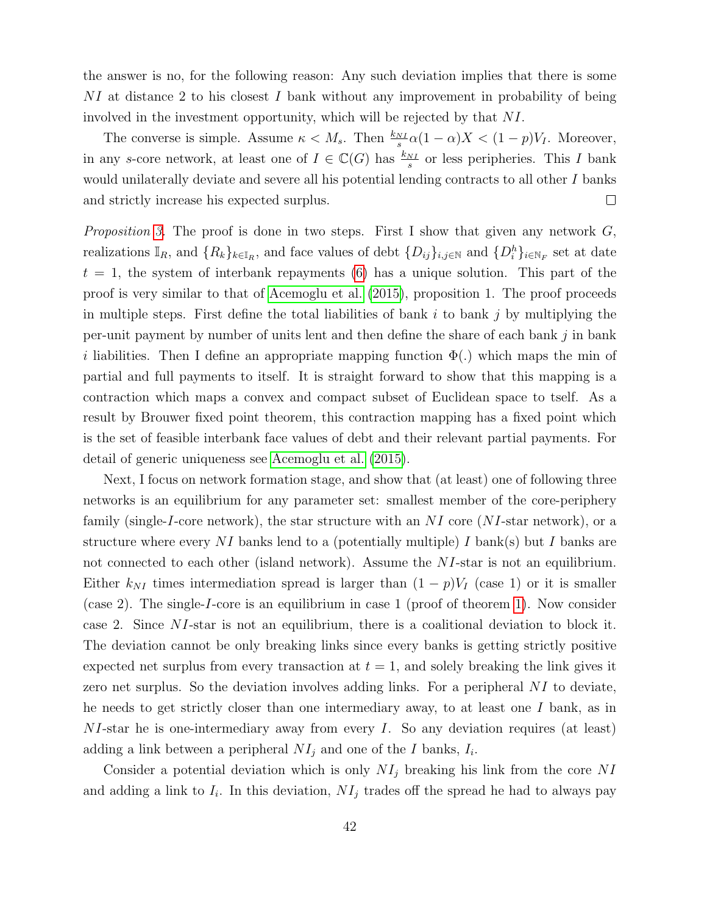the answer is no, for the following reason: Any such deviation implies that there is some $NI$ at distance 2 to his closest $I$ bank without any improvement in probability of being involved in the investment opportunity, which will be rejected by that $NI$.

The converse is simple. Assume $\kappa < M_s$. Then $\frac{k_{NI}}{s}\alpha(1-\alpha)X < (1-p)V_I$. Moreover, in any $s$-core network, at least one of $I \in \mathbb{C}(G)$ has $\frac{k_{NI}}{s}$ or less peripheries. This $I$ bank would unilaterally deviate and severe all his potential lending contracts to all other $I$ banks and strictly increase his expected surplus. □

*Proposition 3.* The proof is done in two steps. First I show that given any network $G$, realizations $\mathbb{I}_R$, and $\{R_k\}_{k\in\mathbb{I}_R}$, and face values of debt $\{D_{ij}\}_{i,j\in\mathbb{N}}$ and $\{D_i^h\}_{i\in\mathbb{N}_F}$ set at date $t=1$, the system of interbank repayments (6) has a unique solution. This part of the proof is very similar to that of Acemoglu et al. (2015), proposition 1. The proof proceeds in multiple steps. First define the total liabilities of bank $i$ to bank $j$ by multiplying the per-unit payment by number of units lent and then define the share of each bank $j$ in bank $i$ liabilities. Then I define an appropriate mapping function $\Phi(.)$ which maps the min of partial and full payments to itself. It is straight forward to show that this mapping is a contraction which maps a convex and compact subset of Euclidean space to tself. As a result by Brouwer fixed point theorem, this contraction mapping has a fixed point which is the set of feasible interbank face values of debt and their relevant partial payments. For detail of generic uniqueness see Acemoglu et al. (2015).

Next, I focus on network formation stage, and show that (at least) one of following three networks is an equilibrium for any parameter set: smallest member of the core-periphery family (single-$I$-core network), the star structure with an $NI$ core ($NI$-star network), or a structure where every $NI$ banks lend to a (potentially multiple) $I$ bank(s) but $I$ banks are not connected to each other (island network). Assume the $NI$-star is not an equilibrium. Either $k_{NI}$ times intermediation spread is larger than $(1-p)V_I$ (case 1) or it is smaller (case 2). The single-$I$-core is an equilibrium in case 1 (proof of theorem 1). Now consider case 2. Since $NI$-star is not an equilibrium, there is a coalitional deviation to block it. The deviation cannot be only breaking links since every banks is getting strictly positive expected net surplus from every transaction at $t=1$, and solely breaking the link gives it zero net surplus. So the deviation involves adding links. For a peripheral $NI$ to deviate, he needs to get strictly closer than one intermediary away, to at least one $I$ bank, as in $NI$-star he is one-intermediary away from every $I$. So any deviation requires (at least) adding a link between a peripheral $NI_j$ and one of the $I$ banks, $I_i$.

Consider a potential deviation which is only $NI_j$ breaking his link from the core $NI$ and adding a link to $I_i$. In this deviation, $NI_j$ trades off the spread he had to always pay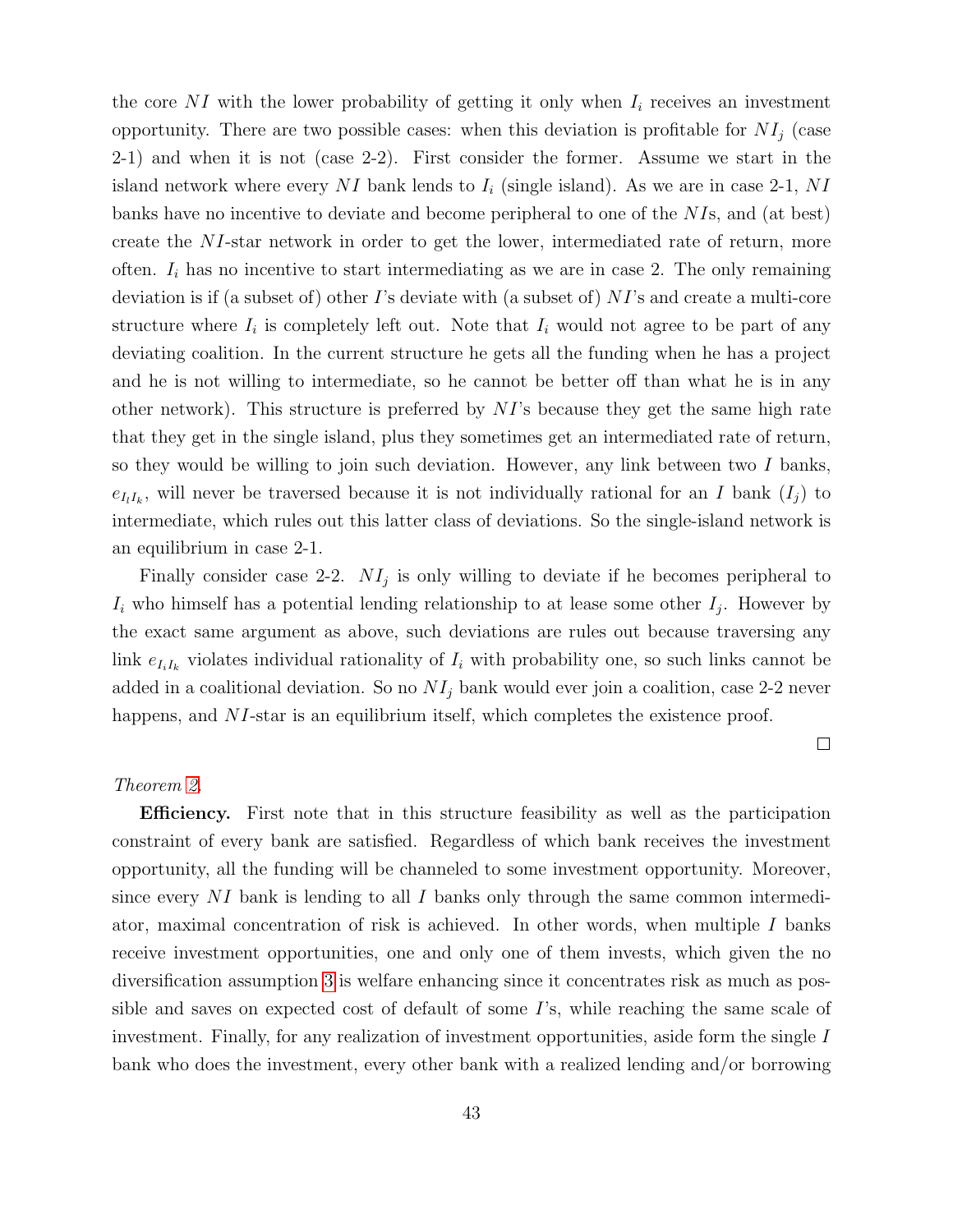the core $NI$ with the lower probability of getting it only when $I_i$ receives an investment opportunity. There are two possible cases: when this deviation is profitable for $NI_j$ (case 2-1) and when it is not (case 2-2). First consider the former. Assume we start in the island network where every $NI$ bank lends to $I_i$ (single island). As we are in case 2-1, $NI$ banks have no incentive to deviate and become peripheral to one of the $NI$s, and (at best) create the $NI$-star network in order to get the lower, intermediated rate of return, more often. $I_i$ has no incentive to start intermediating as we are in case 2. The only remaining deviation is if (a subset of) other $I$'s deviate with (a subset of) $NI$'s and create a multi-core structure where $I_i$ is completely left out. Note that $I_i$ would not agree to be part of any deviating coalition. In the current structure he gets all the funding when he has a project and he is not willing to intermediate, so he cannot be better off than what he is in any other network). This structure is preferred by $NI$'s because they get the same high rate that they get in the single island, plus they sometimes get an intermediated rate of return, so they would be willing to join such deviation. However, any link between two $I$ banks, $e_{I_lI_k}$, will never be traversed because it is not individually rational for an $I$ bank ($I_j$) to intermediate, which rules out this latter class of deviations. So the single-island network is an equilibrium in case 2-1.

Finally consider case 2-2. $NI_j$ is only willing to deviate if he becomes peripheral to $I_i$ who himself has a potential lending relationship to at lease some other $I_j$. However by the exact same argument as above, such deviations are rules out because traversing any link $e_{I_iI_k}$ violates individual rationality of $I_i$ with probability one, so such links cannot be added in a coalitional deviation. So no $NI_j$ bank would ever join a coalition, case 2-2 never happens, and $NI$-star is an equilibrium itself, which completes the existence proof.

□

*Theorem 2.*

**Efficiency.** First note that in this structure feasibility as well as the participation constraint of every bank are satisfied. Regardless of which bank receives the investment opportunity, all the funding will be channeled to some investment opportunity. Moreover, since every $NI$ bank is lending to all $I$ banks only through the same common intermediator, maximal concentration of risk is achieved. In other words, when multiple $I$ banks receive investment opportunities, one and only one of them invests, which given the no diversification assumption 3 is welfare enhancing since it concentrates risk as much as possible and saves on expected cost of default of some $I$'s, while reaching the same scale of investment. Finally, for any realization of investment opportunities, aside form the single $I$ bank who does the investment, every other bank with a realized lending and/or borrowing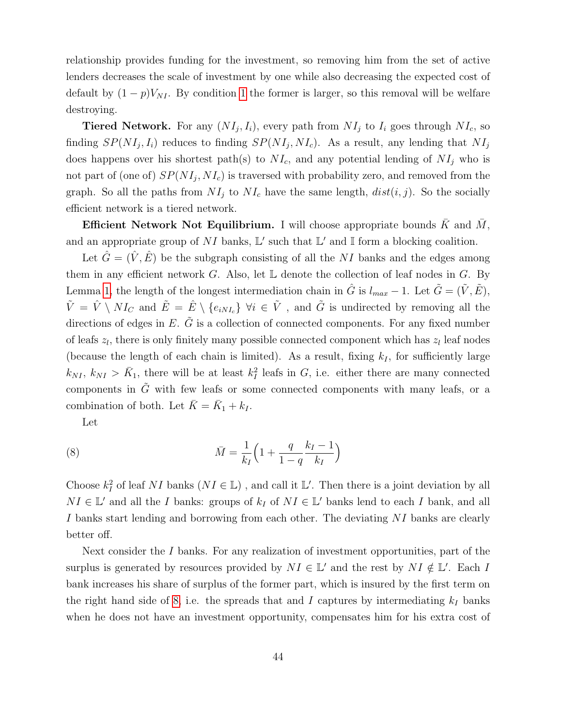relationship provides funding for the investment, so removing him from the set of active lenders decreases the scale of investment by one while also decreasing the expected cost of default by $(1-p)V_{NI}$. By condition 1 the former is larger, so this removal will be welfare destroying.

**Tiered Network.** For any $(NI_j, I_i)$, every path from $NI_j$ to $I_i$ goes through $NI_c$, so finding $SP(NI_j, I_i)$ reduces to finding $SP(NI_j, NI_c)$. As a result, any lending that $NI_j$ does happens over his shortest path(s) to $NI_c$, and any potential lending of $NI_j$ who is not part of (one of) $SP(NI_j, NI_c)$ is traversed with probability zero, and removed from the graph. So all the paths from $NI_j$ to $NI_c$ have the same length, $dist(i,j)$. So the socially efficient network is a tiered network.

**Efficient Network Not Equilibrium.** I will choose appropriate bounds $\bar{K}$ and $\bar{M}$, and an appropriate group of $NI$ banks, $\mathbb{L}'$ such that $\mathbb{L}'$ and $\mathbb{I}$ form a blocking coalition.

Let $\hat{G} = (\hat{V}, \hat{E})$ be the subgraph consisting of all the $NI$ banks and the edges among them in any efficient network $G$. Also, let $\mathbb{L}$ denote the collection of leaf nodes in $G$. By Lemma 1, the length of the longest intermediation chain in $\hat{G}$ is $l_{max} - 1$. Let $\tilde{G} = (\tilde{V}, \tilde{E})$, $\tilde{V} = \hat{V} \setminus NI_C$ and $\tilde{E} = \hat{E} \setminus \{e_{iNI_c}\}$ $\forall i \in \tilde{V}$ , and $\tilde{G}$ is undirected by removing all the directions of edges in $E$. $\tilde{G}$ is a collection of connected components. For any fixed number of leafs $z_l$, there is only finitely many possible connected component which has $z_l$ leaf nodes (because the length of each chain is limited). As a result, fixing $k_I$, for sufficiently large $k_{NI}$, $k_{NI} > \bar{K}_1$, there will be at least $k_I^2$ leafs in $G$, i.e. either there are many connected components in $\tilde{G}$ with few leafs or some connected components with many leafs, or a combination of both. Let $\bar{K} = \bar{K}_1 + k_I$.

Let

$$\bar{M} = \frac{1}{k_I}\Big(1 + \frac{q}{1-q}\frac{k_I - 1}{k_I}\Big) \tag{8}$$

Choose $k_I^2$ of leaf $NI$ banks ($NI \in \mathbb{L}$) , and call it $\mathbb{L}'$. Then there is a joint deviation by all $NI \in \mathbb{L}'$ and all the $I$ banks: groups of $k_I$ of $NI \in \mathbb{L}'$ banks lend to each $I$ bank, and all $I$ banks start lending and borrowing from each other. The deviating $NI$ banks are clearly better off.

Next consider the $I$ banks. For any realization of investment opportunities, part of the surplus is generated by resources provided by $NI \in \mathbb{L}'$ and the rest by $NI \notin \mathbb{L}'$. Each $I$ bank increases his share of surplus of the former part, which is insured by the first term on the right hand side of 8, i.e. the spreads that and $I$ captures by intermediating $k_I$ banks when he does not have an investment opportunity, compensates him for his extra cost of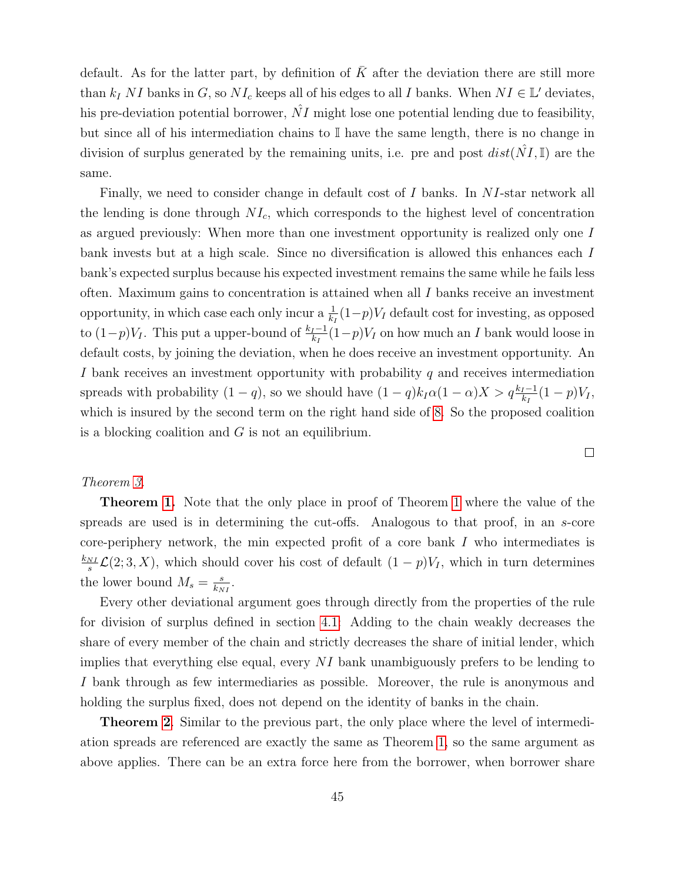default. As for the latter part, by definition of $\bar{K}$ after the deviation there are still more than $k_I$ $NI$ banks in $G$, so $NI_c$ keeps all of his edges to all $I$ banks. When $NI \in \mathbb{L}'$ deviates, his pre-deviation potential borrower, $\hat{N}I$ might lose one potential lending due to feasibility, but since all of his intermediation chains to $\mathbb{I}$ have the same length, there is no change in division of surplus generated by the remaining units, i.e. pre and post $dist(\hat{N}I, \mathbb{I})$ are the same.

Finally, we need to consider change in default cost of $I$ banks. In $NI$-star network all the lending is done through $NI_c$, which corresponds to the highest level of concentration as argued previously: When more than one investment opportunity is realized only one $I$ bank invests but at a high scale. Since no diversification is allowed this enhances each $I$ bank's expected surplus because his expected investment remains the same while he fails less often. Maximum gains to concentration is attained when all $I$ banks receive an investment opportunity, in which case each only incur a $\frac{1}{k_I}(1-p)V_I$ default cost for investing, as opposed to $(1-p)V_I$. This put a upper-bound of $\frac{k_I-1}{k_I}(1-p)V_I$ on how much an $I$ bank would loose in default costs, by joining the deviation, when he does receive an investment opportunity. An $I$ bank receives an investment opportunity with probability $q$ and receives intermediation spreads with probability $(1-q)$, so we should have $(1-q)k_I\alpha(1-\alpha)X > q\frac{k_I-1}{k_I}(1-p)V_I$, which is insured by the second term on the right hand side of 8. So the proposed coalition is a blocking coalition and $G$ is not an equilibrium.

□

*Theorem 3.*

**Theorem 1.** Note that the only place in proof of Theorem 1 where the value of the spreads are used is in determining the cut-offs. Analogous to that proof, in an $s$-core core-periphery network, the min expected profit of a core bank $I$ who intermediates is $\frac{k_{NI}}{s}\mathcal{L}(2;3,X)$, which should cover his cost of default $(1-p)V_I$, which in turn determines the lower bound $M_s = \frac{s}{k_{NI}}$.

Every other deviational argument goes through directly from the properties of the rule for division of surplus defined in section 4.1: Adding to the chain weakly decreases the share of every member of the chain and strictly decreases the share of initial lender, which implies that everything else equal, every $NI$ bank unambiguously prefers to be lending to $I$ bank through as few intermediaries as possible. Moreover, the rule is anonymous and holding the surplus fixed, does not depend on the identity of banks in the chain.

**Theorem 2.** Similar to the previous part, the only place where the level of intermediation spreads are referenced are exactly the same as Theorem 1, so the same argument as above applies. There can be an extra force here from the borrower, when borrower share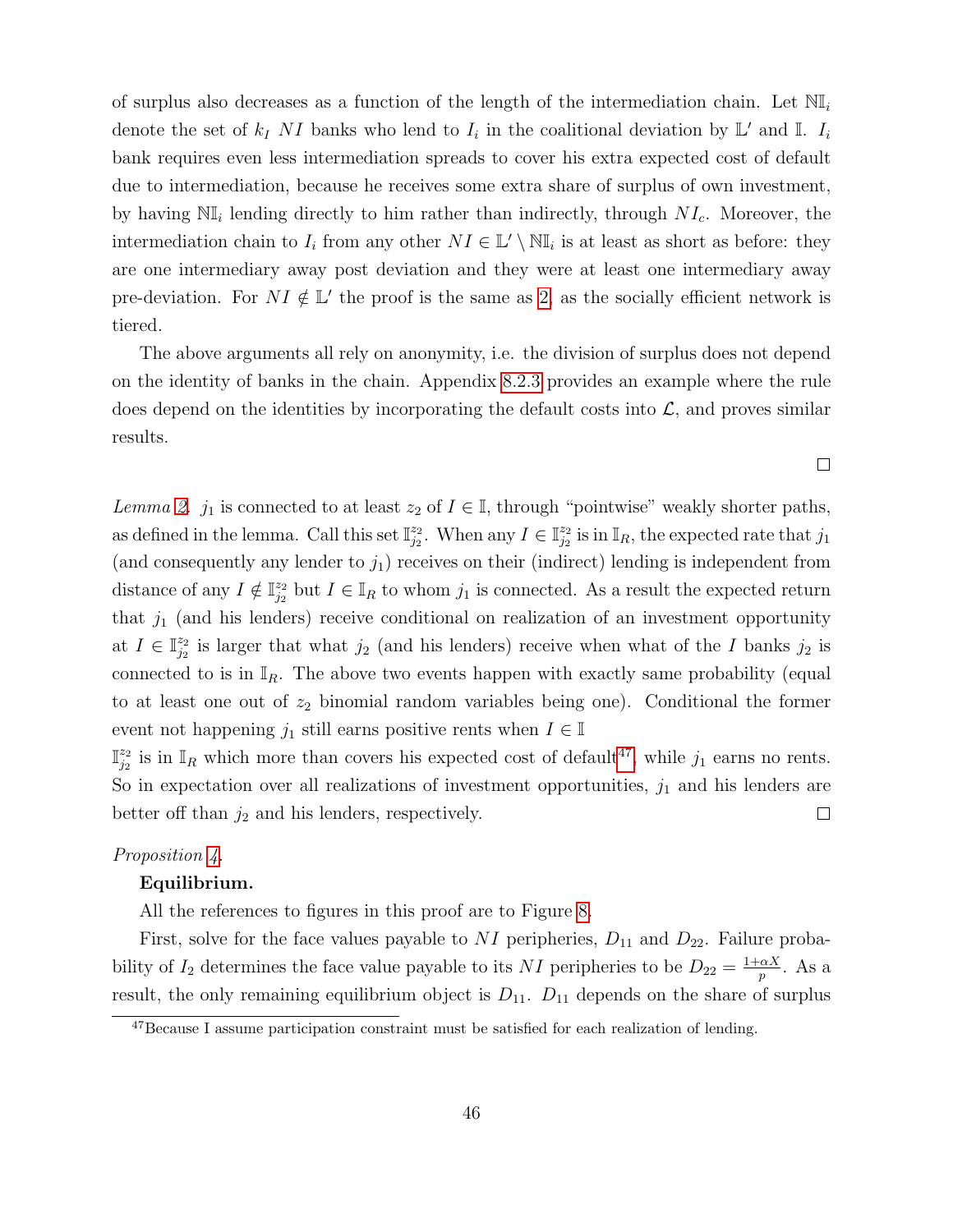of surplus also decreases as a function of the length of the intermediation chain. Let $\mathbb{NI}_i$ denote the set of $k_I$ $NI$ banks who lend to $I_i$ in the coalitional deviation by $\mathbb{L}'$ and $\mathbb{I}$. $I_i$ bank requires even less intermediation spreads to cover his extra expected cost of default due to intermediation, because he receives some extra share of surplus of own investment, by having $\mathbb{NI}_i$ lending directly to him rather than indirectly, through $NI_c$. Moreover, the intermediation chain to $I_i$ from any other $NI \in \mathbb{L}' \setminus \mathbb{NI}_i$ is at least as short as before: they are one intermediary away post deviation and they were at least one intermediary away pre-deviation. For $NI \notin \mathbb{L}'$ the proof is the same as 2 as the socially efficient network is tiered.

The above arguments all rely on anonymity, i.e. the division of surplus does not depend on the identity of banks in the chain. Appendix 8.2.3 provides an example where the rule does depend on the identities by incorporating the default costs into $\mathcal{L}$, and proves similar results.

□

*Lemma 2.* $j_1$ is connected to at least $z_2$ of $I \in \mathbb{I}$, through "pointwise" weakly shorter paths, as defined in the lemma. Call this set $\mathbb{I}^{z_2}_{j_2}$. When any $I \in \mathbb{I}^{z_2}_{j_2}$ is in $\mathbb{I}_R$, the expected rate that $j_1$ (and consequently any lender to $j_1$) receives on their (indirect) lending is independent from distance of any $I \notin \mathbb{I}^{z_2}_{j_2}$ but $I \in \mathbb{I}_R$ to whom $j_1$ is connected. As a result the expected return that $j_1$ (and his lenders) receive conditional on realization of an investment opportunity at $I \in \mathbb{I}^{z_2}_{j_2}$ is larger that what $j_2$ (and his lenders) receive when what of the $I$ banks $j_2$ is connected to is in $\mathbb{I}_R$. The above two events happen with exactly same probability (equal to at least one out of $z_2$ binomial random variables being one). Conditional the former event not happening $j_1$ still earns positive rents when $I \in \mathbb{I}$
$\mathbb{I}^{z_2}_{j_2}$ is in $\mathbb{I}_R$ which more than covers his expected cost of default[47], while $j_1$ earns no rents. So in expectation over all realizations of investment opportunities, $j_1$ and his lenders are better off than $j_2$ and his lenders, respectively. □

*Proposition 4.*

**Equilibrium.**

All the references to figures in this proof are to Figure 8.

First, solve for the face values payable to $NI$ peripheries, $D_{11}$ and $D_{22}$. Failure probability of $I_2$ determines the face value payable to its $NI$ peripheries to be $D_{22} = \frac{1+\alpha X}{p}$. As a result, the only remaining equilibrium object is $D_{11}$. $D_{11}$ depends on the share of surplus

[47] Because I assume participation constraint must be satisfied for each realization of lending.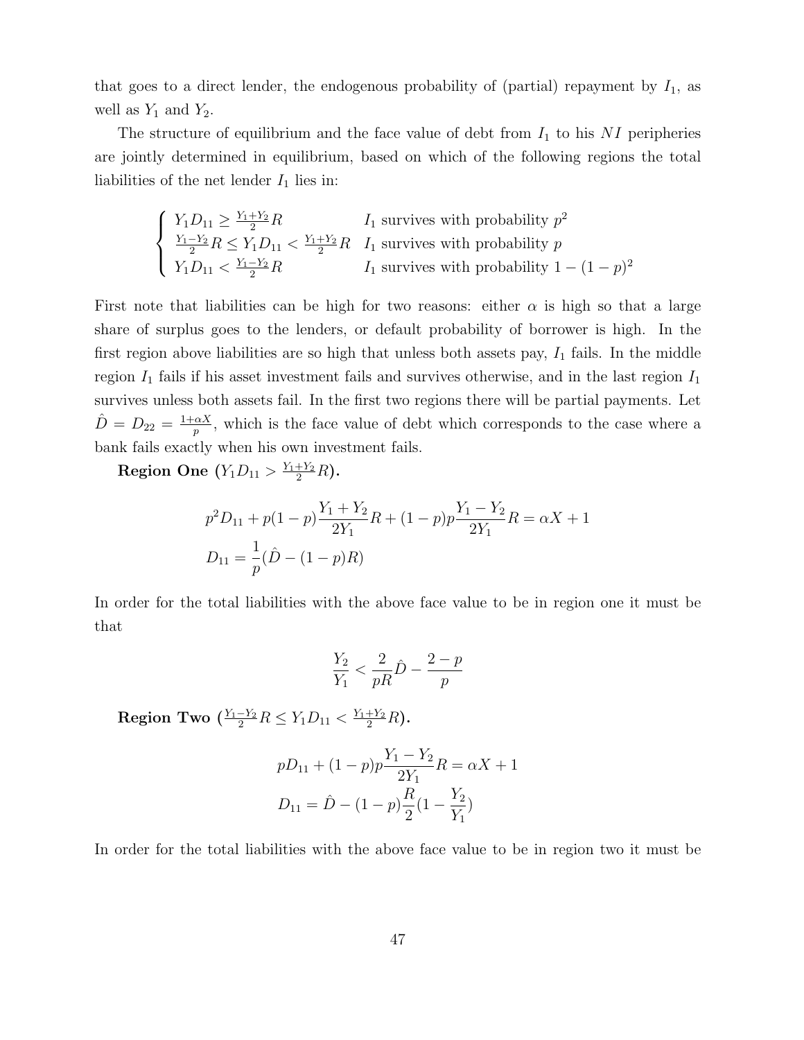that goes to a direct lender, the endogenous probability of (partial) repayment by $I_1$, as well as $Y_1$ and $Y_2$.

The structure of equilibrium and the face value of debt from $I_1$ to his $NI$ peripheries are jointly determined in equilibrium, based on which of the following regions the total liabilities of the net lender $I_1$ lies in:

$$
\begin{cases}
Y_1 D_{11} \geq \frac{Y_1+Y_2}{2} R & I_1 \text{ survives with probability } p^2 \\
\frac{Y_1-Y_2}{2} R \leq Y_1 D_{11} < \frac{Y_1+Y_2}{2} R & I_1 \text{ survives with probability } p \\
Y_1 D_{11} < \frac{Y_1-Y_2}{2} R & I_1 \text{ survives with probability } 1-(1-p)^2
\end{cases}
$$

First note that liabilities can be high for two reasons: either $\alpha$ is high so that a large share of surplus goes to the lenders, or default probability of borrower is high. In the first region above liabilities are so high that unless both assets pay, $I_1$ fails. In the middle region $I_1$ fails if his asset investment fails and survives otherwise, and in the last region $I_1$ survives unless both assets fail. In the first two regions there will be partial payments. Let $\hat{D} = D_{22} = \frac{1+\alpha X}{p}$, which is the face value of debt which corresponds to the case where a bank fails exactly when his own investment fails.

**Region One ($Y_1 D_{11} > \frac{Y_1+Y_2}{2} R$).**

$$
p^2 D_{11} + p(1-p)\frac{Y_1+Y_2}{2Y_1} R + (1-p)p\frac{Y_1-Y_2}{2Y_1} R = \alpha X + 1
$$
$$
D_{11} = \frac{1}{p}(\hat{D} - (1-p)R)
$$

In order for the total liabilities with the above face value to be in region one it must be that

$$
\frac{Y_2}{Y_1} < \frac{2}{pR}\hat{D} - \frac{2-p}{p}
$$

**Region Two ($\frac{Y_1-Y_2}{2} R \leq Y_1 D_{11} < \frac{Y_1+Y_2}{2} R$).**

$$
pD_{11} + (1-p)p\frac{Y_1-Y_2}{2Y_1} R = \alpha X + 1
$$
$$
D_{11} = \hat{D} - (1-p)\frac{R}{2}(1 - \frac{Y_2}{Y_1})
$$

In order for the total liabilities with the above face value to be in region two it must be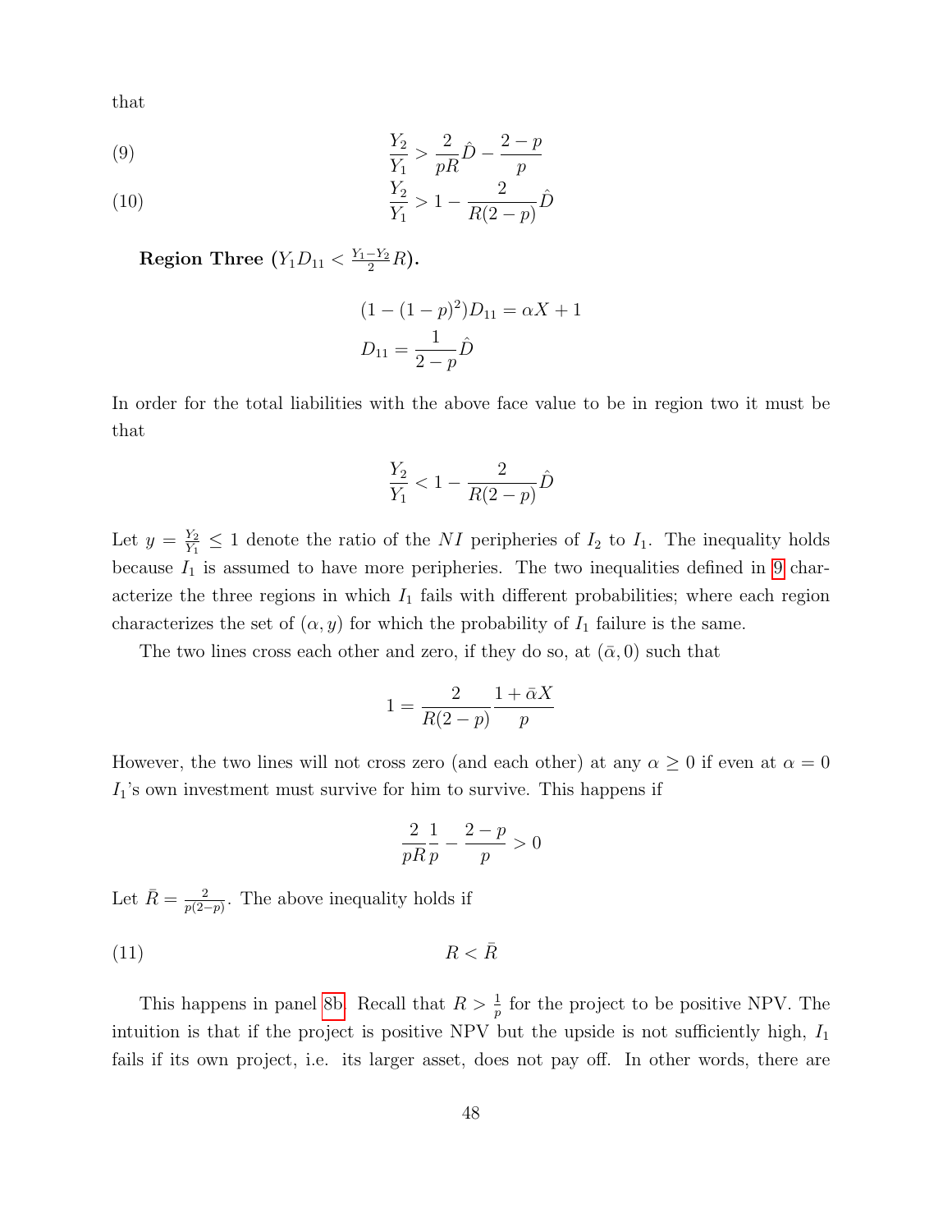that

$$\frac{Y_2}{Y_1} > \frac{2}{pR}\hat{D} - \frac{2-p}{p} \tag{9}$$

$$\frac{Y_2}{Y_1} > 1 - \frac{2}{R(2-p)}\hat{D} \tag{10}$$

**Region Three ($Y_1 D_{11} < \frac{Y_1 - Y_2}{2} R$).**

$$(1 - (1-p)^2) D_{11} = \alpha X + 1$$

$$D_{11} = \frac{1}{2-p}\hat{D}$$

In order for the total liabilities with the above face value to be in region two it must be that

$$\frac{Y_2}{Y_1} < 1 - \frac{2}{R(2-p)}\hat{D}$$

Let $y = \frac{Y_2}{Y_1} \leq 1$ denote the ratio of the $NI$ peripheries of $I_2$ to $I_1$. The inequality holds because $I_1$ is assumed to have more peripheries. The two inequalities defined in 9 characterize the three regions in which $I_1$ fails with different probabilities; where each region characterizes the set of $(\alpha, y)$ for which the probability of $I_1$ failure is the same.

The two lines cross each other and zero, if they do so, at $(\bar{\alpha}, 0)$ such that

$$1 = \frac{2}{R(2-p)} \frac{1 + \bar{\alpha} X}{p}$$

However, the two lines will not cross zero (and each other) at any $\alpha \geq 0$ if even at $\alpha = 0$ $I_1$'s own investment must survive for him to survive. This happens if

$$\frac{2}{pR}\frac{1}{p} - \frac{2-p}{p} > 0$$

Let $\bar{R} = \frac{2}{p(2-p)}$. The above inequality holds if

$$R < \bar{R} \tag{11}$$

This happens in panel 8b. Recall that $R > \frac{1}{p}$ for the project to be positive NPV. The intuition is that if the project is positive NPV but the upside is not sufficiently high, $I_1$ fails if its own project, i.e. its larger asset, does not pay off. In other words, there are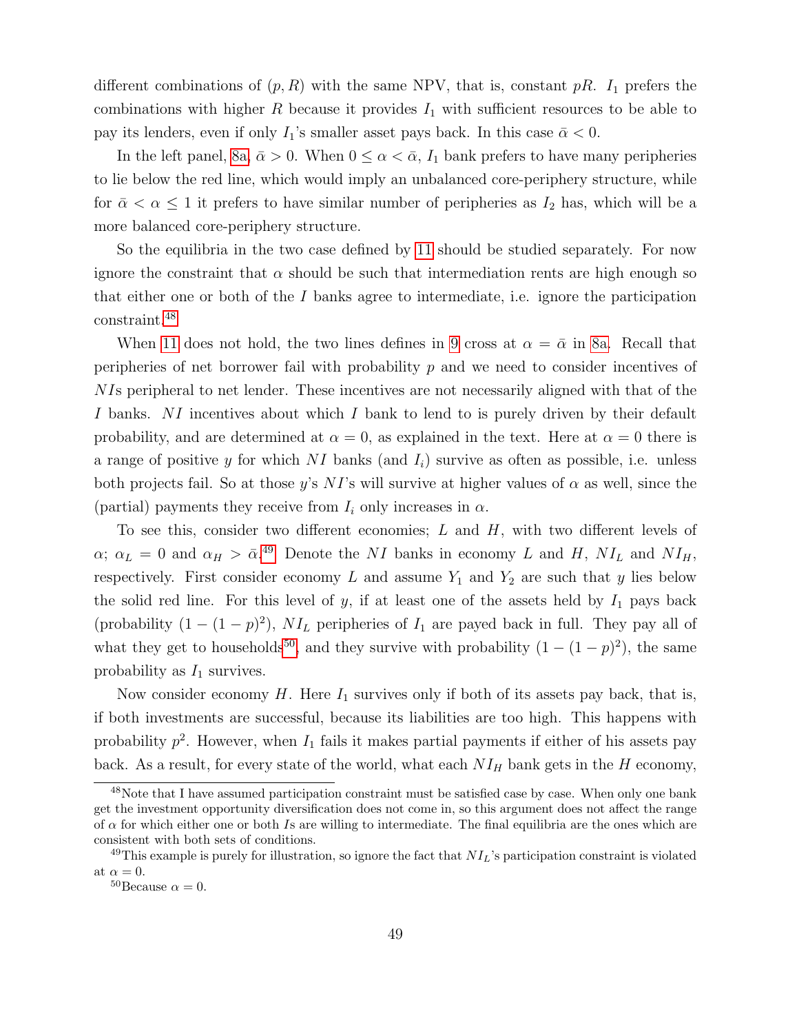different combinations of $(p, R)$ with the same NPV, that is, constant $pR$. $I_1$ prefers the combinations with higher $R$ because it provides $I_1$ with sufficient resources to be able to pay its lenders, even if only $I_1$'s smaller asset pays back. In this case $\bar{\alpha} < 0$.

In the left panel, 8a, $\bar{\alpha} > 0$. When $0 \leq \alpha < \bar{\alpha}$, $I_1$ bank prefers to have many peripheries to lie below the red line, which would imply an unbalanced core-periphery structure, while for $\bar{\alpha} < \alpha \leq 1$ it prefers to have similar number of peripheries as $I_2$ has, which will be a more balanced core-periphery structure.

So the equilibria in the two case defined by 11 should be studied separately. For now ignore the constraint that $\alpha$ should be such that intermediation rents are high enough so that either one or both of the $I$ banks agree to intermediate, i.e. ignore the participation constraint.[48]

When 11 does not hold, the two lines defines in 9 cross at $\alpha = \bar{\alpha}$ in 8a. Recall that peripheries of net borrower fail with probability $p$ and we need to consider incentives of $NI$s peripheral to net lender. These incentives are not necessarily aligned with that of the $I$ banks. $NI$ incentives about which $I$ bank to lend to is purely driven by their default probability, and are determined at $\alpha = 0$, as explained in the text. Here at $\alpha = 0$ there is a range of positive $y$ for which $NI$ banks (and $I_i$) survive as often as possible, i.e. unless both projects fail. So at those $y$'s $NI$'s will survive at higher values of $\alpha$ as well, since the (partial) payments they receive from $I_i$ only increases in $\alpha$.

To see this, consider two different economies; $L$ and $H$, with two different levels of $\alpha$; $\alpha_L = 0$ and $\alpha_H > \bar{\alpha}$.[49] Denote the $NI$ banks in economy $L$ and $H$, $NI_L$ and $NI_H$, respectively. First consider economy $L$ and assume $Y_1$ and $Y_2$ are such that $y$ lies below the solid red line. For this level of $y$, if at least one of the assets held by $I_1$ pays back (probability $(1 - (1 - p)^2)$), $NI_L$ peripheries of $I_1$ are payed back in full. They pay all of what they get to households[50], and they survive with probability $(1 - (1 - p)^2)$, the same probability as $I_1$ survives.

Now consider economy $H$. Here $I_1$ survives only if both of its assets pay back, that is, if both investments are successful, because its liabilities are too high. This happens with probability $p^2$. However, when $I_1$ fails it makes partial payments if either of his assets pay back. As a result, for every state of the world, what each $NI_H$ bank gets in the $H$ economy,

[48] Note that I have assumed participation constraint must be satisfied case by case. When only one bank get the investment opportunity diversification does not come in, so this argument does not affect the range of $\alpha$ for which either one or both $I$s are willing to intermediate. The final equilibria are the ones which are consistent with both sets of conditions.

[49] This example is purely for illustration, so ignore the fact that $NI_L$'s participation constraint is violated at $\alpha = 0$.

[50] Because $\alpha = 0$.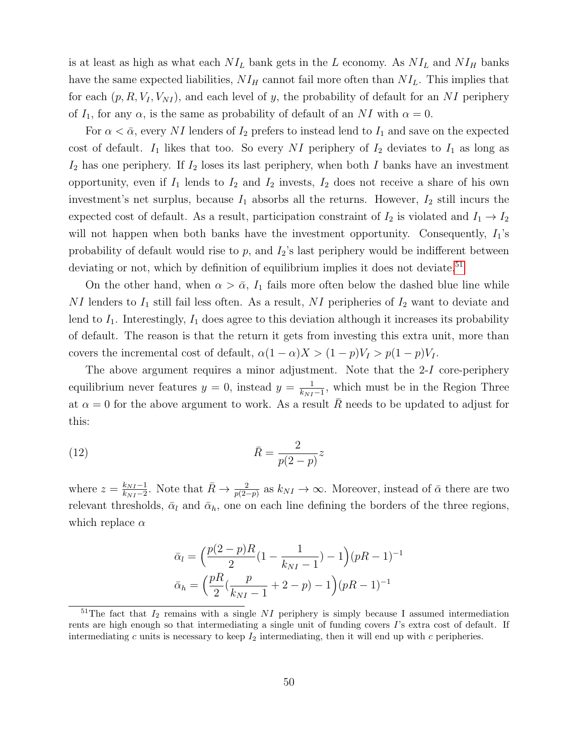is at least as high as what each $NI_L$ bank gets in the $L$ economy. As $NI_L$ and $NI_H$ banks have the same expected liabilities, $NI_H$ cannot fail more often than $NI_L$. This implies that for each $(p, R, V_I, V_{NI})$, and each level of $y$, the probability of default for an $NI$ periphery of $I_1$, for any $\alpha$, is the same as probability of default of an $NI$ with $\alpha = 0$.

For $\alpha < \bar{\alpha}$, every $NI$ lenders of $I_2$ prefers to instead lend to $I_1$ and save on the expected cost of default. $I_1$ likes that too. So every $NI$ periphery of $I_2$ deviates to $I_1$ as long as $I_2$ has one periphery. If $I_2$ loses its last periphery, when both $I$ banks have an investment opportunity, even if $I_1$ lends to $I_2$ and $I_2$ invests, $I_2$ does not receive a share of his own investment's net surplus, because $I_1$ absorbs all the returns. However, $I_2$ still incurs the expected cost of default. As a result, participation constraint of $I_2$ is violated and $I_1 \to I_2$ will not happen when both banks have the investment opportunity. Consequently, $I_1$'s probability of default would rise to $p$, and $I_2$'s last periphery would be indifferent between deviating or not, which by definition of equilibrium implies it does not deviate.[51]

On the other hand, when $\alpha > \bar{\alpha}$, $I_1$ fails more often below the dashed blue line while $NI$ lenders to $I_1$ still fail less often. As a result, $NI$ peripheries of $I_2$ want to deviate and lend to $I_1$. Interestingly, $I_1$ does agree to this deviation although it increases its probability of default. The reason is that the return it gets from investing this extra unit, more than covers the incremental cost of default, $\alpha(1-\alpha)X > (1-p)V_I > p(1-p)V_I$.

The above argument requires a minor adjustment. Note that the 2-$I$ core-periphery equilibrium never features $y = 0$, instead $y = \frac{1}{k_{NI}-1}$, which must be in the Region Three at $\alpha = 0$ for the above argument to work. As a result $\bar{R}$ needs to be updated to adjust for this:

$$\bar{R} = \frac{2}{p(2-p)} z \tag{12}$$

where $z = \frac{k_{NI}-1}{k_{NI}-2}$. Note that $\bar{R} \to \frac{2}{p(2-p)}$ as $k_{NI} \to \infty$. Moreover, instead of $\bar{\alpha}$ there are two relevant thresholds, $\bar{\alpha}_l$ and $\bar{\alpha}_h$, one on each line defining the borders of the three regions, which replace $\alpha$

$$\bar{\alpha}_l = \Big(\frac{p(2-p)R}{2}\big(1 - \frac{1}{k_{NI}-1}\big) - 1\Big)(pR-1)^{-1}$$
$$\bar{\alpha}_h = \Big(\frac{pR}{2}\big(\frac{p}{k_{NI}-1} + 2 - p\big) - 1\Big)(pR-1)^{-1}$$

[51]The fact that $I_2$ remains with a single $NI$ periphery is simply because I assumed intermediation rents are high enough so that intermediating a single unit of funding covers $I$'s extra cost of default. If intermediating $c$ units is necessary to keep $I_2$ intermediating, then it will end up with $c$ peripheries.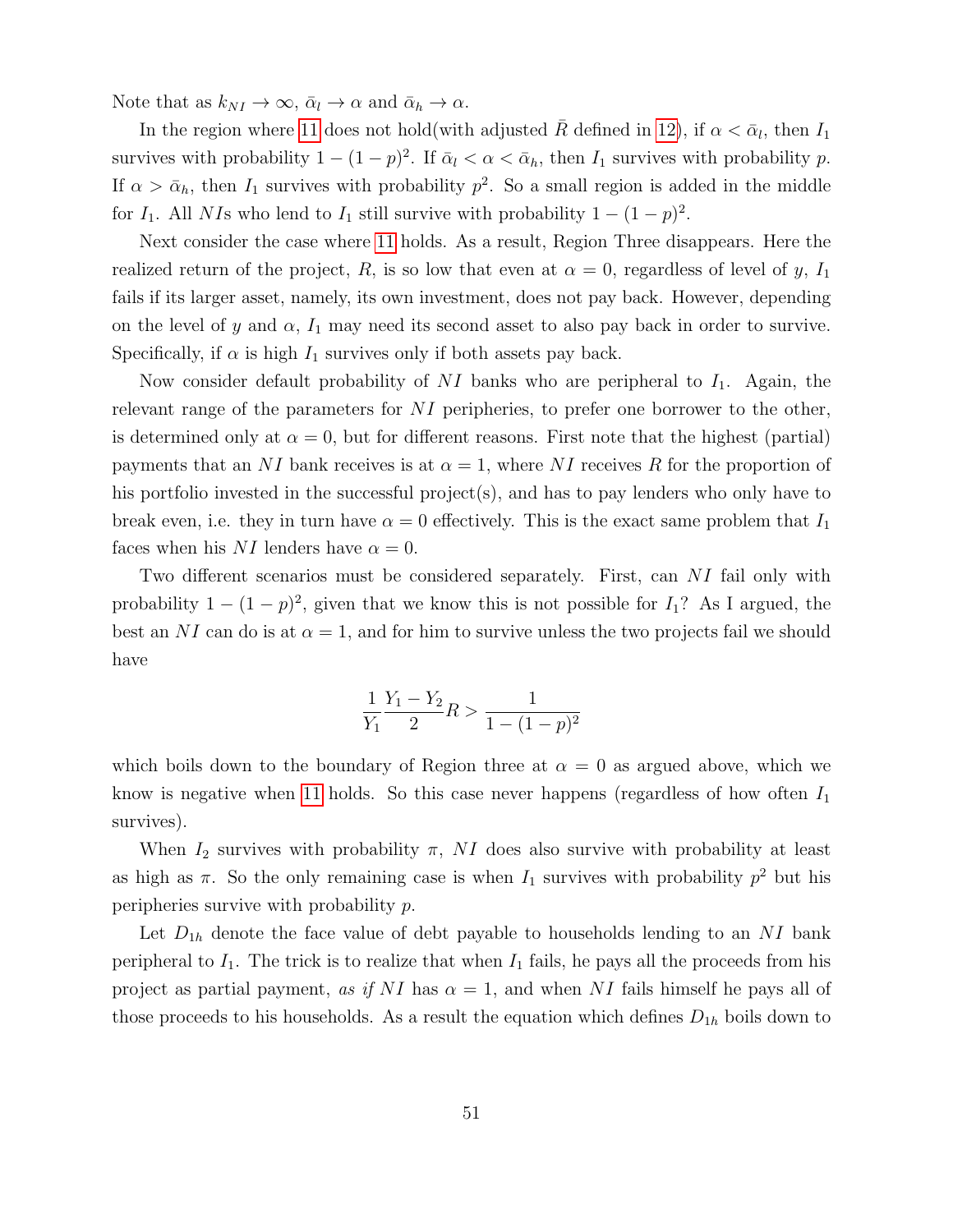Note that as $k_{NI} \to \infty$, $\bar{\alpha}_l \to \alpha$ and $\bar{\alpha}_h \to \alpha$.

In the region where 11 does not hold(with adjusted $\bar{R}$ defined in 12), if $\alpha < \bar{\alpha}_l$, then $I_1$ survives with probability $1-(1-p)^2$. If $\bar{\alpha}_l < \alpha < \bar{\alpha}_h$, then $I_1$ survives with probability $p$. If $\alpha > \bar{\alpha}_h$, then $I_1$ survives with probability $p^2$. So a small region is added in the middle for $I_1$. All $NI$s who lend to $I_1$ still survive with probability $1-(1-p)^2$.

Next consider the case where 11 holds. As a result, Region Three disappears. Here the realized return of the project, $R$, is so low that even at $\alpha = 0$, regardless of level of $y$, $I_1$ fails if its larger asset, namely, its own investment, does not pay back. However, depending on the level of $y$ and $\alpha$, $I_1$ may need its second asset to also pay back in order to survive. Specifically, if $\alpha$ is high $I_1$ survives only if both assets pay back.

Now consider default probability of $NI$ banks who are peripheral to $I_1$. Again, the relevant range of the parameters for $NI$ peripheries, to prefer one borrower to the other, is determined only at $\alpha = 0$, but for different reasons. First note that the highest (partial) payments that an $NI$ bank receives is at $\alpha = 1$, where $NI$ receives $R$ for the proportion of his portfolio invested in the successful project(s), and has to pay lenders who only have to break even, i.e. they in turn have $\alpha = 0$ effectively. This is the exact same problem that $I_1$ faces when his $NI$ lenders have $\alpha = 0$.

Two different scenarios must be considered separately. First, can $NI$ fail only with probability $1-(1-p)^2$, given that we know this is not possible for $I_1$? As I argued, the best an $NI$ can do is at $\alpha = 1$, and for him to survive unless the two projects fail we should have

$$\frac{1}{Y_1}\frac{Y_1 - Y_2}{2}R > \frac{1}{1-(1-p)^2}$$

which boils down to the boundary of Region three at $\alpha = 0$ as argued above, which we know is negative when 11 holds. So this case never happens (regardless of how often $I_1$ survives).

When $I_2$ survives with probability $\pi$, $NI$ does also survive with probability at least as high as $\pi$. So the only remaining case is when $I_1$ survives with probability $p^2$ but his peripheries survive with probability $p$.

Let $D_{1h}$ denote the face value of debt payable to households lending to an $NI$ bank peripheral to $I_1$. The trick is to realize that when $I_1$ fails, he pays all the proceeds from his project as partial payment, *as if* $NI$ has $\alpha = 1$, and when $NI$ fails himself he pays all of those proceeds to his households. As a result the equation which defines $D_{1h}$ boils down to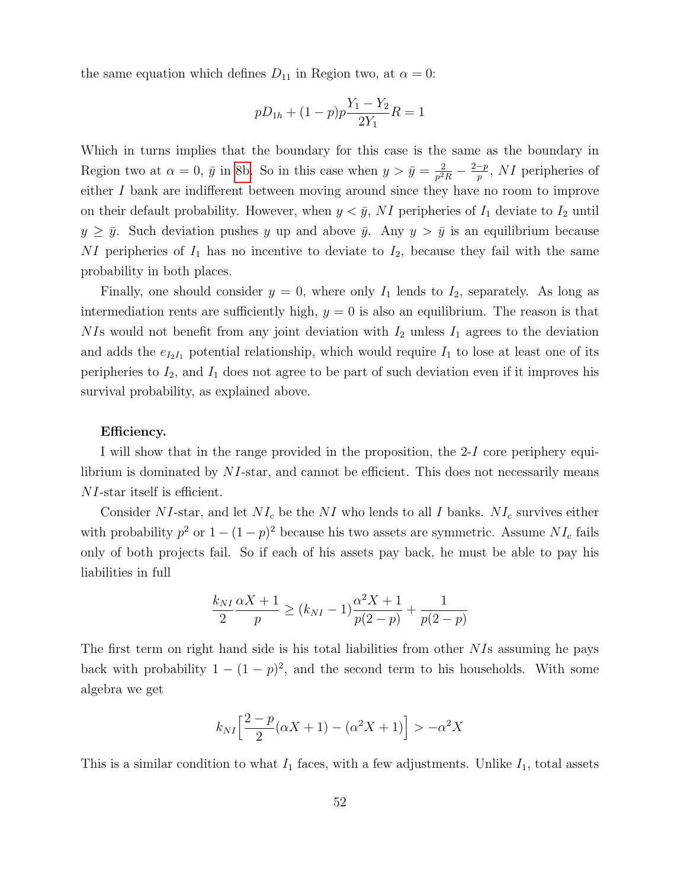the same equation which defines $D_{11}$ in Region two, at $\alpha = 0$:

$$pD_{1h} + (1-p)p\frac{Y_1 - Y_2}{2Y_1}R = 1$$

Which in turns implies that the boundary for this case is the same as the boundary in Region two at $\alpha = 0$, $\bar{y}$ in 8b. So in this case when $y > \bar{y} = \frac{2}{p^2 R} - \frac{2-p}{p}$, $NI$ peripheries of either $I$ bank are indifferent between moving around since they have no room to improve on their default probability. However, when $y < \bar{y}$, $NI$ peripheries of $I_1$ deviate to $I_2$ until $y \geq \bar{y}$. Such deviation pushes $y$ up and above $\bar{y}$. Any $y > \bar{y}$ is an equilibrium because $NI$ peripheries of $I_1$ has no incentive to deviate to $I_2$, because they fail with the same probability in both places.

Finally, one should consider $y = 0$, where only $I_1$ lends to $I_2$, separately. As long as intermediation rents are sufficiently high, $y = 0$ is also an equilibrium. The reason is that $NI$s would not benefit from any joint deviation with $I_2$ unless $I_1$ agrees to the deviation and adds the $e_{I_2 I_1}$ potential relationship, which would require $I_1$ to lose at least one of its peripheries to $I_2$, and $I_1$ does not agree to be part of such deviation even if it improves his survival probability, as explained above.

**Efficiency.**

I will show that in the range provided in the proposition, the 2-$I$ core periphery equilibrium is dominated by $NI$-star, and cannot be efficient. This does not necessarily means $NI$-star itself is efficient.

Consider $NI$-star, and let $NI_c$ be the $NI$ who lends to all $I$ banks. $NI_c$ survives either with probability $p^2$ or $1-(1-p)^2$ because his two assets are symmetric. Assume $NI_c$ fails only of both projects fail. So if each of his assets pay back, he must be able to pay his liabilities in full

$$\frac{k_{NI}}{2}\frac{\alpha X + 1}{p} \geq (k_{NI} - 1)\frac{\alpha^2 X + 1}{p(2-p)} + \frac{1}{p(2-p)}$$

The first term on right hand side is his total liabilities from other $NI$s assuming he pays back with probability $1-(1-p)^2$, and the second term to his households. With some algebra we get

$$k_{NI}\Big[\frac{2-p}{2}(\alpha X + 1) - (\alpha^2 X + 1)\Big] > -\alpha^2 X$$

This is a similar condition to what $I_1$ faces, with a few adjustments. Unlike $I_1$, total assets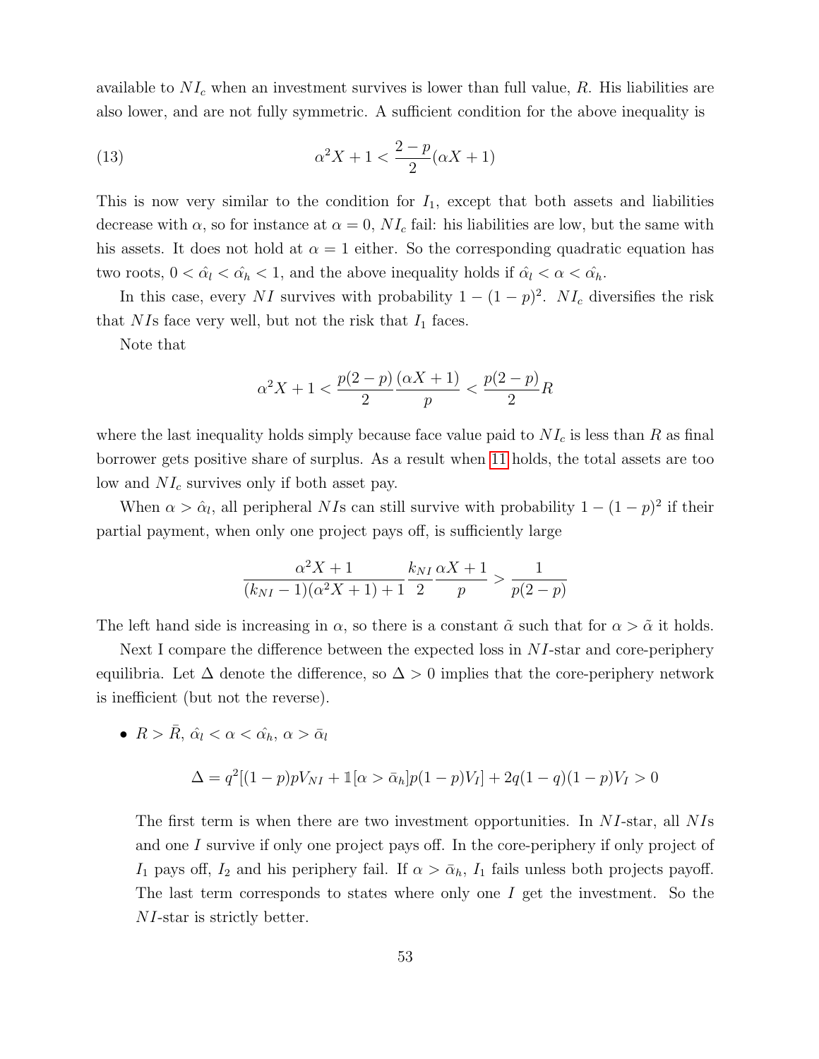available to $NI_c$ when an investment survives is lower than full value, $R$. His liabilities are also lower, and are not fully symmetric. A sufficient condition for the above inequality is

$$\alpha^2 X + 1 < \frac{2-p}{2}(\alpha X + 1) \tag{13}$$

This is now very similar to the condition for $I_1$, except that both assets and liabilities decrease with $\alpha$, so for instance at $\alpha = 0$, $NI_c$ fail: his liabilities are low, but the same with his assets. It does not hold at $\alpha = 1$ either. So the corresponding quadratic equation has two roots, $0 < \hat{\alpha_l} < \hat{\alpha_h} < 1$, and the above inequality holds if $\hat{\alpha_l} < \alpha < \hat{\alpha_h}$.

In this case, every $NI$ survives with probability $1 - (1-p)^2$. $NI_c$ diversifies the risk that $NI$s face very well, but not the risk that $I_1$ faces.

Note that

$$\alpha^2 X + 1 < \frac{p(2-p)}{2}\frac{(\alpha X + 1)}{p} < \frac{p(2-p)}{2}R$$

where the last inequality holds simply because face value paid to $NI_c$ is less than $R$ as final borrower gets positive share of surplus. As a result when 11 holds, the total assets are too low and $NI_c$ survives only if both asset pay.

When $\alpha > \hat{\alpha}_l$, all peripheral $NI$s can still survive with probability $1 - (1-p)^2$ if their partial payment, when only one project pays off, is sufficiently large

$$\frac{\alpha^2 X + 1}{(k_{NI} - 1)(\alpha^2 X + 1) + 1}\frac{k_{NI}}{2}\frac{\alpha X + 1}{p} > \frac{1}{p(2-p)}$$

The left hand side is increasing in $\alpha$, so there is a constant $\tilde{\alpha}$ such that for $\alpha > \tilde{\alpha}$ it holds.

Next I compare the difference between the expected loss in $NI$-star and core-periphery equilibria. Let $\Delta$ denote the difference, so $\Delta > 0$ implies that the core-periphery network is inefficient (but not the reverse).

- $R > \bar{R}$, $\hat{\alpha_l} < \alpha < \hat{\alpha_h}$, $\alpha > \bar{\alpha}_l$

  $$\Delta = q^2[(1-p)pV_{NI} + \mathbb{1}[\alpha > \bar{\alpha}_h]p(1-p)V_I] + 2q(1-q)(1-p)V_I > 0$$

  The first term is when there are two investment opportunities. In $NI$-star, all $NI$s and one $I$ survive if only one project pays off. In the core-periphery if only project of $I_1$ pays off, $I_2$ and his periphery fail. If $\alpha > \bar{\alpha}_h$, $I_1$ fails unless both projects payoff. The last term corresponds to states where only one $I$ get the investment. So the $NI$-star is strictly better.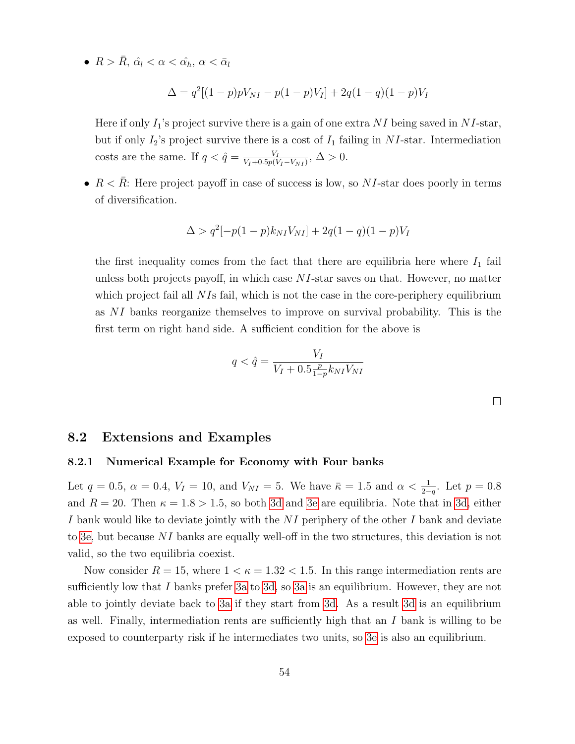- $R > \bar{R}$, $\hat{\alpha_l} < \alpha < \hat{\alpha_h}$, $\alpha < \bar{\alpha}_l$

$$\Delta = q^2[(1-p)pV_{NI} - p(1-p)V_I] + 2q(1-q)(1-p)V_I$$

Here if only $I_1$'s project survive there is a gain of one extra $NI$ being saved in $NI$-star, but if only $I_2$'s project survive there is a cost of $I_1$ failing in $NI$-star. Intermediation costs are the same. If $q < \hat{q} = \frac{V_I}{V_I + 0.5p(V_I - V_{NI})}$, $\Delta > 0$.

- $R < \bar{R}$: Here project payoff in case of success is low, so $NI$-star does poorly in terms of diversification.

$$\Delta > q^2[-p(1-p)k_{NI}V_{NI}] + 2q(1-q)(1-p)V_I$$

the first inequality comes from the fact that there are equilibria here where $I_1$ fail unless both projects payoff, in which case $NI$-star saves on that. However, no matter which project fail all $NI$s fail, which is not the case in the core-periphery equilibrium as $NI$ banks reorganize themselves to improve on survival probability. This is the first term on right hand side. A sufficient condition for the above is

$$q < \hat{q} = \frac{V_I}{V_I + 0.5\frac{p}{1-p}k_{NI}V_{NI}}$$

□

## 8.2 Extensions and Examples

### 8.2.1 Numerical Example for Economy with Four banks

Let $q = 0.5$, $\alpha = 0.4$, $V_I = 10$, and $V_{NI} = 5$. We have $\bar{\kappa} = 1.5$ and $\alpha < \frac{1}{2-q}$. Let $p = 0.8$ and $R = 20$. Then $\kappa = 1.8 > 1.5$, so both 3d and 3e are equilibria. Note that in 3d, either $I$ bank would like to deviate jointly with the $NI$ periphery of the other $I$ bank and deviate to 3e, but because $NI$ banks are equally well-off in the two structures, this deviation is not valid, so the two equilibria coexist.

Now consider $R = 15$, where $1 < \kappa = 1.32 < 1.5$. In this range intermediation rents are sufficiently low that $I$ banks prefer 3a to 3d, so 3a is an equilibrium. However, they are not able to jointly deviate back to 3a if they start from 3d. As a result 3d is an equilibrium as well. Finally, intermediation rents are sufficiently high that an $I$ bank is willing to be exposed to counterparty risk if he intermediates two units, so 3e is also an equilibrium.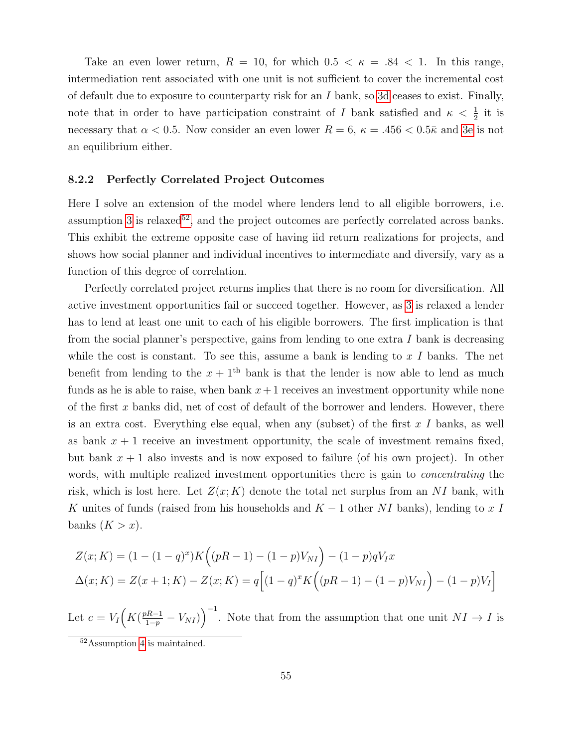Take an even lower return, $R = 10$, for which $0.5 < \kappa = .84 < 1$. In this range, intermediation rent associated with one unit is not sufficient to cover the incremental cost of default due to exposure to counterparty risk for an $I$ bank, so 3d ceases to exist. Finally, note that in order to have participation constraint of $I$ bank satisfied and $\kappa < \frac{1}{2}$ it is necessary that $\alpha < 0.5$. Now consider an even lower $R = 6$, $\kappa = .456 < 0.5\bar{\kappa}$ and 3e is not an equilibrium either.

### 8.2.2 Perfectly Correlated Project Outcomes

Here I solve an extension of the model where lenders lend to all eligible borrowers, i.e. assumption 3 is relaxed[52], and the project outcomes are perfectly correlated across banks. This exhibit the extreme opposite case of having iid return realizations for projects, and shows how social planner and individual incentives to intermediate and diversify, vary as a function of this degree of correlation.

Perfectly correlated project returns implies that there is no room for diversification. All active investment opportunities fail or succeed together. However, as 3 is relaxed a lender has to lend at least one unit to each of his eligible borrowers. The first implication is that from the social planner's perspective, gains from lending to one extra $I$ bank is decreasing while the cost is constant. To see this, assume a bank is lending to $x$ $I$ banks. The net benefit from lending to the $x+1^{\text{th}}$ bank is that the lender is now able to lend as much funds as he is able to raise, when bank $x+1$ receives an investment opportunity while none of the first $x$ banks did, net of cost of default of the borrower and lenders. However, there is an extra cost. Everything else equal, when any (subset) of the first $x$ $I$ banks, as well as bank $x+1$ receive an investment opportunity, the scale of investment remains fixed, but bank $x+1$ also invests and is now exposed to failure (of his own project). In other words, with multiple realized investment opportunities there is gain to *concentrating* the risk, which is lost here. Let $Z(x;K)$ denote the total net surplus from an $NI$ bank, with $K$ unites of funds (raised from his households and $K-1$ other $NI$ banks), lending to $x$ $I$ banks ($K > x$).

$$Z(x;K) = (1-(1-q)^x)K\Big((pR-1)-(1-p)V_{NI}\Big) - (1-p)qV_Ix$$

$$\Delta(x;K) = Z(x+1;K) - Z(x;K) = q\Big[(1-q)^x K\Big((pR-1)-(1-p)V_{NI}\Big) - (1-p)V_I\Big]$$

Let $c = V_I\Big(K(\frac{pR-1}{1-p} - V_{NI})\Big)^{-1}$. Note that from the assumption that one unit $NI \rightarrow I$ is

[52] Assumption 4 is maintained.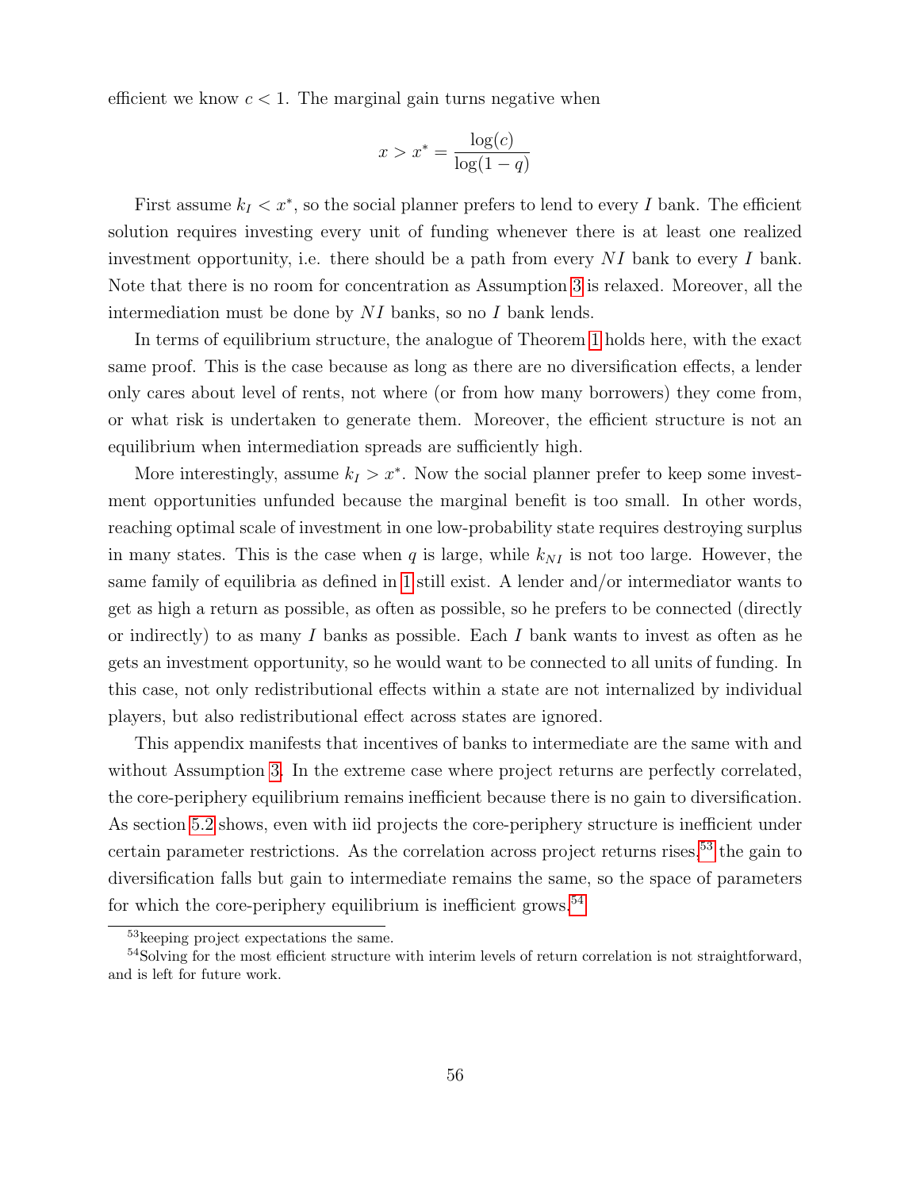efficient we know $c < 1$. The marginal gain turns negative when

$$x > x^* = \frac{\log(c)}{\log(1-q)}$$

First assume $k_I < x^*$, so the social planner prefers to lend to every $I$ bank. The efficient solution requires investing every unit of funding whenever there is at least one realized investment opportunity, i.e. there should be a path from every $NI$ bank to every $I$ bank. Note that there is no room for concentration as Assumption 3 is relaxed. Moreover, all the intermediation must be done by $NI$ banks, so no $I$ bank lends.

In terms of equilibrium structure, the analogue of Theorem 1 holds here, with the exact same proof. This is the case because as long as there are no diversification effects, a lender only cares about level of rents, not where (or from how many borrowers) they come from, or what risk is undertaken to generate them. Moreover, the efficient structure is not an equilibrium when intermediation spreads are sufficiently high.

More interestingly, assume $k_I > x^*$. Now the social planner prefer to keep some investment opportunities unfunded because the marginal benefit is too small. In other words, reaching optimal scale of investment in one low-probability state requires destroying surplus in many states. This is the case when $q$ is large, while $k_{NI}$ is not too large. However, the same family of equilibria as defined in 1 still exist. A lender and/or intermediator wants to get as high a return as possible, as often as possible, so he prefers to be connected (directly or indirectly) to as many $I$ banks as possible. Each $I$ bank wants to invest as often as he gets an investment opportunity, so he would want to be connected to all units of funding. In this case, not only redistributional effects within a state are not internalized by individual players, but also redistributional effect across states are ignored.

This appendix manifests that incentives of banks to intermediate are the same with and without Assumption 3. In the extreme case where project returns are perfectly correlated, the core-periphery equilibrium remains inefficient because there is no gain to diversification. As section 5.2 shows, even with iid projects the core-periphery structure is inefficient under certain parameter restrictions. As the correlation across project returns rises,[53] the gain to diversification falls but gain to intermediate remains the same, so the space of parameters for which the core-periphery equilibrium is inefficient grows.[54]

[53] keeping project expectations the same.

[54] Solving for the most efficient structure with interim levels of return correlation is not straightforward, and is left for future work.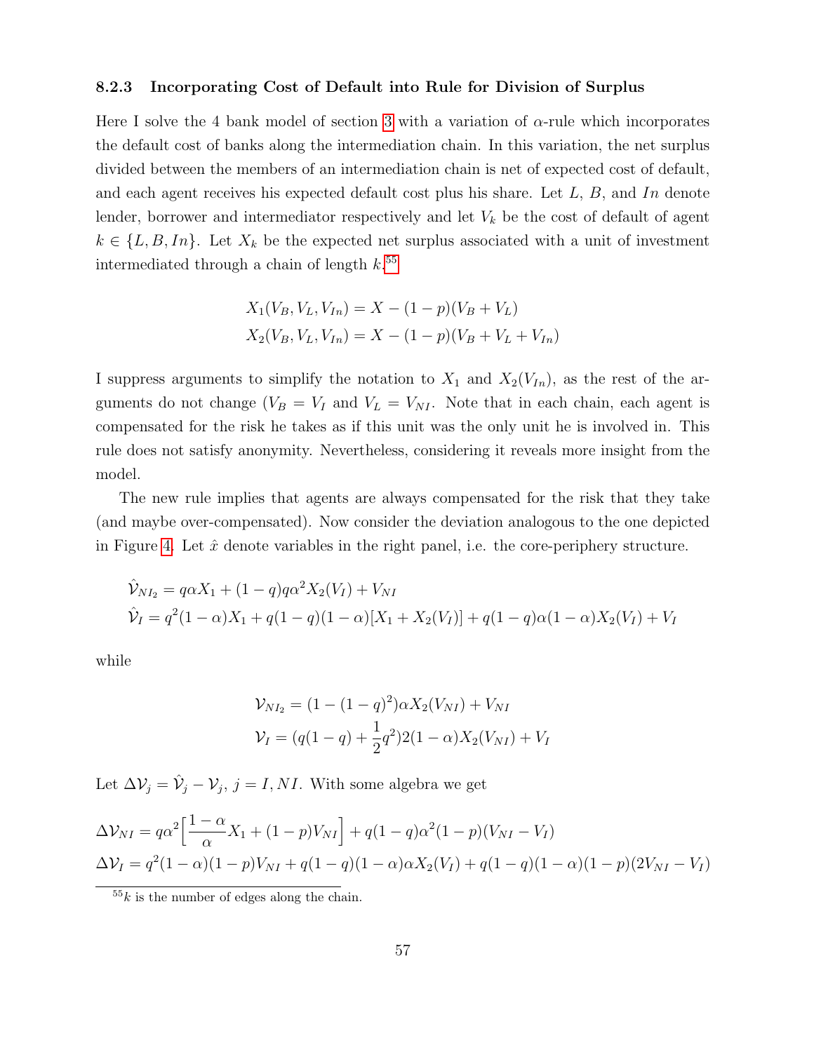### 8.2.3 Incorporating Cost of Default into Rule for Division of Surplus

Here I solve the 4 bank model of section 3 with a variation of $\alpha$-rule which incorporates the default cost of banks along the intermediation chain. In this variation, the net surplus divided between the members of an intermediation chain is net of expected cost of default, and each agent receives his expected default cost plus his share. Let $L$, $B$, and $In$ denote lender, borrower and intermediator respectively and let $V_k$ be the cost of default of agent $k \in \{L, B, In\}$. Let $X_k$ be the expected net surplus associated with a unit of investment intermediated through a chain of length $k$.[55]

$$X_1(V_B, V_L, V_{In}) = X - (1-p)(V_B + V_L)$$
$$X_2(V_B, V_L, V_{In}) = X - (1-p)(V_B + V_L + V_{In})$$

I suppress arguments to simplify the notation to $X_1$ and $X_2(V_{In})$, as the rest of the arguments do not change ($V_B = V_I$ and $V_L = V_{NI}$. Note that in each chain, each agent is compensated for the risk he takes as if this unit was the only unit he is involved in. This rule does not satisfy anonymity. Nevertheless, considering it reveals more insight from the model.

The new rule implies that agents are always compensated for the risk that they take (and maybe over-compensated). Now consider the deviation analogous to the one depicted in Figure 4. Let $\hat{x}$ denote variables in the right panel, i.e. the core-periphery structure.

$$\hat{\mathcal{V}}_{NI_2} = q\alpha X_1 + (1-q)q\alpha^2 X_2(V_I) + V_{NI}$$
$$\hat{\mathcal{V}}_I = q^2(1-\alpha)X_1 + q(1-q)(1-\alpha)[X_1 + X_2(V_I)] + q(1-q)\alpha(1-\alpha)X_2(V_I) + V_I$$

while

$$\mathcal{V}_{NI_2} = (1-(1-q)^2)\alpha X_2(V_{NI}) + V_{NI}$$
$$\mathcal{V}_I = (q(1-q) + \frac{1}{2}q^2)2(1-\alpha)X_2(V_{NI}) + V_I$$

Let $\Delta\mathcal{V}_j = \hat{\mathcal{V}}_j - \mathcal{V}_j$, $j = I, NI$. With some algebra we get

$$\Delta\mathcal{V}_{NI} = q\alpha^2\Big[\frac{1-\alpha}{\alpha}X_1 + (1-p)V_{NI}\Big] + q(1-q)\alpha^2(1-p)(V_{NI} - V_I)$$
$$\Delta\mathcal{V}_I = q^2(1-\alpha)(1-p)V_{NI} + q(1-q)(1-\alpha)\alpha X_2(V_I) + q(1-q)(1-\alpha)(1-p)(2V_{NI} - V_I)$$

[55] $k$ is the number of edges along the chain.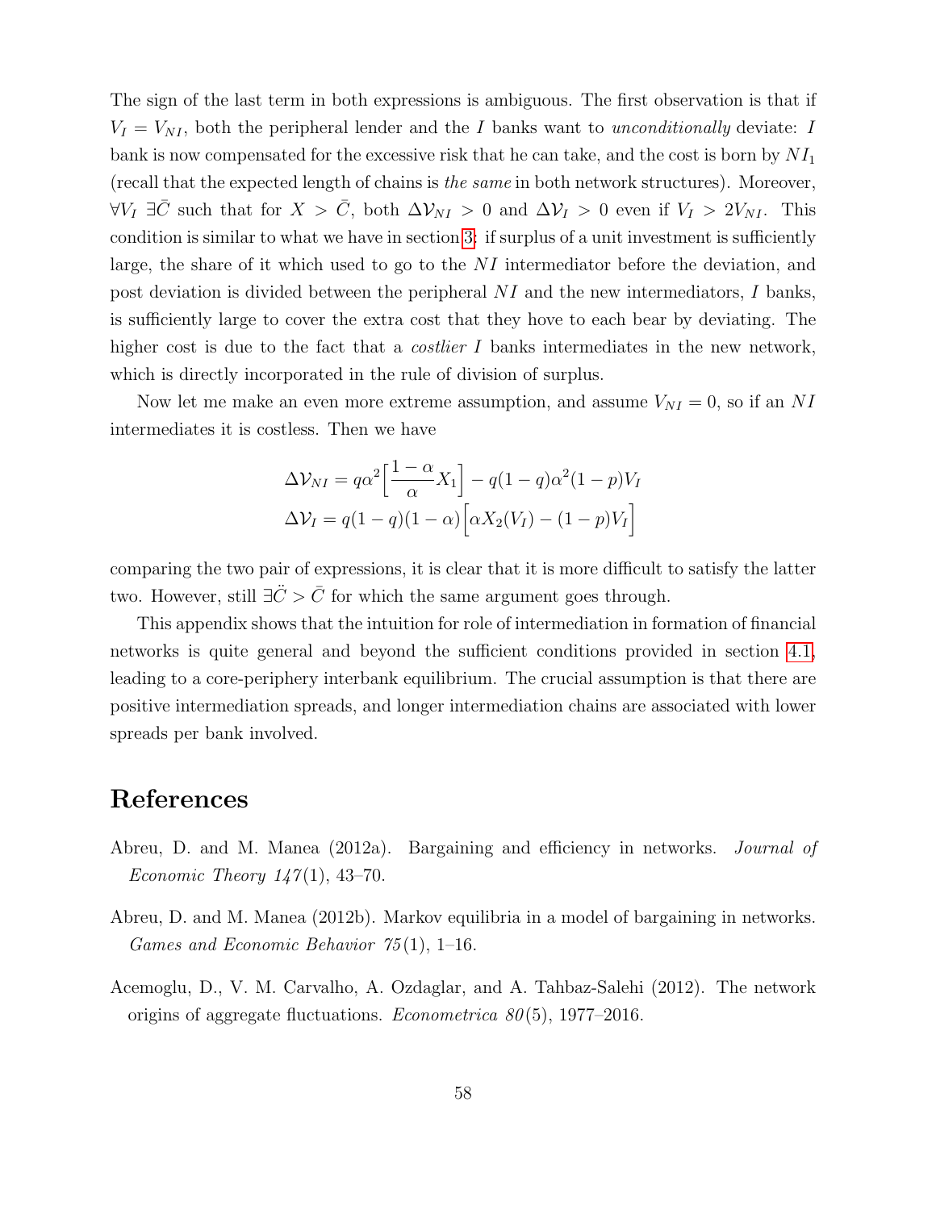The sign of the last term in both expressions is ambiguous. The first observation is that if $V_I = V_{NI}$, both the peripheral lender and the $I$ banks want to *unconditionally* deviate: $I$ bank is now compensated for the excessive risk that he can take, and the cost is born by $NI_1$ (recall that the expected length of chains is *the same* in both network structures). Moreover, $\forall V_I \; \exists \bar{C}$ such that for $X > \bar{C}$, both $\Delta\mathcal{V}_{NI} > 0$ and $\Delta\mathcal{V}_I > 0$ even if $V_I > 2V_{NI}$. This condition is similar to what we have in section 3: if surplus of a unit investment is sufficiently large, the share of it which used to go to the $NI$ intermediator before the deviation, and post deviation is divided between the peripheral $NI$ and the new intermediators, $I$ banks, is sufficiently large to cover the extra cost that they hove to each bear by deviating. The higher cost is due to the fact that a *costlier* $I$ banks intermediates in the new network, which is directly incorporated in the rule of division of surplus.

Now let me make an even more extreme assumption, and assume $V_{NI} = 0$, so if an $NI$ intermediates it is costless. Then we have

$$\Delta\mathcal{V}_{NI} = q\alpha^2\Big[\frac{1-\alpha}{\alpha}X_1\Big] - q(1-q)\alpha^2(1-p)V_I$$

$$\Delta\mathcal{V}_I = q(1-q)(1-\alpha)\Big[\alpha X_2(V_I) - (1-p)V_I\Big]$$

comparing the two pair of expressions, it is clear that it is more difficult to satisfy the latter two. However, still $\exists \ddot{C} > \bar{C}$ for which the same argument goes through.

This appendix shows that the intuition for role of intermediation in formation of financial networks is quite general and beyond the sufficient conditions provided in section 4.1, leading to a core-periphery interbank equilibrium. The crucial assumption is that there are positive intermediation spreads, and longer intermediation chains are associated with lower spreads per bank involved.

# References

Abreu, D. and M. Manea (2012a). Bargaining and efficiency in networks. *Journal of Economic Theory 147*(1), 43–70.

Abreu, D. and M. Manea (2012b). Markov equilibria in a model of bargaining in networks. *Games and Economic Behavior 75*(1), 1–16.

Acemoglu, D., V. M. Carvalho, A. Ozdaglar, and A. Tahbaz-Salehi (2012). The network origins of aggregate fluctuations. *Econometrica 80*(5), 1977–2016.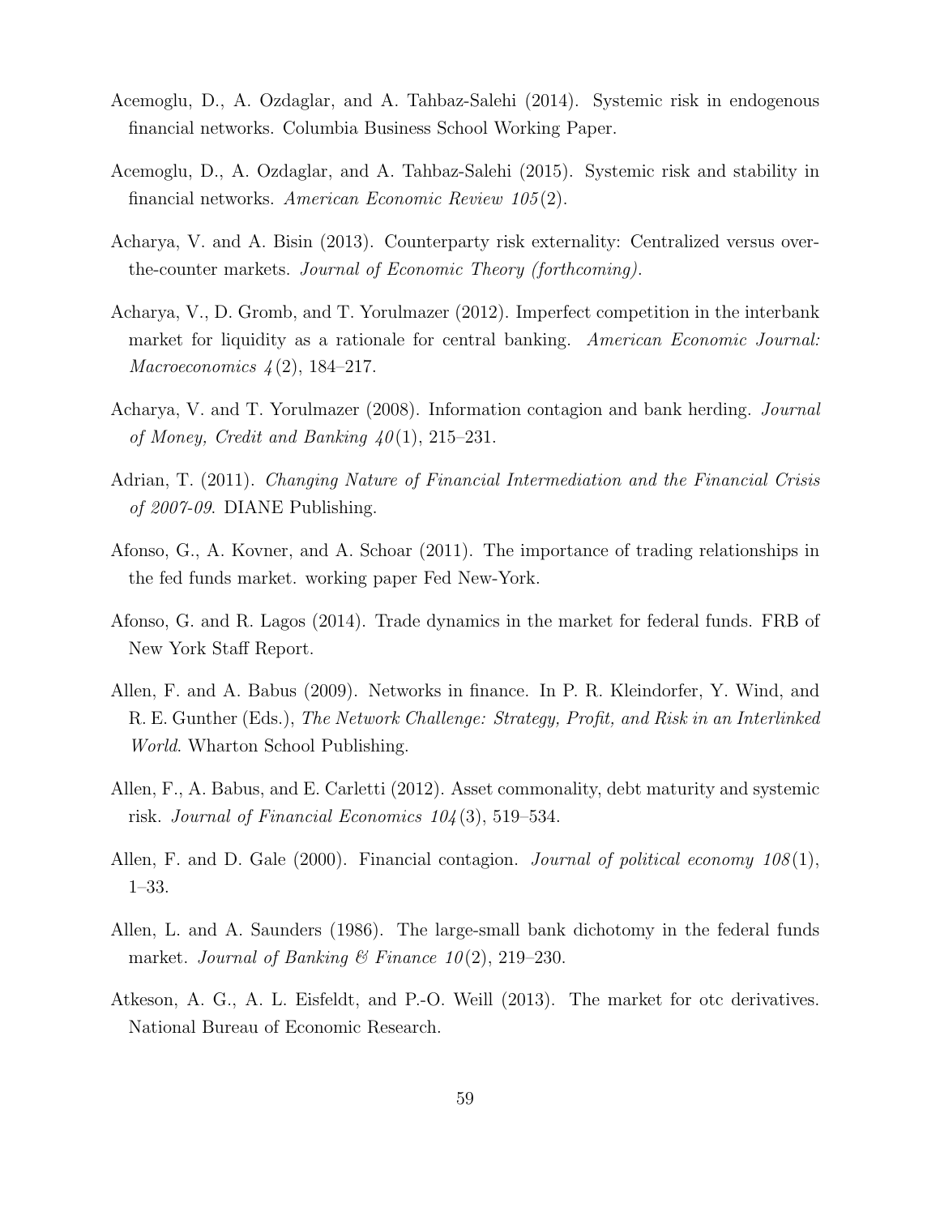Acemoglu, D., A. Ozdaglar, and A. Tahbaz-Salehi (2014). Systemic risk in endogenous financial networks. Columbia Business School Working Paper.

Acemoglu, D., A. Ozdaglar, and A. Tahbaz-Salehi (2015). Systemic risk and stability in financial networks. *American Economic Review 105*(2).

Acharya, V. and A. Bisin (2013). Counterparty risk externality: Centralized versus over-the-counter markets. *Journal of Economic Theory (forthcoming)*.

Acharya, V., D. Gromb, and T. Yorulmazer (2012). Imperfect competition in the interbank market for liquidity as a rationale for central banking. *American Economic Journal: Macroeconomics 4*(2), 184–217.

Acharya, V. and T. Yorulmazer (2008). Information contagion and bank herding. *Journal of Money, Credit and Banking 40*(1), 215–231.

Adrian, T. (2011). *Changing Nature of Financial Intermediation and the Financial Crisis of 2007-09*. DIANE Publishing.

Afonso, G., A. Kovner, and A. Schoar (2011). The importance of trading relationships in the fed funds market. working paper Fed New-York.

Afonso, G. and R. Lagos (2014). Trade dynamics in the market for federal funds. FRB of New York Staff Report.

Allen, F. and A. Babus (2009). Networks in finance. In P. R. Kleindorfer, Y. Wind, and R. E. Gunther (Eds.), *The Network Challenge: Strategy, Profit, and Risk in an Interlinked World*. Wharton School Publishing.

Allen, F., A. Babus, and E. Carletti (2012). Asset commonality, debt maturity and systemic risk. *Journal of Financial Economics 104*(3), 519–534.

Allen, F. and D. Gale (2000). Financial contagion. *Journal of political economy 108*(1), 1–33.

Allen, L. and A. Saunders (1986). The large-small bank dichotomy in the federal funds market. *Journal of Banking & Finance 10*(2), 219–230.

Atkeson, A. G., A. L. Eisfeldt, and P.-O. Weill (2013). The market for otc derivatives. National Bureau of Economic Research.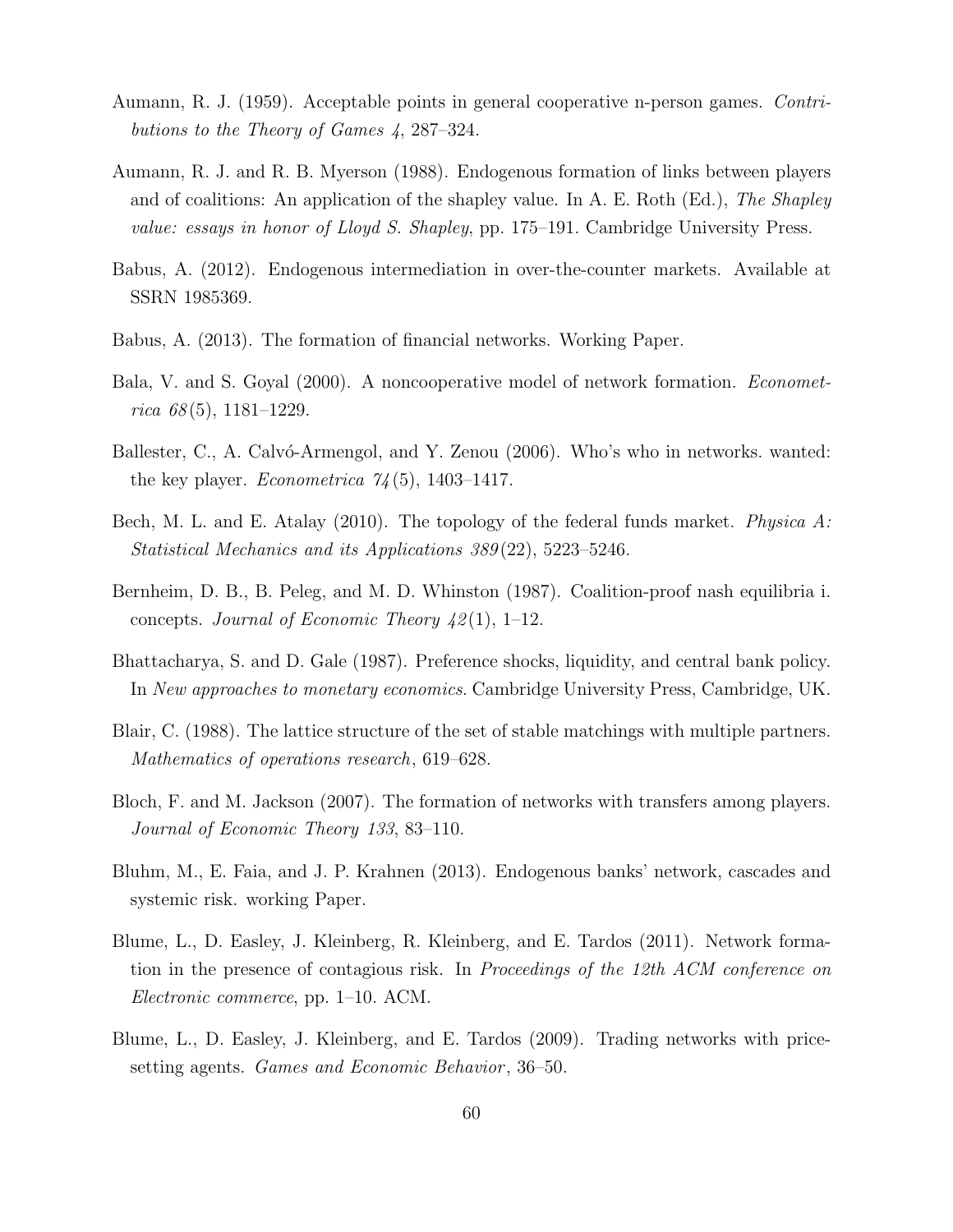Aumann, R. J. (1959). Acceptable points in general cooperative n-person games. *Contributions to the Theory of Games 4*, 287–324.

Aumann, R. J. and R. B. Myerson (1988). Endogenous formation of links between players and of coalitions: An application of the shapley value. In A. E. Roth (Ed.), *The Shapley value: essays in honor of Lloyd S. Shapley*, pp. 175–191. Cambridge University Press.

Babus, A. (2012). Endogenous intermediation in over-the-counter markets. Available at SSRN 1985369.

Babus, A. (2013). The formation of financial networks. Working Paper.

Bala, V. and S. Goyal (2000). A noncooperative model of network formation. *Econometrica 68*(5), 1181–1229.

Ballester, C., A. Calvó-Armengol, and Y. Zenou (2006). Who's who in networks. wanted: the key player. *Econometrica 74*(5), 1403–1417.

Bech, M. L. and E. Atalay (2010). The topology of the federal funds market. *Physica A: Statistical Mechanics and its Applications 389*(22), 5223–5246.

Bernheim, D. B., B. Peleg, and M. D. Whinston (1987). Coalition-proof nash equilibria i. concepts. *Journal of Economic Theory 42*(1), 1–12.

Bhattacharya, S. and D. Gale (1987). Preference shocks, liquidity, and central bank policy. In *New approaches to monetary economics*. Cambridge University Press, Cambridge, UK.

Blair, C. (1988). The lattice structure of the set of stable matchings with multiple partners. *Mathematics of operations research*, 619–628.

Bloch, F. and M. Jackson (2007). The formation of networks with transfers among players. *Journal of Economic Theory 133*, 83–110.

Bluhm, M., E. Faia, and J. P. Krahnen (2013). Endogenous banks' network, cascades and systemic risk. working Paper.

Blume, L., D. Easley, J. Kleinberg, R. Kleinberg, and E. Tardos (2011). Network formation in the presence of contagious risk. In *Proceedings of the 12th ACM conference on Electronic commerce*, pp. 1–10. ACM.

Blume, L., D. Easley, J. Kleinberg, and E. Tardos (2009). Trading networks with price-setting agents. *Games and Economic Behavior*, 36–50.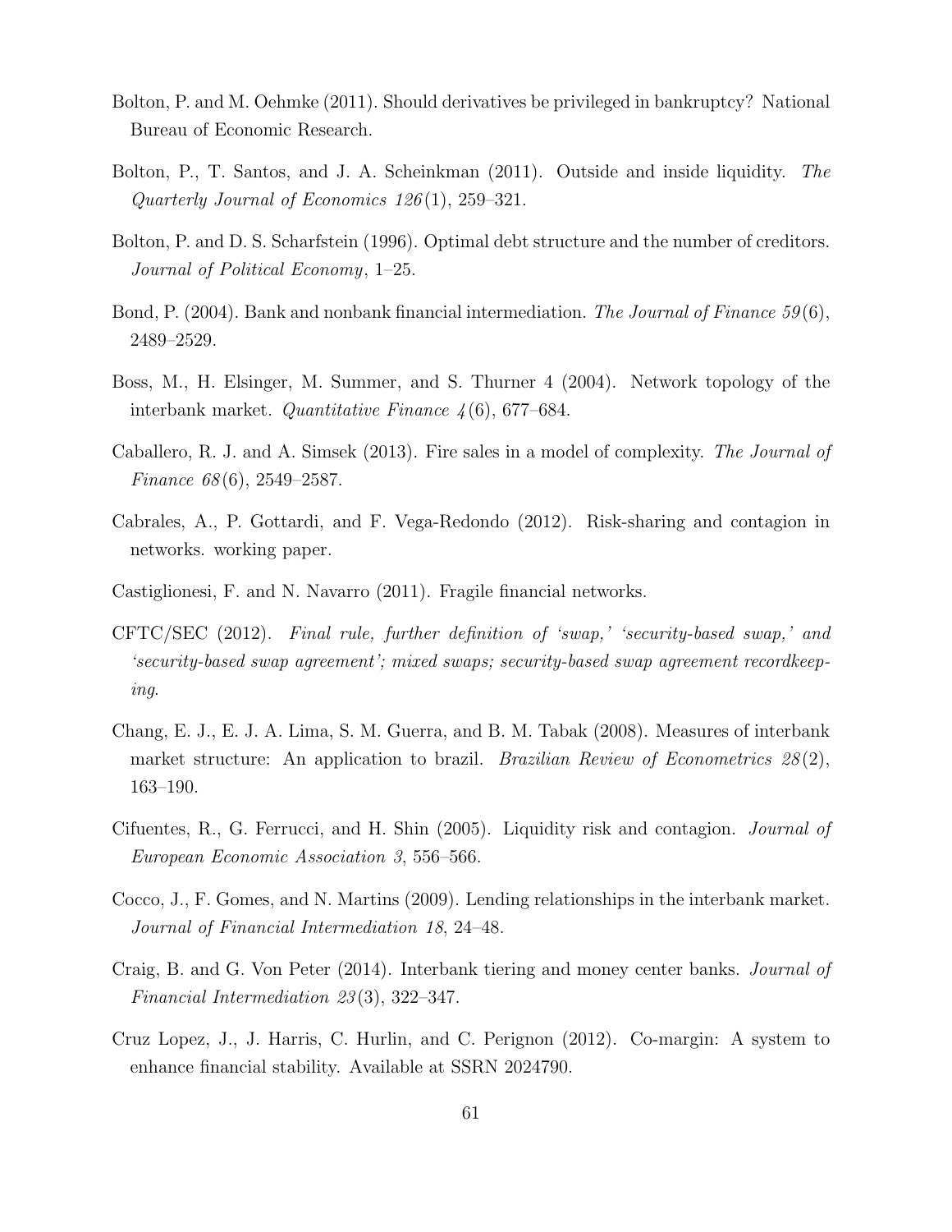Bolton, P. and M. Oehmke (2011). Should derivatives be privileged in bankruptcy? National Bureau of Economic Research.

Bolton, P., T. Santos, and J. A. Scheinkman (2011). Outside and inside liquidity. *The Quarterly Journal of Economics 126*(1), 259–321.

Bolton, P. and D. S. Scharfstein (1996). Optimal debt structure and the number of creditors. *Journal of Political Economy*, 1–25.

Bond, P. (2004). Bank and nonbank financial intermediation. *The Journal of Finance 59*(6), 2489–2529.

Boss, M., H. Elsinger, M. Summer, and S. Thurner 4 (2004). Network topology of the interbank market. *Quantitative Finance 4*(6), 677–684.

Caballero, R. J. and A. Simsek (2013). Fire sales in a model of complexity. *The Journal of Finance 68*(6), 2549–2587.

Cabrales, A., P. Gottardi, and F. Vega-Redondo (2012). Risk-sharing and contagion in networks. working paper.

Castiglionesi, F. and N. Navarro (2011). Fragile financial networks.

CFTC/SEC (2012). *Final rule, further definition of 'swap,' 'security-based swap,' and 'security-based swap agreement'; mixed swaps; security-based swap agreement recordkeeping*.

Chang, E. J., E. J. A. Lima, S. M. Guerra, and B. M. Tabak (2008). Measures of interbank market structure: An application to brazil. *Brazilian Review of Econometrics 28*(2), 163–190.

Cifuentes, R., G. Ferrucci, and H. Shin (2005). Liquidity risk and contagion. *Journal of European Economic Association 3*, 556–566.

Cocco, J., F. Gomes, and N. Martins (2009). Lending relationships in the interbank market. *Journal of Financial Intermediation 18*, 24–48.

Craig, B. and G. Von Peter (2014). Interbank tiering and money center banks. *Journal of Financial Intermediation 23*(3), 322–347.

Cruz Lopez, J., J. Harris, C. Hurlin, and C. Perignon (2012). Co-margin: A system to enhance financial stability. Available at SSRN 2024790.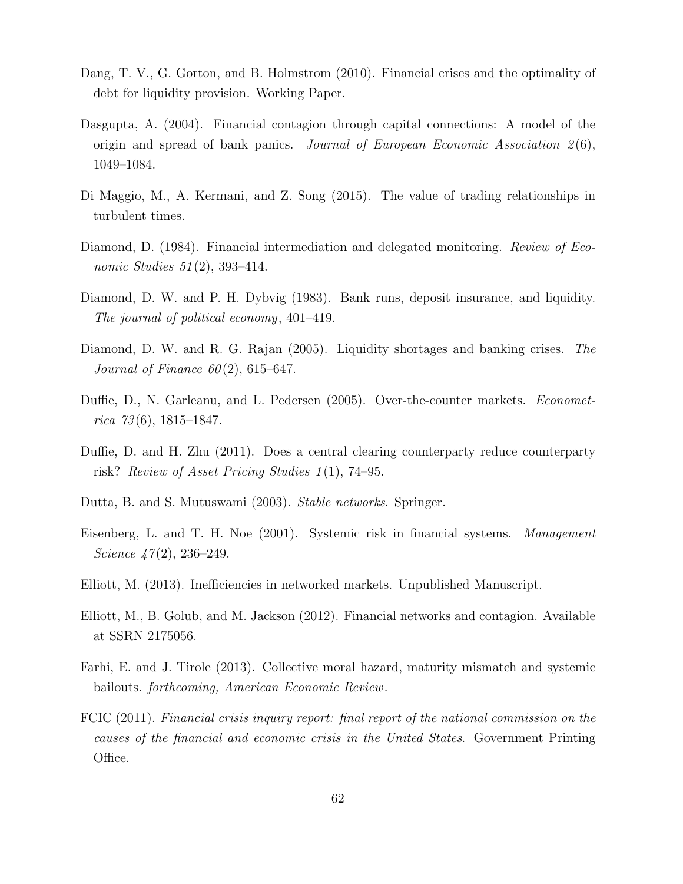Dang, T. V., G. Gorton, and B. Holmstrom (2010). Financial crises and the optimality of debt for liquidity provision. Working Paper.

Dasgupta, A. (2004). Financial contagion through capital connections: A model of the origin and spread of bank panics. *Journal of European Economic Association 2*(6), 1049–1084.

Di Maggio, M., A. Kermani, and Z. Song (2015). The value of trading relationships in turbulent times.

Diamond, D. (1984). Financial intermediation and delegated monitoring. *Review of Economic Studies 51*(2), 393–414.

Diamond, D. W. and P. H. Dybvig (1983). Bank runs, deposit insurance, and liquidity. *The journal of political economy*, 401–419.

Diamond, D. W. and R. G. Rajan (2005). Liquidity shortages and banking crises. *The Journal of Finance 60*(2), 615–647.

Duffie, D., N. Garleanu, and L. Pedersen (2005). Over-the-counter markets. *Econometrica 73*(6), 1815–1847.

Duffie, D. and H. Zhu (2011). Does a central clearing counterparty reduce counterparty risk? *Review of Asset Pricing Studies 1*(1), 74–95.

Dutta, B. and S. Mutuswami (2003). *Stable networks*. Springer.

Eisenberg, L. and T. H. Noe (2001). Systemic risk in financial systems. *Management Science 47*(2), 236–249.

Elliott, M. (2013). Inefficiencies in networked markets. Unpublished Manuscript.

Elliott, M., B. Golub, and M. Jackson (2012). Financial networks and contagion. Available at SSRN 2175056.

Farhi, E. and J. Tirole (2013). Collective moral hazard, maturity mismatch and systemic bailouts. *forthcoming, American Economic Review*.

FCIC (2011). *Financial crisis inquiry report: final report of the national commission on the causes of the financial and economic crisis in the United States*. Government Printing Office.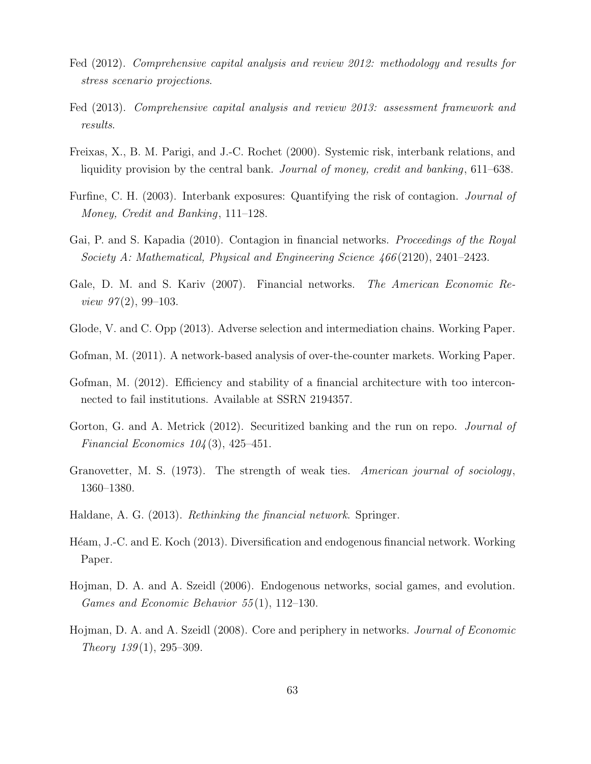Fed (2012). *Comprehensive capital analysis and review 2012: methodology and results for stress scenario projections*.

Fed (2013). *Comprehensive capital analysis and review 2013: assessment framework and results*.

Freixas, X., B. M. Parigi, and J.-C. Rochet (2000). Systemic risk, interbank relations, and liquidity provision by the central bank. *Journal of money, credit and banking*, 611–638.

Furfine, C. H. (2003). Interbank exposures: Quantifying the risk of contagion. *Journal of Money, Credit and Banking*, 111–128.

Gai, P. and S. Kapadia (2010). Contagion in financial networks. *Proceedings of the Royal Society A: Mathematical, Physical and Engineering Science 466*(2120), 2401–2423.

Gale, D. M. and S. Kariv (2007). Financial networks. *The American Economic Review 97*(2), 99–103.

Glode, V. and C. Opp (2013). Adverse selection and intermediation chains. Working Paper.

Gofman, M. (2011). A network-based analysis of over-the-counter markets. Working Paper.

Gofman, M. (2012). Efficiency and stability of a financial architecture with too interconnected to fail institutions. Available at SSRN 2194357.

Gorton, G. and A. Metrick (2012). Securitized banking and the run on repo. *Journal of Financial Economics 104*(3), 425–451.

Granovetter, M. S. (1973). The strength of weak ties. *American journal of sociology*, 1360–1380.

Haldane, A. G. (2013). *Rethinking the financial network*. Springer.

Héam, J.-C. and E. Koch (2013). Diversification and endogenous financial network. Working Paper.

Hojman, D. A. and A. Szeidl (2006). Endogenous networks, social games, and evolution. *Games and Economic Behavior 55*(1), 112–130.

Hojman, D. A. and A. Szeidl (2008). Core and periphery in networks. *Journal of Economic Theory 139*(1), 295–309.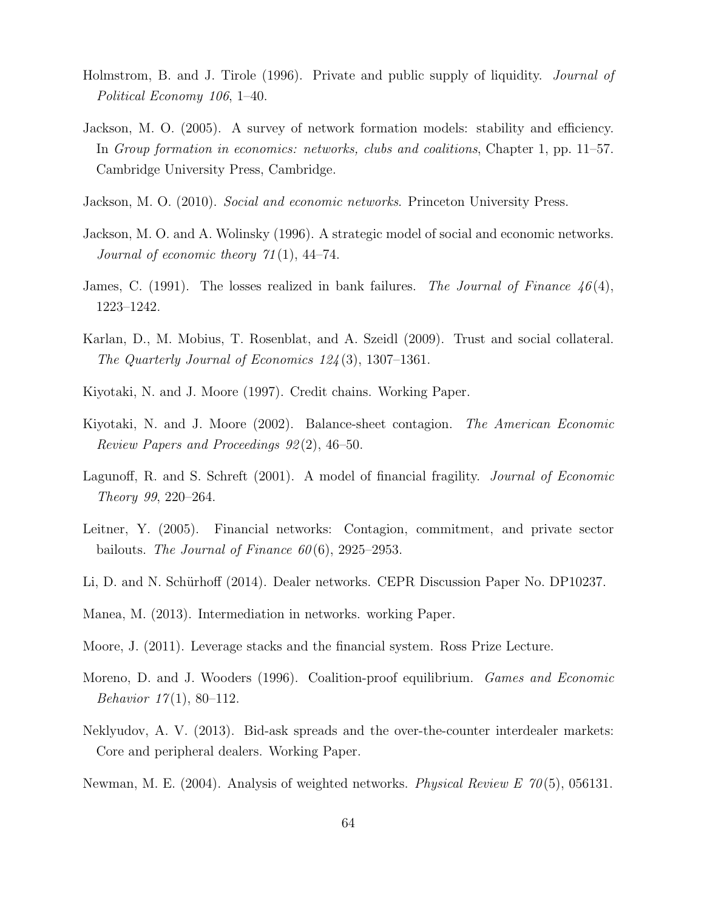Holmstrom, B. and J. Tirole (1996). Private and public supply of liquidity. *Journal of Political Economy 106*, 1–40.

Jackson, M. O. (2005). A survey of network formation models: stability and efficiency. In *Group formation in economics: networks, clubs and coalitions*, Chapter 1, pp. 11–57. Cambridge University Press, Cambridge.

Jackson, M. O. (2010). *Social and economic networks*. Princeton University Press.

Jackson, M. O. and A. Wolinsky (1996). A strategic model of social and economic networks. *Journal of economic theory 71*(1), 44–74.

James, C. (1991). The losses realized in bank failures. *The Journal of Finance 46*(4), 1223–1242.

Karlan, D., M. Mobius, T. Rosenblat, and A. Szeidl (2009). Trust and social collateral. *The Quarterly Journal of Economics 124*(3), 1307–1361.

Kiyotaki, N. and J. Moore (1997). Credit chains. Working Paper.

Kiyotaki, N. and J. Moore (2002). Balance-sheet contagion. *The American Economic Review Papers and Proceedings 92*(2), 46–50.

Lagunoff, R. and S. Schreft (2001). A model of financial fragility. *Journal of Economic Theory 99*, 220–264.

Leitner, Y. (2005). Financial networks: Contagion, commitment, and private sector bailouts. *The Journal of Finance 60*(6), 2925–2953.

Li, D. and N. Schürhoff (2014). Dealer networks. CEPR Discussion Paper No. DP10237.

Manea, M. (2013). Intermediation in networks. working Paper.

Moore, J. (2011). Leverage stacks and the financial system. Ross Prize Lecture.

Moreno, D. and J. Wooders (1996). Coalition-proof equilibrium. *Games and Economic Behavior 17*(1), 80–112.

Neklyudov, A. V. (2013). Bid-ask spreads and the over-the-counter interdealer markets: Core and peripheral dealers. Working Paper.

Newman, M. E. (2004). Analysis of weighted networks. *Physical Review E 70*(5), 056131.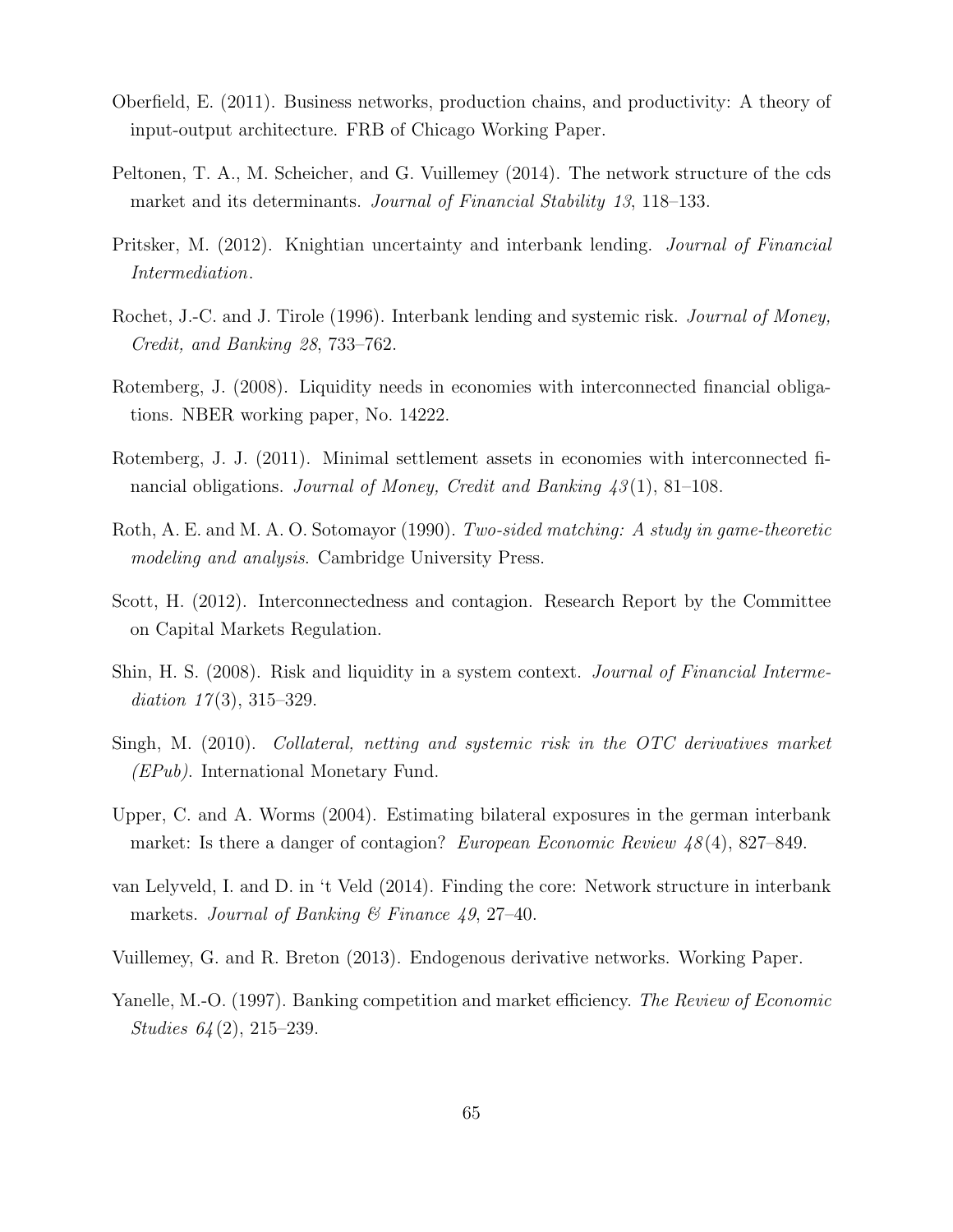Oberfield, E. (2011). Business networks, production chains, and productivity: A theory of input-output architecture. FRB of Chicago Working Paper.

Peltonen, T. A., M. Scheicher, and G. Vuillemey (2014). The network structure of the cds market and its determinants. *Journal of Financial Stability 13*, 118–133.

Pritsker, M. (2012). Knightian uncertainty and interbank lending. *Journal of Financial Intermediation*.

Rochet, J.-C. and J. Tirole (1996). Interbank lending and systemic risk. *Journal of Money, Credit, and Banking 28*, 733–762.

Rotemberg, J. (2008). Liquidity needs in economies with interconnected financial obligations. NBER working paper, No. 14222.

Rotemberg, J. J. (2011). Minimal settlement assets in economies with interconnected financial obligations. *Journal of Money, Credit and Banking 43*(1), 81–108.

Roth, A. E. and M. A. O. Sotomayor (1990). *Two-sided matching: A study in game-theoretic modeling and analysis*. Cambridge University Press.

Scott, H. (2012). Interconnectedness and contagion. Research Report by the Committee on Capital Markets Regulation.

Shin, H. S. (2008). Risk and liquidity in a system context. *Journal of Financial Intermediation 17*(3), 315–329.

Singh, M. (2010). *Collateral, netting and systemic risk in the OTC derivatives market (EPub)*. International Monetary Fund.

Upper, C. and A. Worms (2004). Estimating bilateral exposures in the german interbank market: Is there a danger of contagion? *European Economic Review 48*(4), 827–849.

van Lelyveld, I. and D. in 't Veld (2014). Finding the core: Network structure in interbank markets. *Journal of Banking & Finance 49*, 27–40.

Vuillemey, G. and R. Breton (2013). Endogenous derivative networks. Working Paper.

Yanelle, M.-O. (1997). Banking competition and market efficiency. *The Review of Economic Studies 64*(2), 215–239.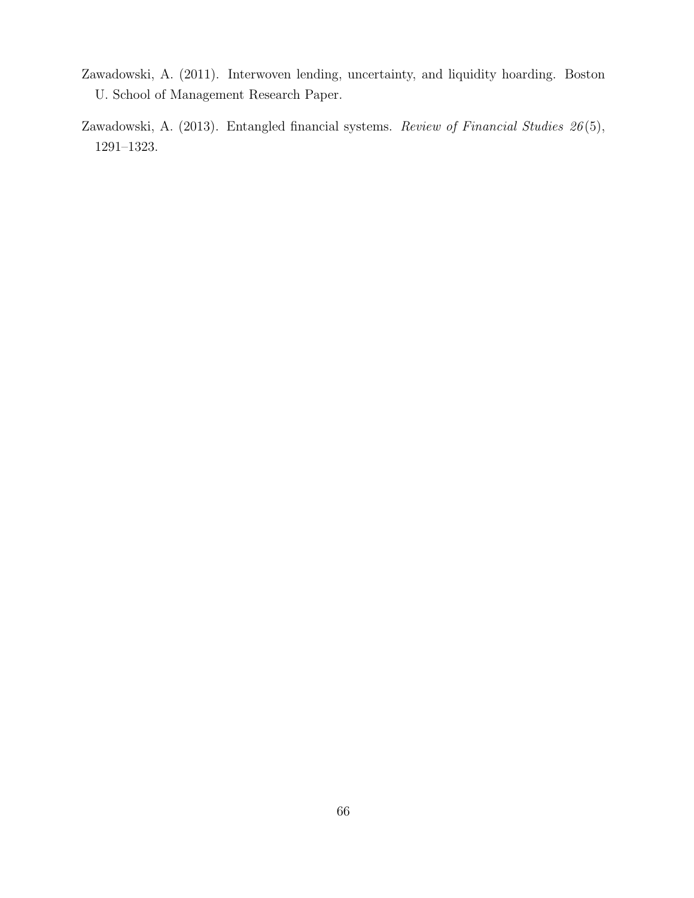Zawadowski, A. (2011). Interwoven lending, uncertainty, and liquidity hoarding. Boston U. School of Management Research Paper.

Zawadowski, A. (2013). Entangled financial systems. *Review of Financial Studies 26*(5), 1291–1323.